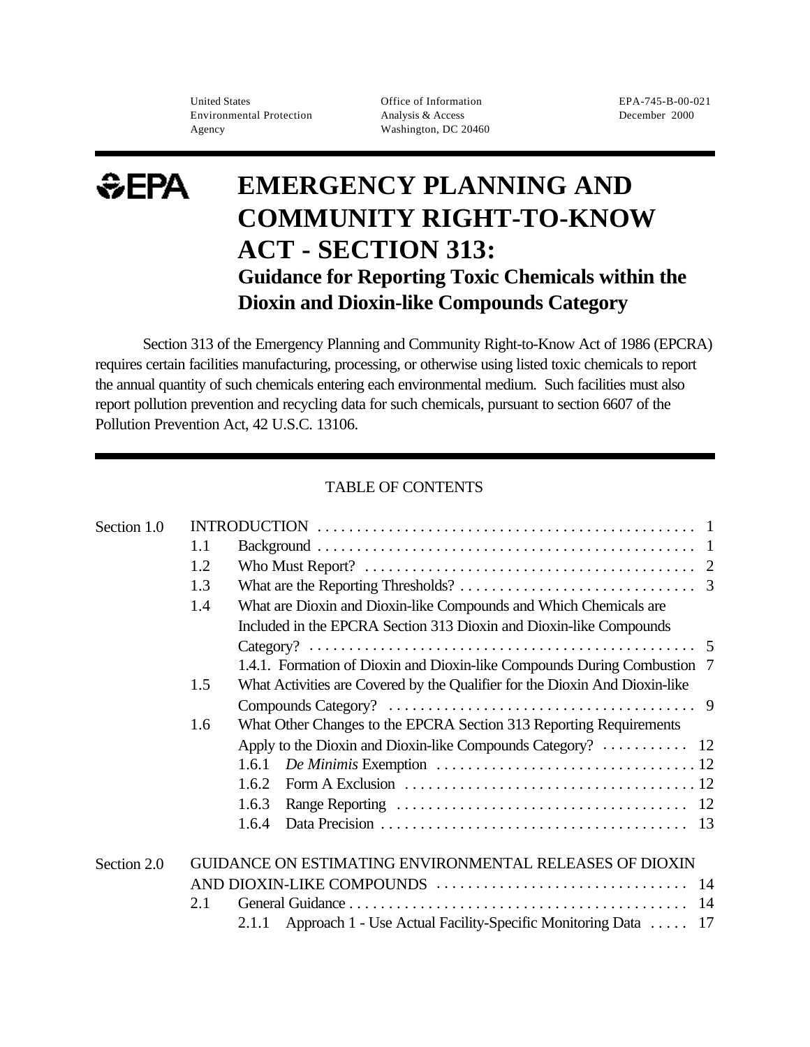United States Environmental Protection Agency | Office of Information Analysis & Access Washington, DC 20460 | EPA-745-B-00-021 December 2000

EPA

# EMERGENCY PLANNING AND COMMUNITY RIGHT-TO-KNOW ACT - SECTION 313:

## Guidance for Reporting Toxic Chemicals within the Dioxin and Dioxin-like Compounds Category

Section 313 of the Emergency Planning and Community Right-to-Know Act of 1986 (EPCRA) requires certain facilities manufacturing, processing, or otherwise using listed toxic chemicals to report the annual quantity of such chemicals entering each environmental medium. Such facilities must also report pollution prevention and recycling data for such chemicals, pursuant to section 6607 of the Pollution Prevention Act, 42 U.S.C. 13106.

TABLE OF CONTENTS

Section 1.0 INTRODUCTION . . . . . . . . . . 1
- 1.1 Background . . . . . . . . . . 1
- 1.2 Who Must Report? . . . . . . . . . . 2
- 1.3 What are the Reporting Thresholds? . . . . . . . . . . 3
- 1.4 What are Dioxin and Dioxin-like Compounds and Which Chemicals are Included in the EPCRA Section 313 Dioxin and Dioxin-like Compounds Category? . . . . . . . . . . 5
  - 1.4.1. Formation of Dioxin and Dioxin-like Compounds During Combustion 7
- 1.5 What Activities are Covered by the Qualifier for the Dioxin And Dioxin-like Compounds Category? . . . . . . . . . . 9
- 1.6 What Other Changes to the EPCRA Section 313 Reporting Requirements Apply to the Dioxin and Dioxin-like Compounds Category? . . . . . . . . . . 12
  - 1.6.1 *De Minimis* Exemption . . . . . . . . . . 12
  - 1.6.2 Form A Exclusion . . . . . . . . . . 12
  - 1.6.3 Range Reporting . . . . . . . . . . 12
  - 1.6.4 Data Precision . . . . . . . . . . 13

Section 2.0 GUIDANCE ON ESTIMATING ENVIRONMENTAL RELEASES OF DIOXIN AND DIOXIN-LIKE COMPOUNDS . . . . . . . . . . 14
- 2.1 General Guidance . . . . . . . . . . 14
  - 2.1.1 Approach 1 - Use Actual Facility-Specific Monitoring Data . . . . . 17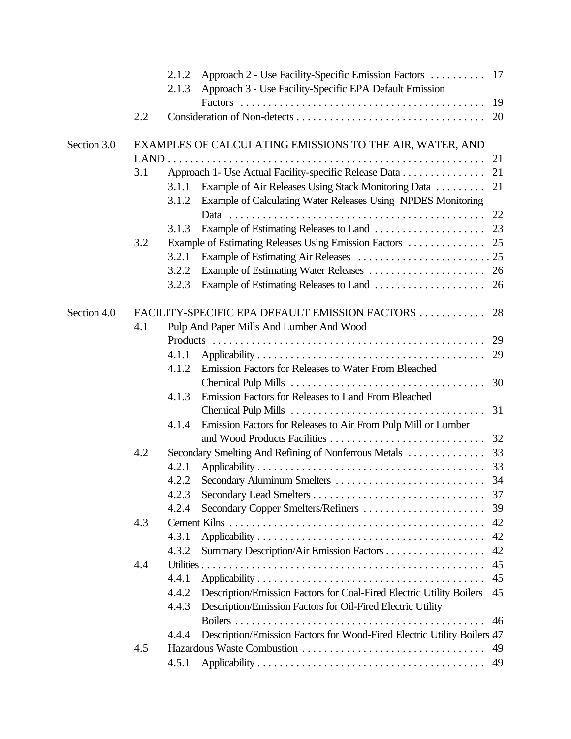| | | | | |
|---|---|---|---|---|
| | | 2.1.2 | Approach 2 - Use Facility-Specific Emission Factors | 17 |
| | | 2.1.3 | Approach 3 - Use Facility-Specific EPA Default Emission Factors | 19 |
| | 2.2 | | Consideration of Non-detects | 20 |
| Section 3.0 | | | EXAMPLES OF CALCULATING EMISSIONS TO THE AIR, WATER, AND LAND | 21 |
| | 3.1 | | Approach 1- Use Actual Facility-specific Release Data | 21 |
| | | 3.1.1 | Example of Air Releases Using Stack Monitoring Data | 21 |
| | | 3.1.2 | Example of Calculating Water Releases Using NPDES Monitoring Data | 22 |
| | | 3.1.3 | Example of Estimating Releases to Land | 23 |
| | 3.2 | | Example of Estimating Releases Using Emission Factors | 25 |
| | | 3.2.1 | Example of Estimating Air Releases | 25 |
| | | 3.2.2 | Example of Estimating Water Releases | 26 |
| | | 3.2.3 | Example of Estimating Releases to Land | 26 |
| Section 4.0 | | | FACILITY-SPECIFIC EPA DEFAULT EMISSION FACTORS | 28 |
| | 4.1 | | Pulp And Paper Mills And Lumber And Wood Products | 29 |
| | | 4.1.1 | Applicability | 29 |
| | | 4.1.2 | Emission Factors for Releases to Water From Bleached Chemical Pulp Mills | 30 |
| | | 4.1.3 | Emission Factors for Releases to Land From Bleached Chemical Pulp Mills | 31 |
| | | 4.1.4 | Emission Factors for Releases to Air From Pulp Mill or Lumber and Wood Products Facilities | 32 |
| | 4.2 | | Secondary Smelting And Refining of Nonferrous Metals | 33 |
| | | 4.2.1 | Applicability | 33 |
| | | 4.2.2 | Secondary Aluminum Smelters | 34 |
| | | 4.2.3 | Secondary Lead Smelters | 37 |
| | | 4.2.4 | Secondary Copper Smelters/Refiners | 39 |
| | 4.3 | | Cement Kilns | 42 |
| | | 4.3.1 | Applicability | 42 |
| | | 4.3.2 | Summary Description/Air Emission Factors | 42 |
| | 4.4 | | Utilities | 45 |
| | | 4.4.1 | Applicability | 45 |
| | | 4.4.2 | Description/Emission Factors for Coal-Fired Electric Utility Boilers | 45 |
| | | 4.4.3 | Description/Emission Factors for Oil-Fired Electric Utility Boilers | 46 |
| | | 4.4.4 | Description/Emission Factors for Wood-Fired Electric Utility Boilers | 47 |
| | 4.5 | | Hazardous Waste Combustion | 49 |
| | | 4.5.1 | Applicability | 49 |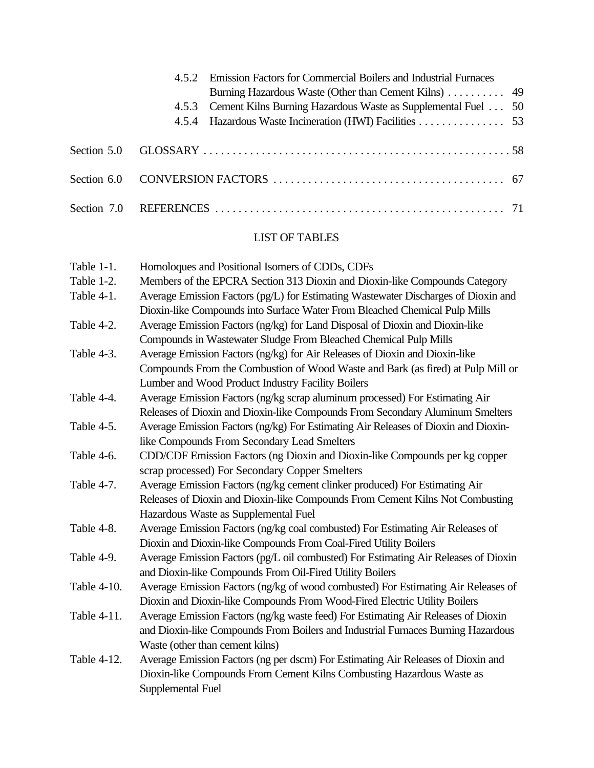4.5.2 Emission Factors for Commercial Boilers and Industrial Furnaces Burning Hazardous Waste (Other than Cement Kilns) . . . . . . . . . . 49

4.5.3 Cement Kilns Burning Hazardous Waste as Supplemental Fuel . . . 50

4.5.4 Hazardous Waste Incineration (HWI) Facilities . . . . . . . . . . . . . . . 53

Section 5.0 GLOSSARY . . . . . . . . . . . . . . . . . . . . . . . . . . . . . . . . . . . . . . . . . . . . . . . . . . . . 58

Section 6.0 CONVERSION FACTORS . . . . . . . . . . . . . . . . . . . . . . . . . . . . . . . . . . . . . . . 67

Section 7.0 REFERENCES . . . . . . . . . . . . . . . . . . . . . . . . . . . . . . . . . . . . . . . . . . . . . . . . . 71

## LIST OF TABLES

Table 1-1. Homoloques and Positional Isomers of CDDs, CDFs

Table 1-2. Members of the EPCRA Section 313 Dioxin and Dioxin-like Compounds Category

Table 4-1. Average Emission Factors (pg/L) for Estimating Wastewater Discharges of Dioxin and Dioxin-like Compounds into Surface Water From Bleached Chemical Pulp Mills

Table 4-2. Average Emission Factors (ng/kg) for Land Disposal of Dioxin and Dioxin-like Compounds in Wastewater Sludge From Bleached Chemical Pulp Mills

Table 4-3. Average Emission Factors (ng/kg) for Air Releases of Dioxin and Dioxin-like Compounds From the Combustion of Wood Waste and Bark (as fired) at Pulp Mill or Lumber and Wood Product Industry Facility Boilers

Table 4-4. Average Emission Factors (ng/kg scrap aluminum processed) For Estimating Air Releases of Dioxin and Dioxin-like Compounds From Secondary Aluminum Smelters

Table 4-5. Average Emission Factors (ng/kg) For Estimating Air Releases of Dioxin and Dioxin-like Compounds From Secondary Lead Smelters

Table 4-6. CDD/CDF Emission Factors (ng Dioxin and Dioxin-like Compounds per kg copper scrap processed) For Secondary Copper Smelters

Table 4-7. Average Emission Factors (ng/kg cement clinker produced) For Estimating Air Releases of Dioxin and Dioxin-like Compounds From Cement Kilns Not Combusting Hazardous Waste as Supplemental Fuel

Table 4-8. Average Emission Factors (ng/kg coal combusted) For Estimating Air Releases of Dioxin and Dioxin-like Compounds From Coal-Fired Utility Boilers

Table 4-9. Average Emission Factors (pg/L oil combusted) For Estimating Air Releases of Dioxin and Dioxin-like Compounds From Oil-Fired Utility Boilers

Table 4-10. Average Emission Factors (ng/kg of wood combusted) For Estimating Air Releases of Dioxin and Dioxin-like Compounds From Wood-Fired Electric Utility Boilers

Table 4-11. Average Emission Factors (ng/kg waste feed) For Estimating Air Releases of Dioxin and Dioxin-like Compounds From Boilers and Industrial Furnaces Burning Hazardous Waste (other than cement kilns)

Table 4-12. Average Emission Factors (ng per dscm) For Estimating Air Releases of Dioxin and Dioxin-like Compounds From Cement Kilns Combusting Hazardous Waste as Supplemental Fuel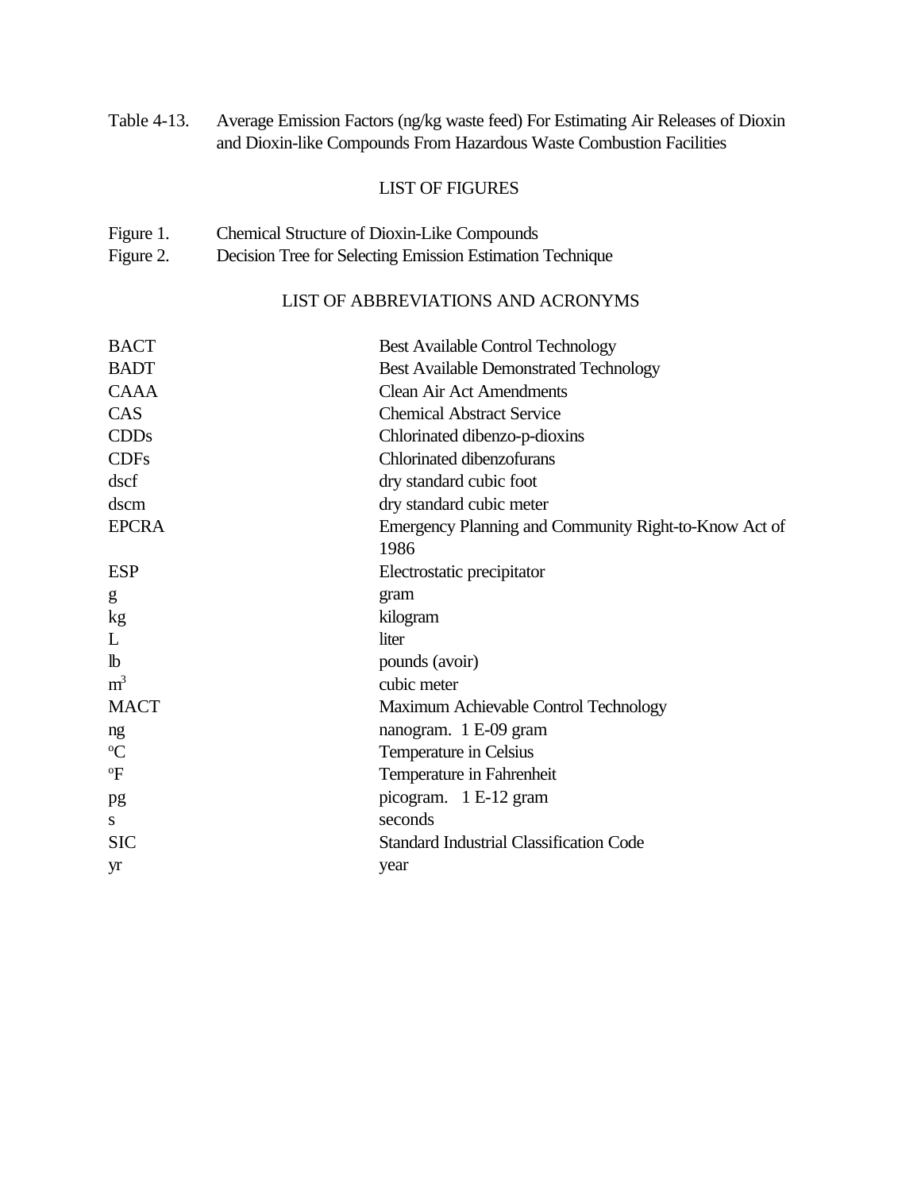Table 4-13. Average Emission Factors (ng/kg waste feed) For Estimating Air Releases of Dioxin and Dioxin-like Compounds From Hazardous Waste Combustion Facilities

## LIST OF FIGURES

Figure 1. Chemical Structure of Dioxin-Like Compounds
Figure 2. Decision Tree for Selecting Emission Estimation Technique

## LIST OF ABBREVIATIONS AND ACRONYMS

| | |
|---|---|
| BACT | Best Available Control Technology |
| BADT | Best Available Demonstrated Technology |
| CAAA | Clean Air Act Amendments |
| CAS | Chemical Abstract Service |
| CDDs | Chlorinated dibenzo-p-dioxins |
| CDFs | Chlorinated dibenzofurans |
| dscf | dry standard cubic foot |
| dscm | dry standard cubic meter |
| EPCRA | Emergency Planning and Community Right-to-Know Act of 1986 |
| ESP | Electrostatic precipitator |
| g | gram |
| kg | kilogram |
| L | liter |
| lb | pounds (avoir) |
| $m^3$ | cubic meter |
| MACT | Maximum Achievable Control Technology |
| ng | nanogram. 1 E-09 gram |
| °C | Temperature in Celsius |
| °F | Temperature in Fahrenheit |
| pg | picogram. 1 E-12 gram |
| s | seconds |
| SIC | Standard Industrial Classification Code |
| yr | year |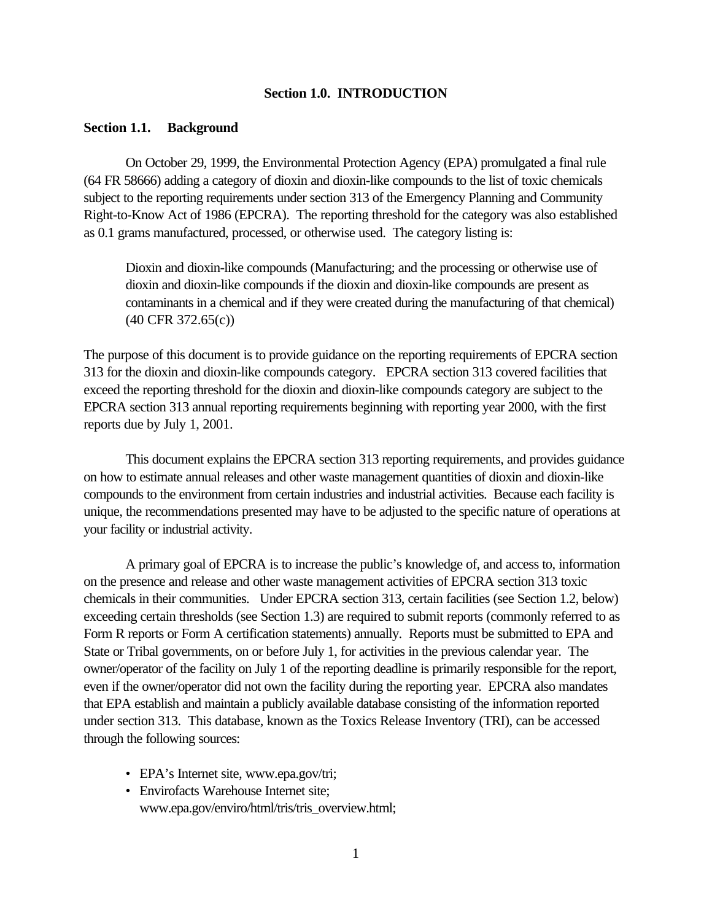## Section 1.0. INTRODUCTION

### Section 1.1. Background

On October 29, 1999, the Environmental Protection Agency (EPA) promulgated a final rule (64 FR 58666) adding a category of dioxin and dioxin-like compounds to the list of toxic chemicals subject to the reporting requirements under section 313 of the Emergency Planning and Community Right-to-Know Act of 1986 (EPCRA). The reporting threshold for the category was also established as 0.1 grams manufactured, processed, or otherwise used. The category listing is:

> Dioxin and dioxin-like compounds (Manufacturing; and the processing or otherwise use of dioxin and dioxin-like compounds if the dioxin and dioxin-like compounds are present as contaminants in a chemical and if they were created during the manufacturing of that chemical) (40 CFR 372.65(c))

The purpose of this document is to provide guidance on the reporting requirements of EPCRA section 313 for the dioxin and dioxin-like compounds category. EPCRA section 313 covered facilities that exceed the reporting threshold for the dioxin and dioxin-like compounds category are subject to the EPCRA section 313 annual reporting requirements beginning with reporting year 2000, with the first reports due by July 1, 2001.

This document explains the EPCRA section 313 reporting requirements, and provides guidance on how to estimate annual releases and other waste management quantities of dioxin and dioxin-like compounds to the environment from certain industries and industrial activities. Because each facility is unique, the recommendations presented may have to be adjusted to the specific nature of operations at your facility or industrial activity.

A primary goal of EPCRA is to increase the public's knowledge of, and access to, information on the presence and release and other waste management activities of EPCRA section 313 toxic chemicals in their communities. Under EPCRA section 313, certain facilities (see Section 1.2, below) exceeding certain thresholds (see Section 1.3) are required to submit reports (commonly referred to as Form R reports or Form A certification statements) annually. Reports must be submitted to EPA and State or Tribal governments, on or before July 1, for activities in the previous calendar year. The owner/operator of the facility on July 1 of the reporting deadline is primarily responsible for the report, even if the owner/operator did not own the facility during the reporting year. EPCRA also mandates that EPA establish and maintain a publicly available database consisting of the information reported under section 313. This database, known as the Toxics Release Inventory (TRI), can be accessed through the following sources:

- EPA's Internet site, www.epa.gov/tri;
- Envirofacts Warehouse Internet site; www.epa.gov/enviro/html/tris/tris_overview.html;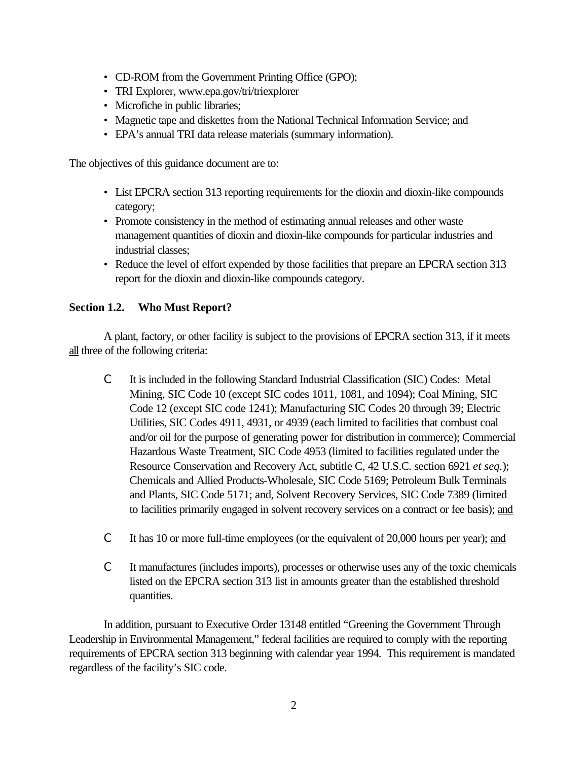- CD-ROM from the Government Printing Office (GPO);
- TRI Explorer, www.epa.gov/tri/triexplorer
- Microfiche in public libraries;
- Magnetic tape and diskettes from the National Technical Information Service; and
- EPA's annual TRI data release materials (summary information).

The objectives of this guidance document are to:

- List EPCRA section 313 reporting requirements for the dioxin and dioxin-like compounds category;
- Promote consistency in the method of estimating annual releases and other waste management quantities of dioxin and dioxin-like compounds for particular industries and industrial classes;
- Reduce the level of effort expended by those facilities that prepare an EPCRA section 313 report for the dioxin and dioxin-like compounds category.

**Section 1.2. Who Must Report?**

A plant, factory, or other facility is subject to the provisions of EPCRA section 313, if it meets all three of the following criteria:

- It is included in the following Standard Industrial Classification (SIC) Codes: Metal Mining, SIC Code 10 (except SIC codes 1011, 1081, and 1094); Coal Mining, SIC Code 12 (except SIC code 1241); Manufacturing SIC Codes 20 through 39; Electric Utilities, SIC Codes 4911, 4931, or 4939 (each limited to facilities that combust coal and/or oil for the purpose of generating power for distribution in commerce); Commercial Hazardous Waste Treatment, SIC Code 4953 (limited to facilities regulated under the Resource Conservation and Recovery Act, subtitle C, 42 U.S.C. section 6921 *et seq.*); Chemicals and Allied Products-Wholesale, SIC Code 5169; Petroleum Bulk Terminals and Plants, SIC Code 5171; and, Solvent Recovery Services, SIC Code 7389 (limited to facilities primarily engaged in solvent recovery services on a contract or fee basis); and

- It has 10 or more full-time employees (or the equivalent of 20,000 hours per year); and

- It manufactures (includes imports), processes or otherwise uses any of the toxic chemicals listed on the EPCRA section 313 list in amounts greater than the established threshold quantities.

In addition, pursuant to Executive Order 13148 entitled "Greening the Government Through Leadership in Environmental Management," federal facilities are required to comply with the reporting requirements of EPCRA section 313 beginning with calendar year 1994. This requirement is mandated regardless of the facility's SIC code.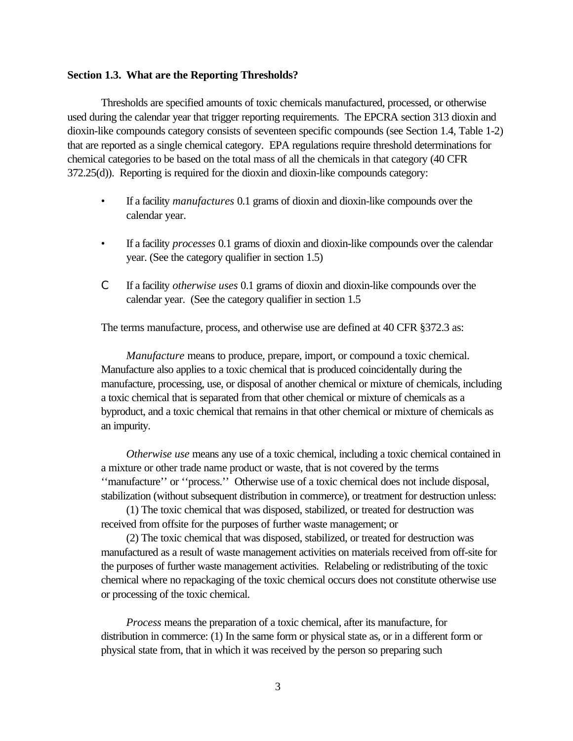**Section 1.3. What are the Reporting Thresholds?**

Thresholds are specified amounts of toxic chemicals manufactured, processed, or otherwise used during the calendar year that trigger reporting requirements. The EPCRA section 313 dioxin and dioxin-like compounds category consists of seventeen specific compounds (see Section 1.4, Table 1-2) that are reported as a single chemical category. EPA regulations require threshold determinations for chemical categories to be based on the total mass of all the chemicals in that category (40 CFR 372.25(d)). Reporting is required for the dioxin and dioxin-like compounds category:

- If a facility *manufactures* 0.1 grams of dioxin and dioxin-like compounds over the calendar year.
- If a facility *processes* 0.1 grams of dioxin and dioxin-like compounds over the calendar year. (See the category qualifier in section 1.5)
- If a facility *otherwise uses* 0.1 grams of dioxin and dioxin-like compounds over the calendar year. (See the category qualifier in section 1.5

The terms manufacture, process, and otherwise use are defined at 40 CFR §372.3 as:

*Manufacture* means to produce, prepare, import, or compound a toxic chemical. Manufacture also applies to a toxic chemical that is produced coincidentally during the manufacture, processing, use, or disposal of another chemical or mixture of chemicals, including a toxic chemical that is separated from that other chemical or mixture of chemicals as a byproduct, and a toxic chemical that remains in that other chemical or mixture of chemicals as an impurity.

*Otherwise use* means any use of a toxic chemical, including a toxic chemical contained in a mixture or other trade name product or waste, that is not covered by the terms ''manufacture'' or ''process.'' Otherwise use of a toxic chemical does not include disposal, stabilization (without subsequent distribution in commerce), or treatment for destruction unless:

(1) The toxic chemical that was disposed, stabilized, or treated for destruction was received from offsite for the purposes of further waste management; or

(2) The toxic chemical that was disposed, stabilized, or treated for destruction was manufactured as a result of waste management activities on materials received from off-site for the purposes of further waste management activities. Relabeling or redistributing of the toxic chemical where no repackaging of the toxic chemical occurs does not constitute otherwise use or processing of the toxic chemical.

*Process* means the preparation of a toxic chemical, after its manufacture, for distribution in commerce: (1) In the same form or physical state as, or in a different form or physical state from, that in which it was received by the person so preparing such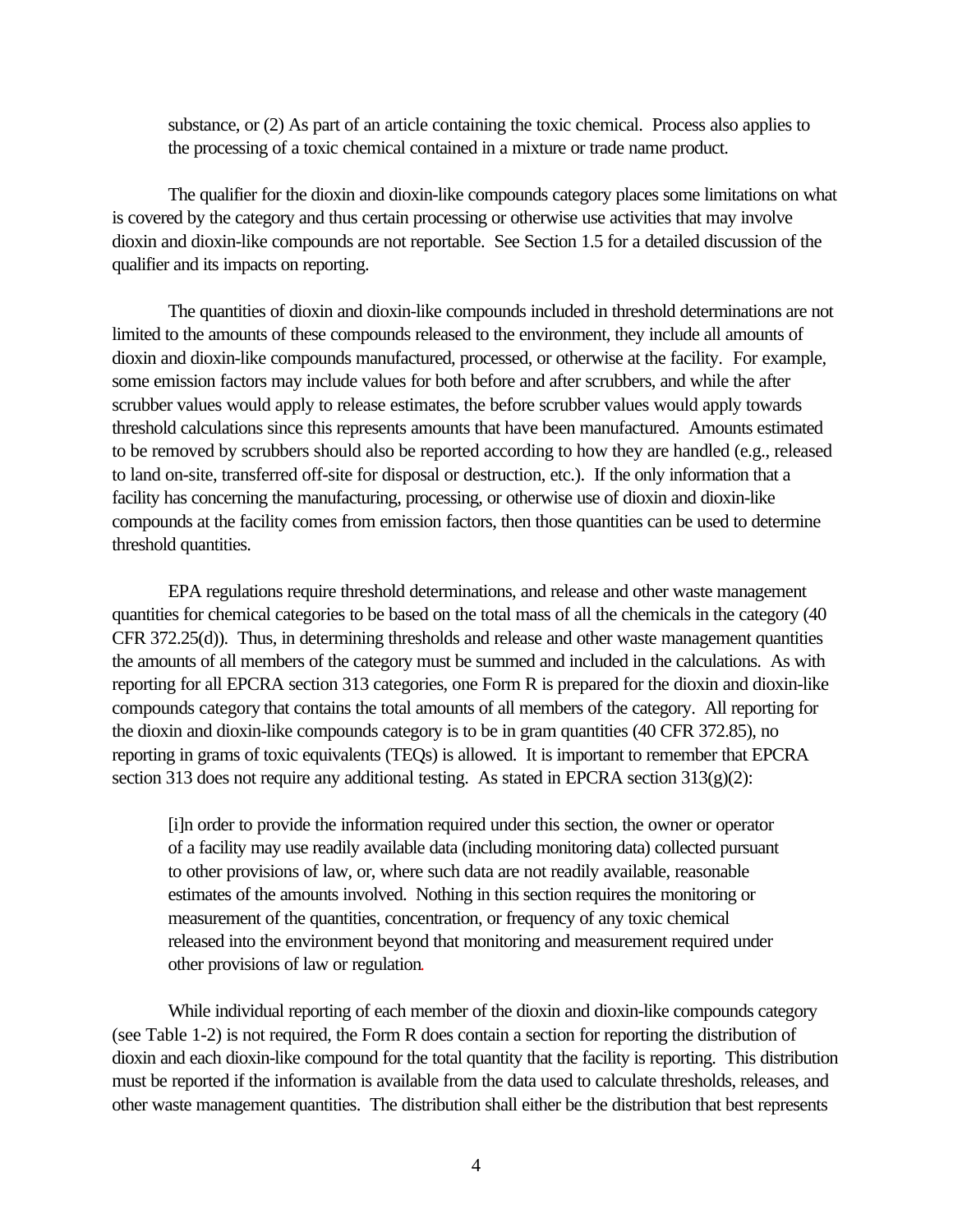substance, or (2) As part of an article containing the toxic chemical. Process also applies to the processing of a toxic chemical contained in a mixture or trade name product.

The qualifier for the dioxin and dioxin-like compounds category places some limitations on what is covered by the category and thus certain processing or otherwise use activities that may involve dioxin and dioxin-like compounds are not reportable. See Section 1.5 for a detailed discussion of the qualifier and its impacts on reporting.

The quantities of dioxin and dioxin-like compounds included in threshold determinations are not limited to the amounts of these compounds released to the environment, they include all amounts of dioxin and dioxin-like compounds manufactured, processed, or otherwise at the facility. For example, some emission factors may include values for both before and after scrubbers, and while the after scrubber values would apply to release estimates, the before scrubber values would apply towards threshold calculations since this represents amounts that have been manufactured. Amounts estimated to be removed by scrubbers should also be reported according to how they are handled (e.g., released to land on-site, transferred off-site for disposal or destruction, etc.). If the only information that a facility has concerning the manufacturing, processing, or otherwise use of dioxin and dioxin-like compounds at the facility comes from emission factors, then those quantities can be used to determine threshold quantities.

EPA regulations require threshold determinations, and release and other waste management quantities for chemical categories to be based on the total mass of all the chemicals in the category (40 CFR 372.25(d)). Thus, in determining thresholds and release and other waste management quantities the amounts of all members of the category must be summed and included in the calculations. As with reporting for all EPCRA section 313 categories, one Form R is prepared for the dioxin and dioxin-like compounds category that contains the total amounts of all members of the category. All reporting for the dioxin and dioxin-like compounds category is to be in gram quantities (40 CFR 372.85), no reporting in grams of toxic equivalents (TEQs) is allowed. It is important to remember that EPCRA section 313 does not require any additional testing. As stated in EPCRA section 313(g)(2):

> [i]n order to provide the information required under this section, the owner or operator of a facility may use readily available data (including monitoring data) collected pursuant to other provisions of law, or, where such data are not readily available, reasonable estimates of the amounts involved. Nothing in this section requires the monitoring or measurement of the quantities, concentration, or frequency of any toxic chemical released into the environment beyond that monitoring and measurement required under other provisions of law or regulation.

While individual reporting of each member of the dioxin and dioxin-like compounds category (see Table 1-2) is not required, the Form R does contain a section for reporting the distribution of dioxin and each dioxin-like compound for the total quantity that the facility is reporting. This distribution must be reported if the information is available from the data used to calculate thresholds, releases, and other waste management quantities. The distribution shall either be the distribution that best represents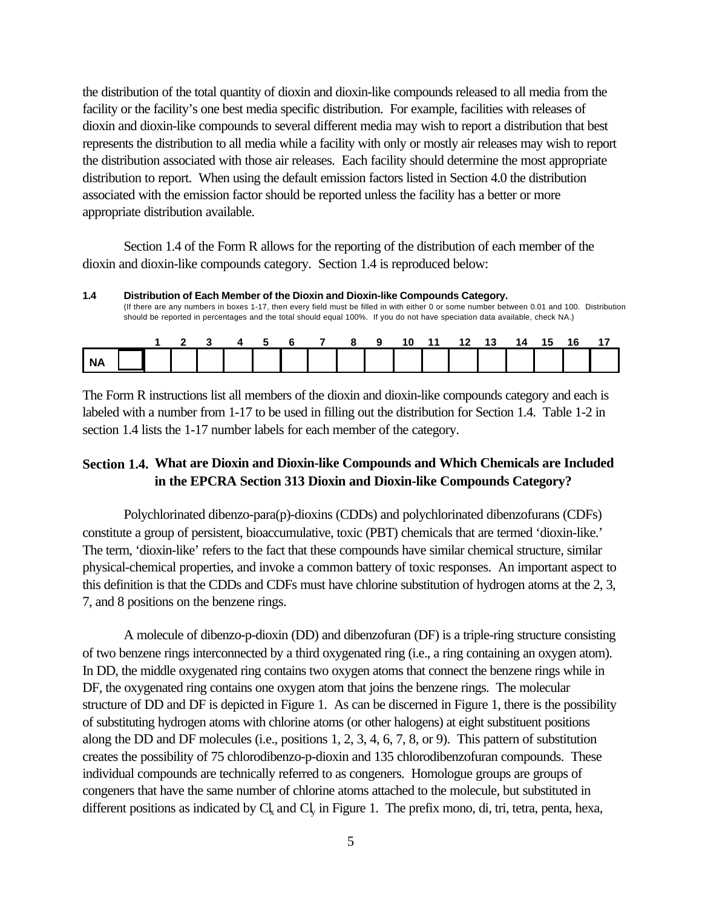the distribution of the total quantity of dioxin and dioxin-like compounds released to all media from the facility or the facility's one best media specific distribution. For example, facilities with releases of dioxin and dioxin-like compounds to several different media may wish to report a distribution that best represents the distribution to all media while a facility with only or mostly air releases may wish to report the distribution associated with those air releases. Each facility should determine the most appropriate distribution to report. When using the default emission factors listed in Section 4.0 the distribution associated with the emission factor should be reported unless the facility has a better or more appropriate distribution available.

Section 1.4 of the Form R allows for the reporting of the distribution of each member of the dioxin and dioxin-like compounds category. Section 1.4 is reproduced below:

**1.4 Distribution of Each Member of the Dioxin and Dioxin-like Compounds Category.**
(If there are any numbers in boxes 1-17, then every field must be filled in with either 0 or some number between 0.01 and 100. Distribution should be reported in percentages and the total should equal 100%. If you do not have speciation data available, check NA.)

| | | 1 | 2 | 3 | 4 | 5 | 6 | 7 | 8 | 9 | 10 | 11 | 12 | 13 | 14 | 15 | 16 | 17 |
|---|---|---|---|---|---|---|---|---|---|---|---|---|---|---|---|---|---|---|
| NA | | | | | | | | | | | | | | | | | | |

The Form R instructions list all members of the dioxin and dioxin-like compounds category and each is labeled with a number from 1-17 to be used in filling out the distribution for Section 1.4. Table 1-2 in section 1.4 lists the 1-17 number labels for each member of the category.

## Section 1.4. What are Dioxin and Dioxin-like Compounds and Which Chemicals are Included in the EPCRA Section 313 Dioxin and Dioxin-like Compounds Category?

Polychlorinated dibenzo-para(p)-dioxins (CDDs) and polychlorinated dibenzofurans (CDFs) constitute a group of persistent, bioaccumulative, toxic (PBT) chemicals that are termed 'dioxin-like.' The term, 'dioxin-like' refers to the fact that these compounds have similar chemical structure, similar physical-chemical properties, and invoke a common battery of toxic responses. An important aspect to this definition is that the CDDs and CDFs must have chlorine substitution of hydrogen atoms at the 2, 3, 7, and 8 positions on the benzene rings.

A molecule of dibenzo-p-dioxin (DD) and dibenzofuran (DF) is a triple-ring structure consisting of two benzene rings interconnected by a third oxygenated ring (i.e., a ring containing an oxygen atom). In DD, the middle oxygenated ring contains two oxygen atoms that connect the benzene rings while in DF, the oxygenated ring contains one oxygen atom that joins the benzene rings. The molecular structure of DD and DF is depicted in Figure 1. As can be discerned in Figure 1, there is the possibility of substituting hydrogen atoms with chlorine atoms (or other halogens) at eight substituent positions along the DD and DF molecules (i.e., positions 1, 2, 3, 4, 6, 7, 8, or 9). This pattern of substitution creates the possibility of 75 chlorodibenzo-p-dioxin and 135 chlorodibenzofuran compounds. These individual compounds are technically referred to as congeners. Homologue groups are groups of congeners that have the same number of chlorine atoms attached to the molecule, but substituted in different positions as indicated by $Cl_x$ and $Cl_y$ in Figure 1. The prefix mono, di, tri, tetra, penta, hexa,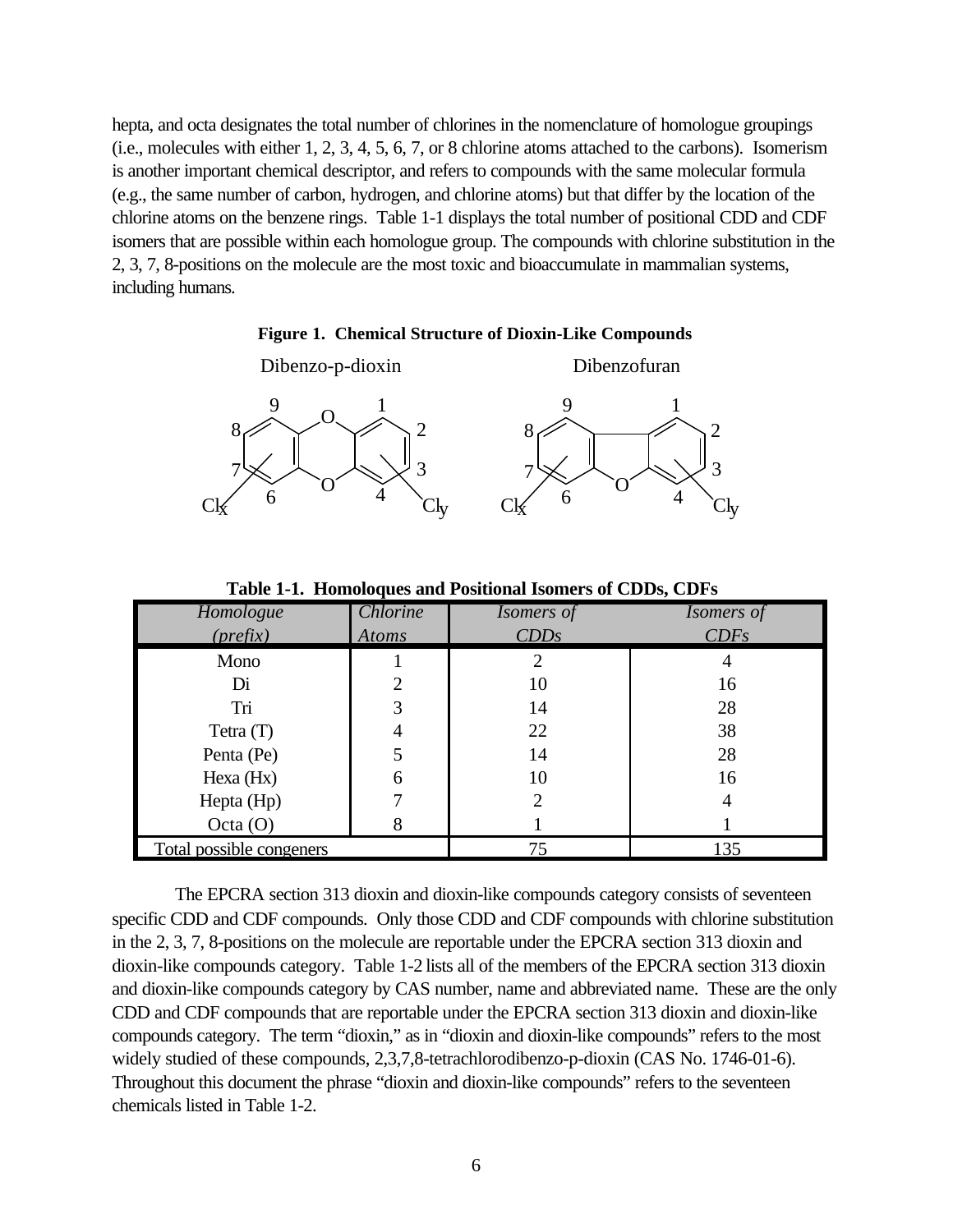hepta, and octa designates the total number of chlorines in the nomenclature of homologue groupings (i.e., molecules with either 1, 2, 3, 4, 5, 6, 7, or 8 chlorine atoms attached to the carbons). Isomerism is another important chemical descriptor, and refers to compounds with the same molecular formula (e.g., the same number of carbon, hydrogen, and chlorine atoms) but that differ by the location of the chlorine atoms on the benzene rings. Table 1-1 displays the total number of positional CDD and CDF isomers that are possible within each homologue group. The compounds with chlorine substitution in the 2, 3, 7, 8-positions on the molecule are the most toxic and bioaccumulate in mammalian systems, including humans.

**Figure 1. Chemical Structure of Dioxin-Like Compounds**

Dibenzo-p-dioxin

Dibenzofuran

**Table 1-1. Homoloques and Positional Isomers of CDDs, CDFs**

| *Homologue (prefix)* | *Chlorine Atoms* | *Isomers of CDDs* | *Isomers of CDFs* |
|---|---|---|---|
| Mono | 1 | 2 | 4 |
| Di | 2 | 10 | 16 |
| Tri | 3 | 14 | 28 |
| Tetra (T) | 4 | 22 | 38 |
| Penta (Pe) | 5 | 14 | 28 |
| Hexa (Hx) | 6 | 10 | 16 |
| Hepta (Hp) | 7 | 2 | 4 |
| Octa (O) | 8 | 1 | 1 |
| Total possible congeners | | 75 | 135 |

The EPCRA section 313 dioxin and dioxin-like compounds category consists of seventeen specific CDD and CDF compounds. Only those CDD and CDF compounds with chlorine substitution in the 2, 3, 7, 8-positions on the molecule are reportable under the EPCRA section 313 dioxin and dioxin-like compounds category. Table 1-2 lists all of the members of the EPCRA section 313 dioxin and dioxin-like compounds category by CAS number, name and abbreviated name. These are the only CDD and CDF compounds that are reportable under the EPCRA section 313 dioxin and dioxin-like compounds category. The term "dioxin," as in "dioxin and dioxin-like compounds" refers to the most widely studied of these compounds, 2,3,7,8-tetrachlorodibenzo-p-dioxin (CAS No. 1746-01-6). Throughout this document the phrase "dioxin and dioxin-like compounds" refers to the seventeen chemicals listed in Table 1-2.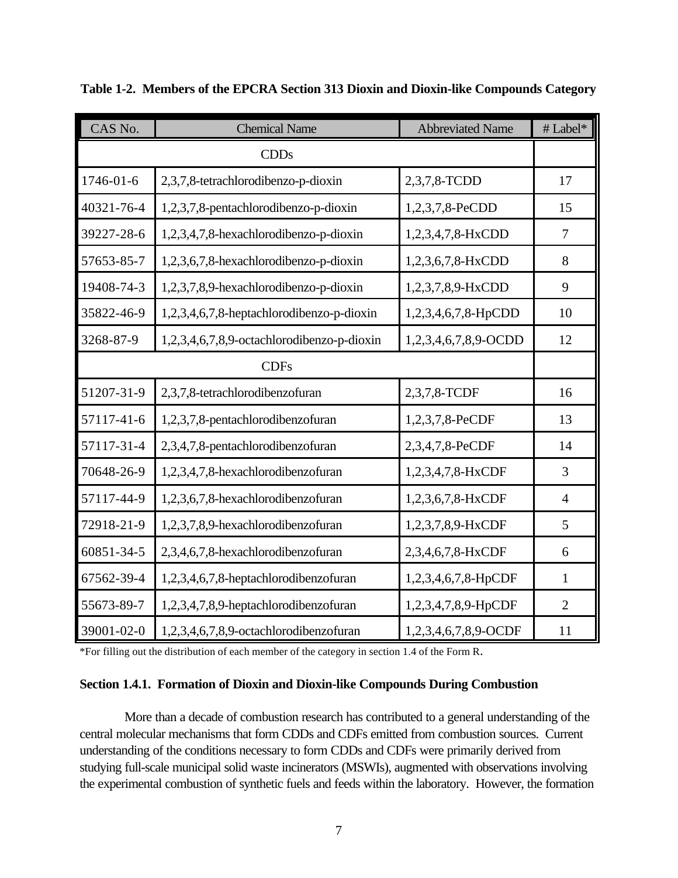**Table 1-2. Members of the EPCRA Section 313 Dioxin and Dioxin-like Compounds Category**

| CAS No. | Chemical Name | Abbreviated Name | # Label* |
|---|---|---|---|
| | CDDs | | |
| 1746-01-6 | 2,3,7,8-tetrachlorodibenzo-p-dioxin | 2,3,7,8-TCDD | 17 |
| 40321-76-4 | 1,2,3,7,8-pentachlorodibenzo-p-dioxin | 1,2,3,7,8-PeCDD | 15 |
| 39227-28-6 | 1,2,3,4,7,8-hexachlorodibenzo-p-dioxin | 1,2,3,4,7,8-HxCDD | 7 |
| 57653-85-7 | 1,2,3,6,7,8-hexachlorodibenzo-p-dioxin | 1,2,3,6,7,8-HxCDD | 8 |
| 19408-74-3 | 1,2,3,7,8,9-hexachlorodibenzo-p-dioxin | 1,2,3,7,8,9-HxCDD | 9 |
| 35822-46-9 | 1,2,3,4,6,7,8-heptachlorodibenzo-p-dioxin | 1,2,3,4,6,7,8-HpCDD | 10 |
| 3268-87-9 | 1,2,3,4,6,7,8,9-octachlorodibenzo-p-dioxin | 1,2,3,4,6,7,8,9-OCDD | 12 |
| | CDFs | | |
| 51207-31-9 | 2,3,7,8-tetrachlorodibenzofuran | 2,3,7,8-TCDF | 16 |
| 57117-41-6 | 1,2,3,7,8-pentachlorodibenzofuran | 1,2,3,7,8-PeCDF | 13 |
| 57117-31-4 | 2,3,4,7,8-pentachlorodibenzofuran | 2,3,4,7,8-PeCDF | 14 |
| 70648-26-9 | 1,2,3,4,7,8-hexachlorodibenzofuran | 1,2,3,4,7,8-HxCDF | 3 |
| 57117-44-9 | 1,2,3,6,7,8-hexachlorodibenzofuran | 1,2,3,6,7,8-HxCDF | 4 |
| 72918-21-9 | 1,2,3,7,8,9-hexachlorodibenzofuran | 1,2,3,7,8,9-HxCDF | 5 |
| 60851-34-5 | 2,3,4,6,7,8-hexachlorodibenzofuran | 2,3,4,6,7,8-HxCDF | 6 |
| 67562-39-4 | 1,2,3,4,6,7,8-heptachlorodibenzofuran | 1,2,3,4,6,7,8-HpCDF | 1 |
| 55673-89-7 | 1,2,3,4,7,8,9-heptachlorodibenzofuran | 1,2,3,4,7,8,9-HpCDF | 2 |
| 39001-02-0 | 1,2,3,4,6,7,8,9-octachlorodibenzofuran | 1,2,3,4,6,7,8,9-OCDF | 11 |

*For filling out the distribution of each member of the category in section 1.4 of the Form R.

### Section 1.4.1. Formation of Dioxin and Dioxin-like Compounds During Combustion

More than a decade of combustion research has contributed to a general understanding of the central molecular mechanisms that form CDDs and CDFs emitted from combustion sources. Current understanding of the conditions necessary to form CDDs and CDFs were primarily derived from studying full-scale municipal solid waste incinerators (MSWIs), augmented with observations involving the experimental combustion of synthetic fuels and feeds within the laboratory. However, the formation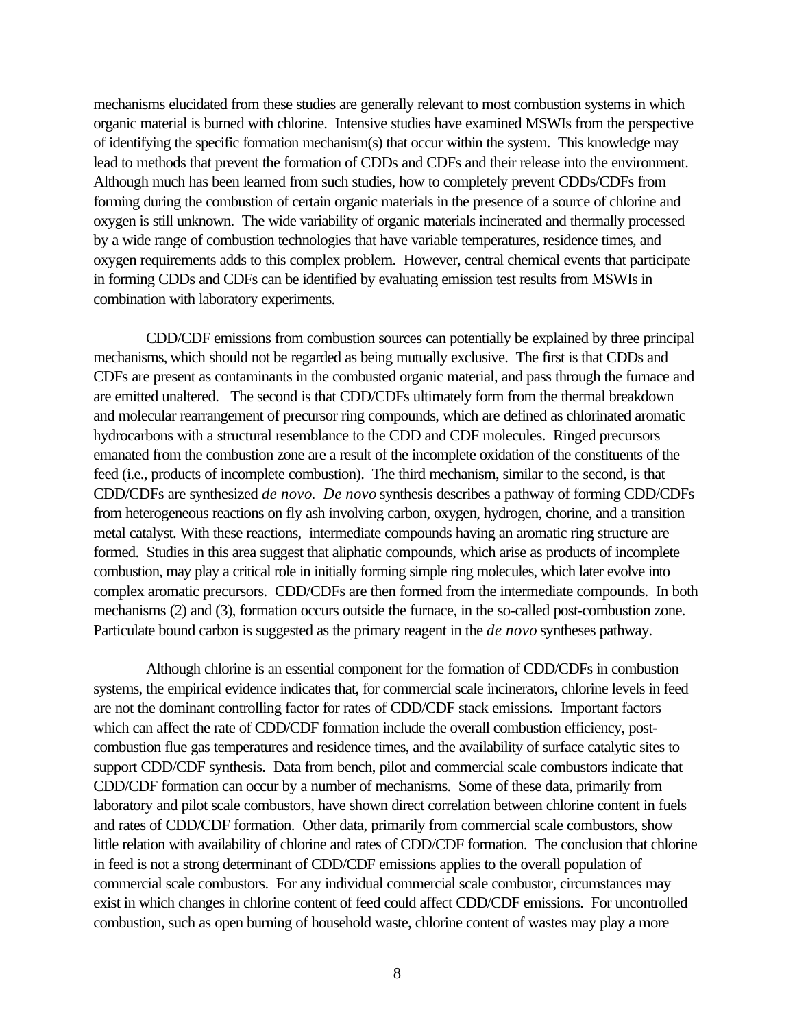mechanisms elucidated from these studies are generally relevant to most combustion systems in which organic material is burned with chlorine. Intensive studies have examined MSWIs from the perspective of identifying the specific formation mechanism(s) that occur within the system. This knowledge may lead to methods that prevent the formation of CDDs and CDFs and their release into the environment. Although much has been learned from such studies, how to completely prevent CDDs/CDFs from forming during the combustion of certain organic materials in the presence of a source of chlorine and oxygen is still unknown. The wide variability of organic materials incinerated and thermally processed by a wide range of combustion technologies that have variable temperatures, residence times, and oxygen requirements adds to this complex problem. However, central chemical events that participate in forming CDDs and CDFs can be identified by evaluating emission test results from MSWIs in combination with laboratory experiments.

CDD/CDF emissions from combustion sources can potentially be explained by three principal mechanisms, which should not be regarded as being mutually exclusive. The first is that CDDs and CDFs are present as contaminants in the combusted organic material, and pass through the furnace and are emitted unaltered. The second is that CDD/CDFs ultimately form from the thermal breakdown and molecular rearrangement of precursor ring compounds, which are defined as chlorinated aromatic hydrocarbons with a structural resemblance to the CDD and CDF molecules. Ringed precursors emanated from the combustion zone are a result of the incomplete oxidation of the constituents of the feed (i.e., products of incomplete combustion). The third mechanism, similar to the second, is that CDD/CDFs are synthesized *de novo*. *De novo* synthesis describes a pathway of forming CDD/CDFs from heterogeneous reactions on fly ash involving carbon, oxygen, hydrogen, chorine, and a transition metal catalyst. With these reactions, intermediate compounds having an aromatic ring structure are formed. Studies in this area suggest that aliphatic compounds, which arise as products of incomplete combustion, may play a critical role in initially forming simple ring molecules, which later evolve into complex aromatic precursors. CDD/CDFs are then formed from the intermediate compounds. In both mechanisms (2) and (3), formation occurs outside the furnace, in the so-called post-combustion zone. Particulate bound carbon is suggested as the primary reagent in the *de novo* syntheses pathway.

Although chlorine is an essential component for the formation of CDD/CDFs in combustion systems, the empirical evidence indicates that, for commercial scale incinerators, chlorine levels in feed are not the dominant controlling factor for rates of CDD/CDF stack emissions. Important factors which can affect the rate of CDD/CDF formation include the overall combustion efficiency, post-combustion flue gas temperatures and residence times, and the availability of surface catalytic sites to support CDD/CDF synthesis. Data from bench, pilot and commercial scale combustors indicate that CDD/CDF formation can occur by a number of mechanisms. Some of these data, primarily from laboratory and pilot scale combustors, have shown direct correlation between chlorine content in fuels and rates of CDD/CDF formation. Other data, primarily from commercial scale combustors, show little relation with availability of chlorine and rates of CDD/CDF formation. The conclusion that chlorine in feed is not a strong determinant of CDD/CDF emissions applies to the overall population of commercial scale combustors. For any individual commercial scale combustor, circumstances may exist in which changes in chlorine content of feed could affect CDD/CDF emissions. For uncontrolled combustion, such as open burning of household waste, chlorine content of wastes may play a more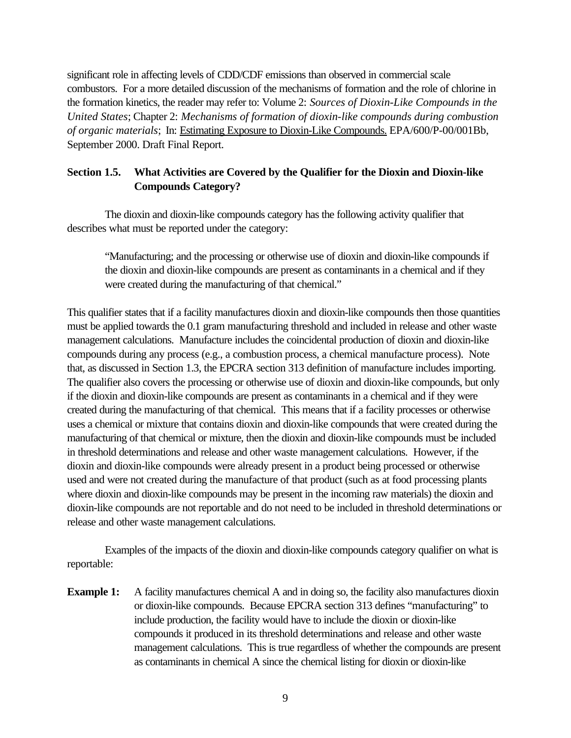significant role in affecting levels of CDD/CDF emissions than observed in commercial scale combustors. For a more detailed discussion of the mechanisms of formation and the role of chlorine in the formation kinetics, the reader may refer to: Volume 2: *Sources of Dioxin-Like Compounds in the United States*; Chapter 2: *Mechanisms of formation of dioxin-like compounds during combustion of organic materials*; In: Estimating Exposure to Dioxin-Like Compounds. EPA/600/P-00/001Bb, September 2000. Draft Final Report.

### Section 1.5. What Activities are Covered by the Qualifier for the Dioxin and Dioxin-like Compounds Category?

The dioxin and dioxin-like compounds category has the following activity qualifier that describes what must be reported under the category:

> "Manufacturing; and the processing or otherwise use of dioxin and dioxin-like compounds if the dioxin and dioxin-like compounds are present as contaminants in a chemical and if they were created during the manufacturing of that chemical."

This qualifier states that if a facility manufactures dioxin and dioxin-like compounds then those quantities must be applied towards the 0.1 gram manufacturing threshold and included in release and other waste management calculations. Manufacture includes the coincidental production of dioxin and dioxin-like compounds during any process (e.g., a combustion process, a chemical manufacture process). Note that, as discussed in Section 1.3, the EPCRA section 313 definition of manufacture includes importing. The qualifier also covers the processing or otherwise use of dioxin and dioxin-like compounds, but only if the dioxin and dioxin-like compounds are present as contaminants in a chemical and if they were created during the manufacturing of that chemical. This means that if a facility processes or otherwise uses a chemical or mixture that contains dioxin and dioxin-like compounds that were created during the manufacturing of that chemical or mixture, then the dioxin and dioxin-like compounds must be included in threshold determinations and release and other waste management calculations. However, if the dioxin and dioxin-like compounds were already present in a product being processed or otherwise used and were not created during the manufacture of that product (such as at food processing plants where dioxin and dioxin-like compounds may be present in the incoming raw materials) the dioxin and dioxin-like compounds are not reportable and do not need to be included in threshold determinations or release and other waste management calculations.

Examples of the impacts of the dioxin and dioxin-like compounds category qualifier on what is reportable:

**Example 1:** A facility manufactures chemical A and in doing so, the facility also manufactures dioxin or dioxin-like compounds. Because EPCRA section 313 defines "manufacturing" to include production, the facility would have to include the dioxin or dioxin-like compounds it produced in its threshold determinations and release and other waste management calculations. This is true regardless of whether the compounds are present as contaminants in chemical A since the chemical listing for dioxin or dioxin-like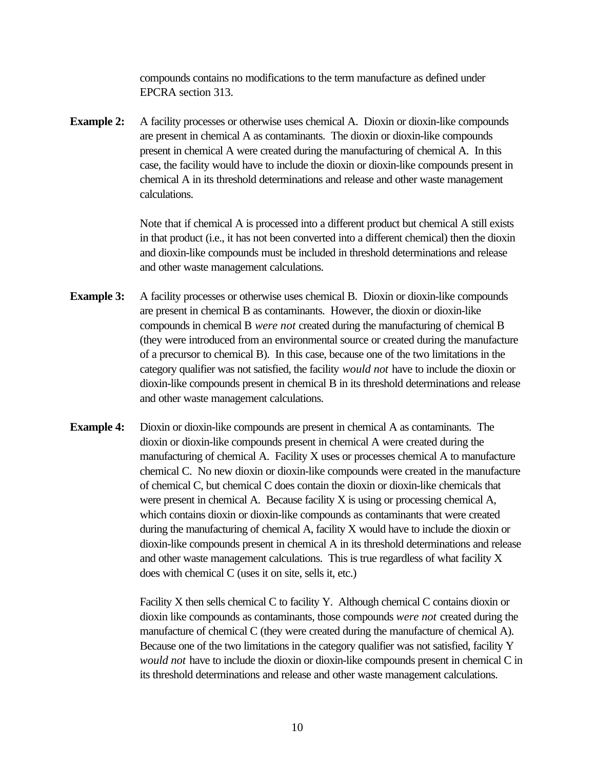compounds contains no modifications to the term manufacture as defined under EPCRA section 313.

**Example 2:** A facility processes or otherwise uses chemical A. Dioxin or dioxin-like compounds are present in chemical A as contaminants. The dioxin or dioxin-like compounds present in chemical A were created during the manufacturing of chemical A. In this case, the facility would have to include the dioxin or dioxin-like compounds present in chemical A in its threshold determinations and release and other waste management calculations.

Note that if chemical A is processed into a different product but chemical A still exists in that product (i.e., it has not been converted into a different chemical) then the dioxin and dioxin-like compounds must be included in threshold determinations and release and other waste management calculations.

**Example 3:** A facility processes or otherwise uses chemical B. Dioxin or dioxin-like compounds are present in chemical B as contaminants. However, the dioxin or dioxin-like compounds in chemical B *were not* created during the manufacturing of chemical B (they were introduced from an environmental source or created during the manufacture of a precursor to chemical B). In this case, because one of the two limitations in the category qualifier was not satisfied, the facility *would not* have to include the dioxin or dioxin-like compounds present in chemical B in its threshold determinations and release and other waste management calculations.

**Example 4:** Dioxin or dioxin-like compounds are present in chemical A as contaminants. The dioxin or dioxin-like compounds present in chemical A were created during the manufacturing of chemical A. Facility X uses or processes chemical A to manufacture chemical C. No new dioxin or dioxin-like compounds were created in the manufacture of chemical C, but chemical C does contain the dioxin or dioxin-like chemicals that were present in chemical A. Because facility X is using or processing chemical A, which contains dioxin or dioxin-like compounds as contaminants that were created during the manufacturing of chemical A, facility X would have to include the dioxin or dioxin-like compounds present in chemical A in its threshold determinations and release and other waste management calculations. This is true regardless of what facility X does with chemical C (uses it on site, sells it, etc.)

Facility X then sells chemical C to facility Y. Although chemical C contains dioxin or dioxin like compounds as contaminants, those compounds *were not* created during the manufacture of chemical C (they were created during the manufacture of chemical A). Because one of the two limitations in the category qualifier was not satisfied, facility Y *would not* have to include the dioxin or dioxin-like compounds present in chemical C in its threshold determinations and release and other waste management calculations.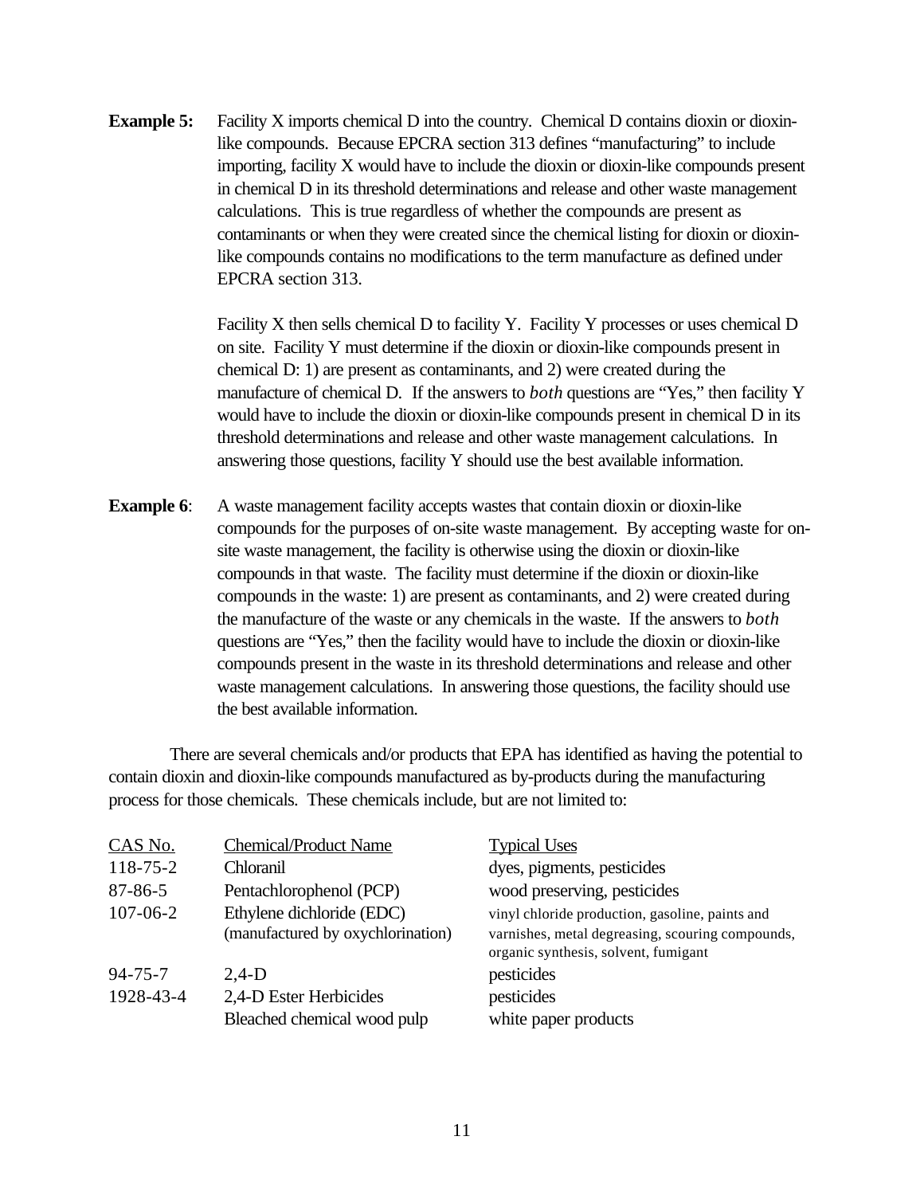**Example 5:** Facility X imports chemical D into the country. Chemical D contains dioxin or dioxin-like compounds. Because EPCRA section 313 defines "manufacturing" to include importing, facility X would have to include the dioxin or dioxin-like compounds present in chemical D in its threshold determinations and release and other waste management calculations. This is true regardless of whether the compounds are present as contaminants or when they were created since the chemical listing for dioxin or dioxin-like compounds contains no modifications to the term manufacture as defined under EPCRA section 313.

Facility X then sells chemical D to facility Y. Facility Y processes or uses chemical D on site. Facility Y must determine if the dioxin or dioxin-like compounds present in chemical D: 1) are present as contaminants, and 2) were created during the manufacture of chemical D. If the answers to *both* questions are "Yes," then facility Y would have to include the dioxin or dioxin-like compounds present in chemical D in its threshold determinations and release and other waste management calculations. In answering those questions, facility Y should use the best available information.

**Example 6**: A waste management facility accepts wastes that contain dioxin or dioxin-like compounds for the purposes of on-site waste management. By accepting waste for on-site waste management, the facility is otherwise using the dioxin or dioxin-like compounds in that waste. The facility must determine if the dioxin or dioxin-like compounds in the waste: 1) are present as contaminants, and 2) were created during the manufacture of the waste or any chemicals in the waste. If the answers to *both* questions are "Yes," then the facility would have to include the dioxin or dioxin-like compounds present in the waste in its threshold determinations and release and other waste management calculations. In answering those questions, the facility should use the best available information.

There are several chemicals and/or products that EPA has identified as having the potential to contain dioxin and dioxin-like compounds manufactured as by-products during the manufacturing process for those chemicals. These chemicals include, but are not limited to:

| CAS No. | Chemical/Product Name | Typical Uses |
|---|---|---|
| 118-75-2 | Chloranil | dyes, pigments, pesticides |
| 87-86-5 | Pentachlorophenol (PCP) | wood preserving, pesticides |
| 107-06-2 | Ethylene dichloride (EDC) (manufactured by oxychlorination) | vinyl chloride production, gasoline, paints and varnishes, metal degreasing, scouring compounds, organic synthesis, solvent, fumigant |
| 94-75-7 | 2,4-D | pesticides |
| 1928-43-4 | 2,4-D Ester Herbicides | pesticides |
| | Bleached chemical wood pulp | white paper products |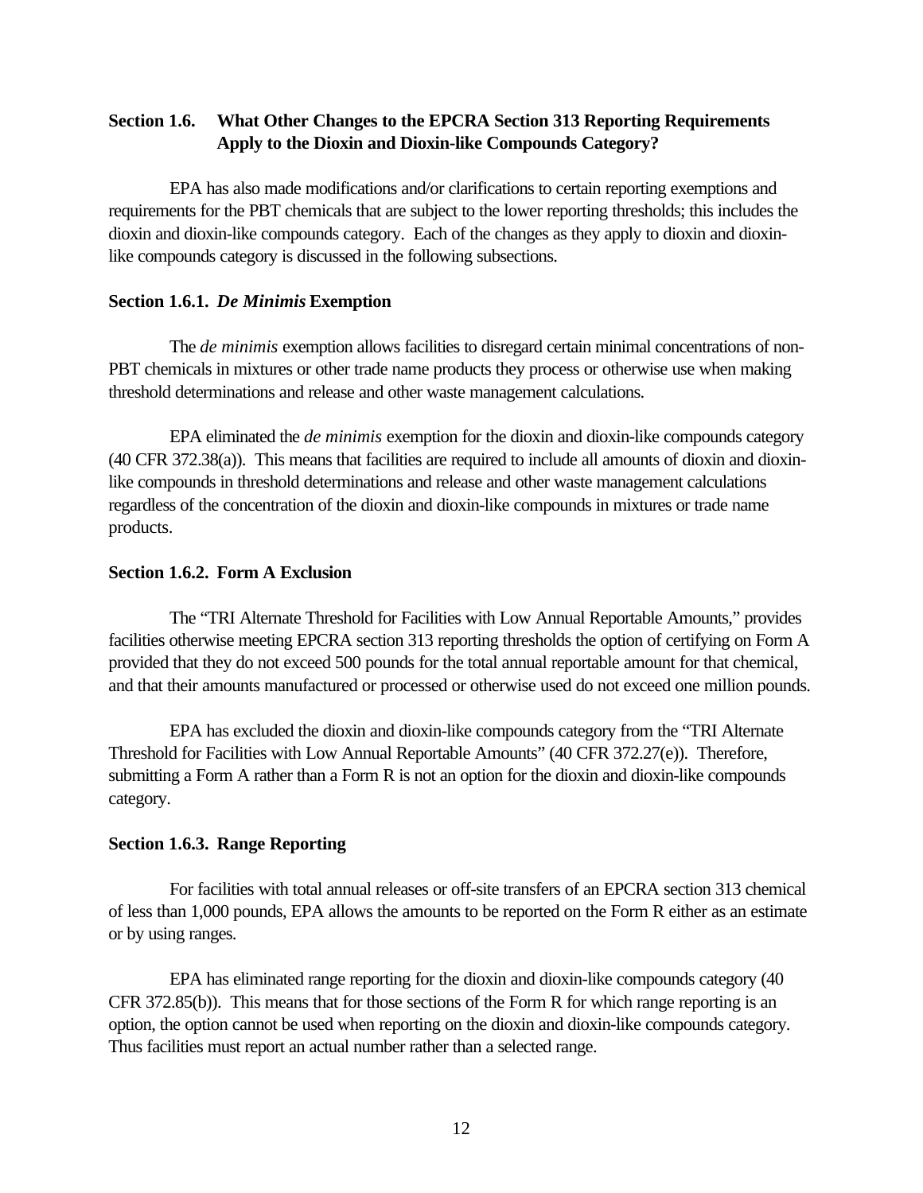## Section 1.6. What Other Changes to the EPCRA Section 313 Reporting Requirements Apply to the Dioxin and Dioxin-like Compounds Category?

EPA has also made modifications and/or clarifications to certain reporting exemptions and requirements for the PBT chemicals that are subject to the lower reporting thresholds; this includes the dioxin and dioxin-like compounds category. Each of the changes as they apply to dioxin and dioxin-like compounds category is discussed in the following subsections.

### Section 1.6.1. *De Minimis* Exemption

The *de minimis* exemption allows facilities to disregard certain minimal concentrations of non-PBT chemicals in mixtures or other trade name products they process or otherwise use when making threshold determinations and release and other waste management calculations.

EPA eliminated the *de minimis* exemption for the dioxin and dioxin-like compounds category (40 CFR 372.38(a)). This means that facilities are required to include all amounts of dioxin and dioxin-like compounds in threshold determinations and release and other waste management calculations regardless of the concentration of the dioxin and dioxin-like compounds in mixtures or trade name products.

### Section 1.6.2. Form A Exclusion

The "TRI Alternate Threshold for Facilities with Low Annual Reportable Amounts," provides facilities otherwise meeting EPCRA section 313 reporting thresholds the option of certifying on Form A provided that they do not exceed 500 pounds for the total annual reportable amount for that chemical, and that their amounts manufactured or processed or otherwise used do not exceed one million pounds.

EPA has excluded the dioxin and dioxin-like compounds category from the "TRI Alternate Threshold for Facilities with Low Annual Reportable Amounts" (40 CFR 372.27(e)). Therefore, submitting a Form A rather than a Form R is not an option for the dioxin and dioxin-like compounds category.

### Section 1.6.3. Range Reporting

For facilities with total annual releases or off-site transfers of an EPCRA section 313 chemical of less than 1,000 pounds, EPA allows the amounts to be reported on the Form R either as an estimate or by using ranges.

EPA has eliminated range reporting for the dioxin and dioxin-like compounds category (40 CFR 372.85(b)). This means that for those sections of the Form R for which range reporting is an option, the option cannot be used when reporting on the dioxin and dioxin-like compounds category. Thus facilities must report an actual number rather than a selected range.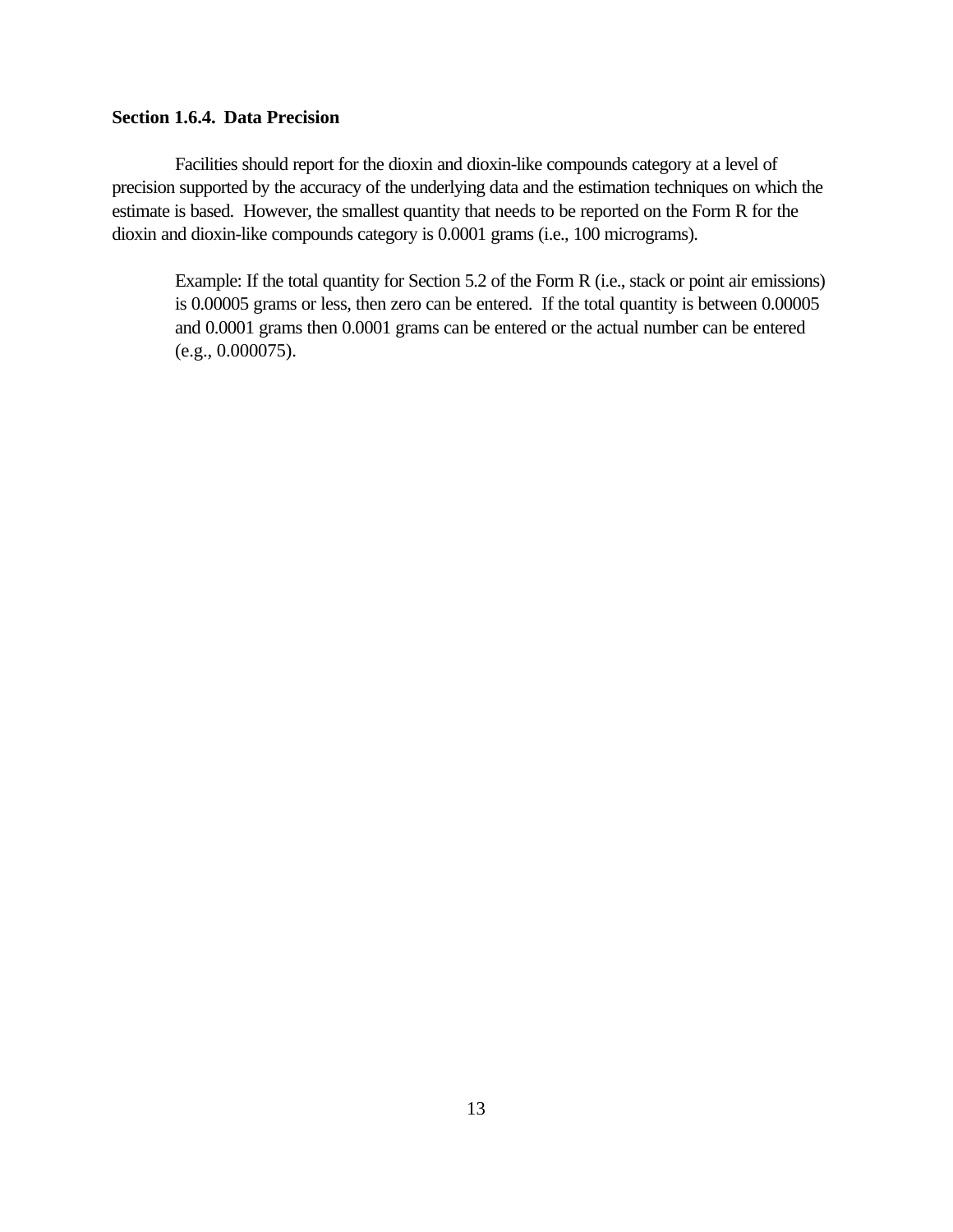### Section 1.6.4. Data Precision

Facilities should report for the dioxin and dioxin-like compounds category at a level of precision supported by the accuracy of the underlying data and the estimation techniques on which the estimate is based. However, the smallest quantity that needs to be reported on the Form R for the dioxin and dioxin-like compounds category is 0.0001 grams (i.e., 100 micrograms).

> Example: If the total quantity for Section 5.2 of the Form R (i.e., stack or point air emissions) is 0.00005 grams or less, then zero can be entered. If the total quantity is between 0.00005 and 0.0001 grams then 0.0001 grams can be entered or the actual number can be entered (e.g., 0.000075).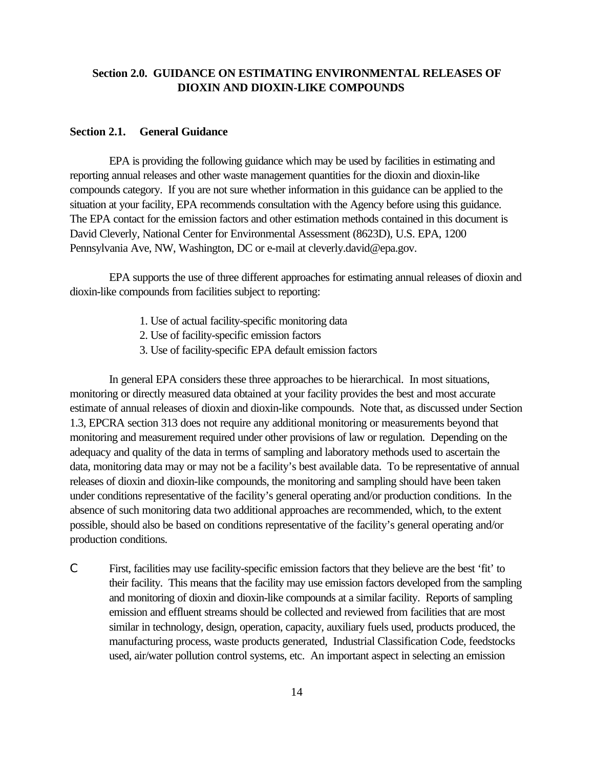## Section 2.0. GUIDANCE ON ESTIMATING ENVIRONMENTAL RELEASES OF DIOXIN AND DIOXIN-LIKE COMPOUNDS

### Section 2.1. General Guidance

EPA is providing the following guidance which may be used by facilities in estimating and reporting annual releases and other waste management quantities for the dioxin and dioxin-like compounds category. If you are not sure whether information in this guidance can be applied to the situation at your facility, EPA recommends consultation with the Agency before using this guidance. The EPA contact for the emission factors and other estimation methods contained in this document is David Cleverly, National Center for Environmental Assessment (8623D), U.S. EPA, 1200 Pennsylvania Ave, NW, Washington, DC or e-mail at cleverly.david@epa.gov.

EPA supports the use of three different approaches for estimating annual releases of dioxin and dioxin-like compounds from facilities subject to reporting:

1. Use of actual facility-specific monitoring data
2. Use of facility-specific emission factors
3. Use of facility-specific EPA default emission factors

In general EPA considers these three approaches to be hierarchical. In most situations, monitoring or directly measured data obtained at your facility provides the best and most accurate estimate of annual releases of dioxin and dioxin-like compounds. Note that, as discussed under Section 1.3, EPCRA section 313 does not require any additional monitoring or measurements beyond that monitoring and measurement required under other provisions of law or regulation. Depending on the adequacy and quality of the data in terms of sampling and laboratory methods used to ascertain the data, monitoring data may or may not be a facility's best available data. To be representative of annual releases of dioxin and dioxin-like compounds, the monitoring and sampling should have been taken under conditions representative of the facility's general operating and/or production conditions. In the absence of such monitoring data two additional approaches are recommended, which, to the extent possible, should also be based on conditions representative of the facility's general operating and/or production conditions.

- First, facilities may use facility-specific emission factors that they believe are the best 'fit' to their facility. This means that the facility may use emission factors developed from the sampling and monitoring of dioxin and dioxin-like compounds at a similar facility. Reports of sampling emission and effluent streams should be collected and reviewed from facilities that are most similar in technology, design, operation, capacity, auxiliary fuels used, products produced, the manufacturing process, waste products generated, Industrial Classification Code, feedstocks used, air/water pollution control systems, etc. An important aspect in selecting an emission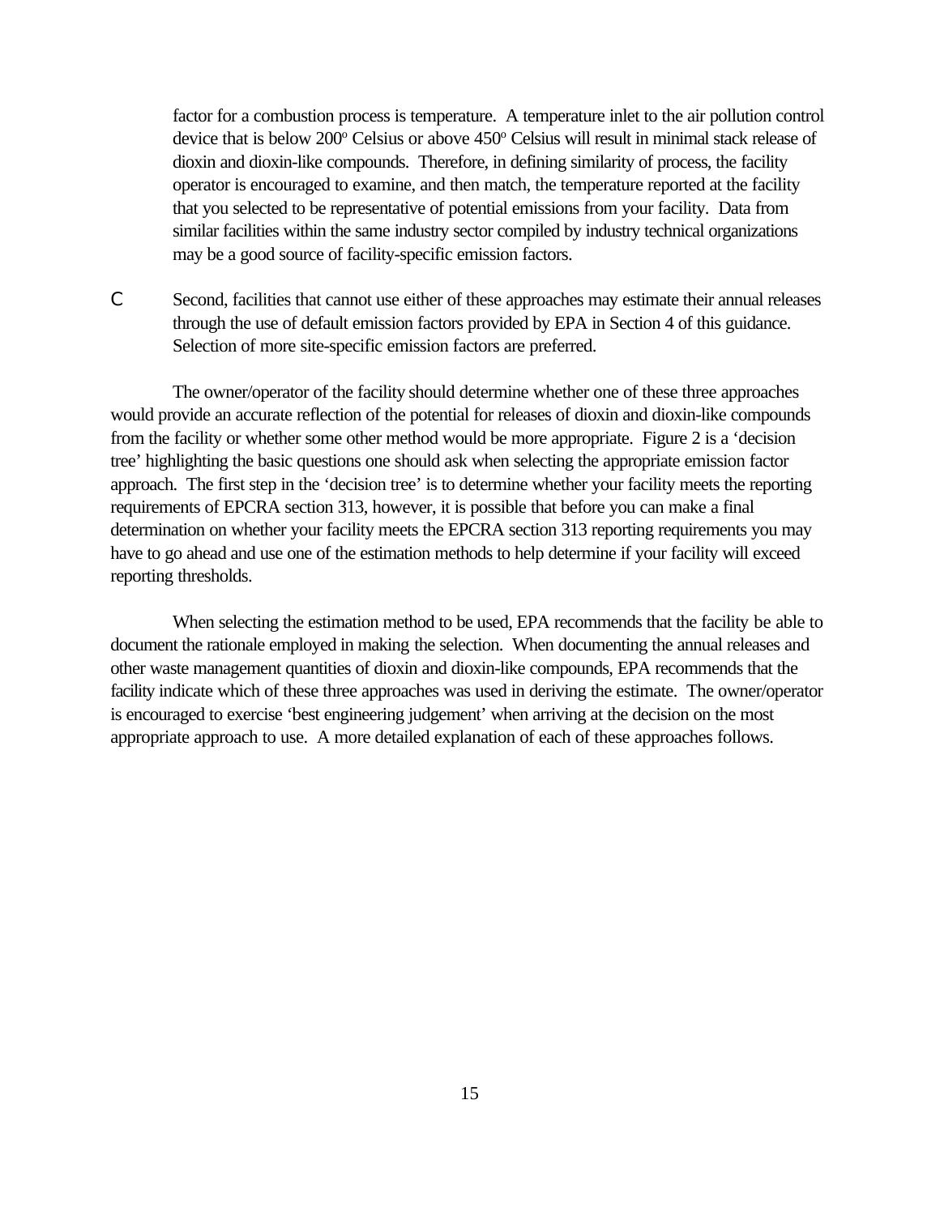factor for a combustion process is temperature. A temperature inlet to the air pollution control device that is below 200º Celsius or above 450º Celsius will result in minimal stack release of dioxin and dioxin-like compounds. Therefore, in defining similarity of process, the facility operator is encouraged to examine, and then match, the temperature reported at the facility that you selected to be representative of potential emissions from your facility. Data from similar facilities within the same industry sector compiled by industry technical organizations may be a good source of facility-specific emission factors.

- Second, facilities that cannot use either of these approaches may estimate their annual releases through the use of default emission factors provided by EPA in Section 4 of this guidance. Selection of more site-specific emission factors are preferred.

The owner/operator of the facility should determine whether one of these three approaches would provide an accurate reflection of the potential for releases of dioxin and dioxin-like compounds from the facility or whether some other method would be more appropriate. Figure 2 is a 'decision tree' highlighting the basic questions one should ask when selecting the appropriate emission factor approach. The first step in the 'decision tree' is to determine whether your facility meets the reporting requirements of EPCRA section 313, however, it is possible that before you can make a final determination on whether your facility meets the EPCRA section 313 reporting requirements you may have to go ahead and use one of the estimation methods to help determine if your facility will exceed reporting thresholds.

When selecting the estimation method to be used, EPA recommends that the facility be able to document the rationale employed in making the selection. When documenting the annual releases and other waste management quantities of dioxin and dioxin-like compounds, EPA recommends that the facility indicate which of these three approaches was used in deriving the estimate. The owner/operator is encouraged to exercise 'best engineering judgement' when arriving at the decision on the most appropriate approach to use. A more detailed explanation of each of these approaches follows.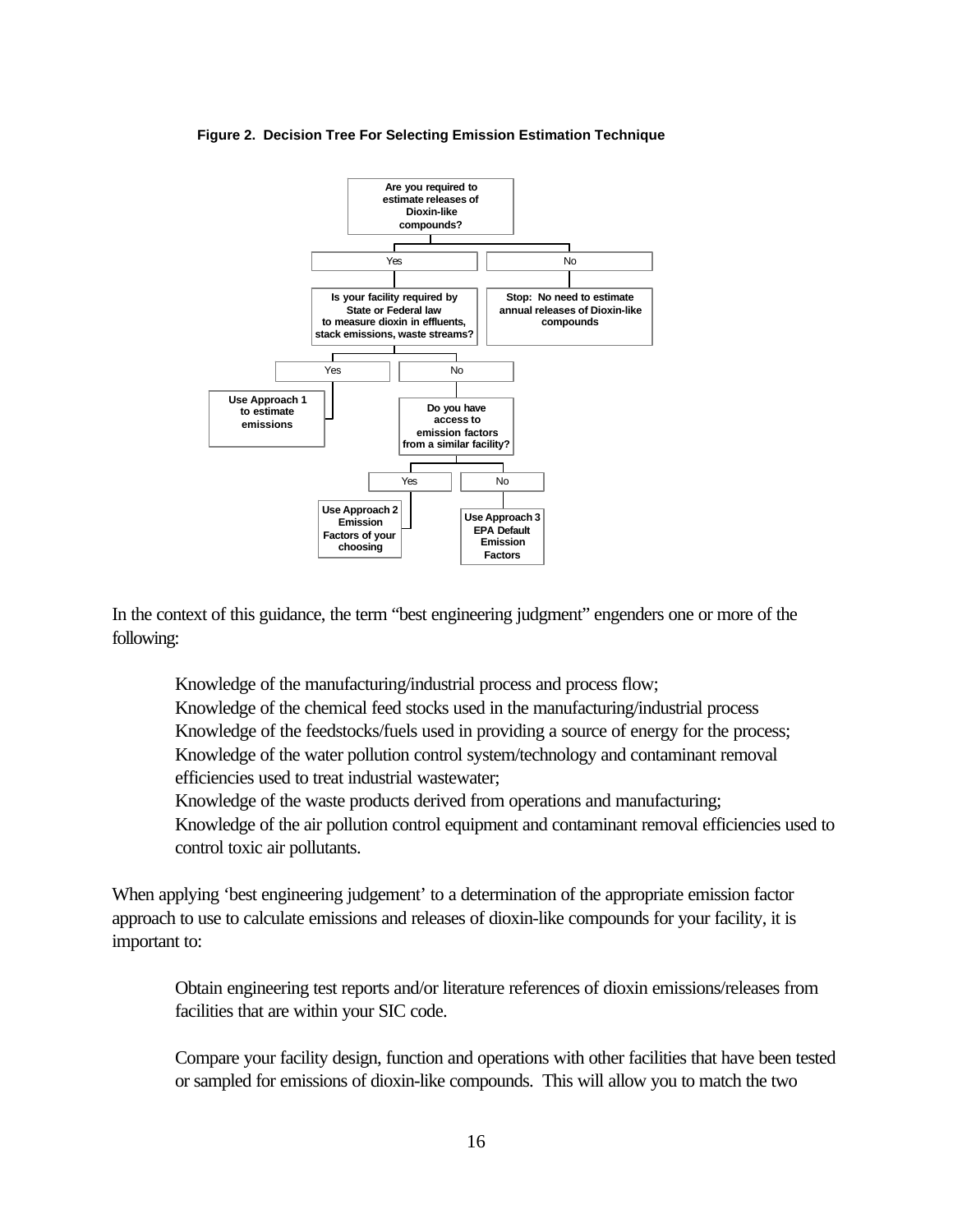**Figure 2. Decision Tree For Selecting Emission Estimation Technique**

- **Are you required to estimate releases of Dioxin-like compounds?**
  - Yes → **Is your facility required by State or Federal law to measure dioxin in effluents, stack emissions, waste streams?**
    - Yes → **Use Approach 1 to estimate emissions**
    - No → **Do you have access to emission factors from a similar facility?**
      - Yes → **Use Approach 2 Emission Factors of your choosing**
      - No → **Use Approach 3 EPA Default Emission Factors**
  - No → **Stop: No need to estimate annual releases of Dioxin-like compounds**

In the context of this guidance, the term "best engineering judgment" engenders one or more of the following:

> Knowledge of the manufacturing/industrial process and process flow;
> Knowledge of the chemical feed stocks used in the manufacturing/industrial process
> Knowledge of the feedstocks/fuels used in providing a source of energy for the process;
> Knowledge of the water pollution control system/technology and contaminant removal efficiencies used to treat industrial wastewater;
> Knowledge of the waste products derived from operations and manufacturing;
> Knowledge of the air pollution control equipment and contaminant removal efficiencies used to control toxic air pollutants.

When applying 'best engineering judgement' to a determination of the appropriate emission factor approach to use to calculate emissions and releases of dioxin-like compounds for your facility, it is important to:

> Obtain engineering test reports and/or literature references of dioxin emissions/releases from facilities that are within your SIC code.
>
> Compare your facility design, function and operations with other facilities that have been tested or sampled for emissions of dioxin-like compounds. This will allow you to match the two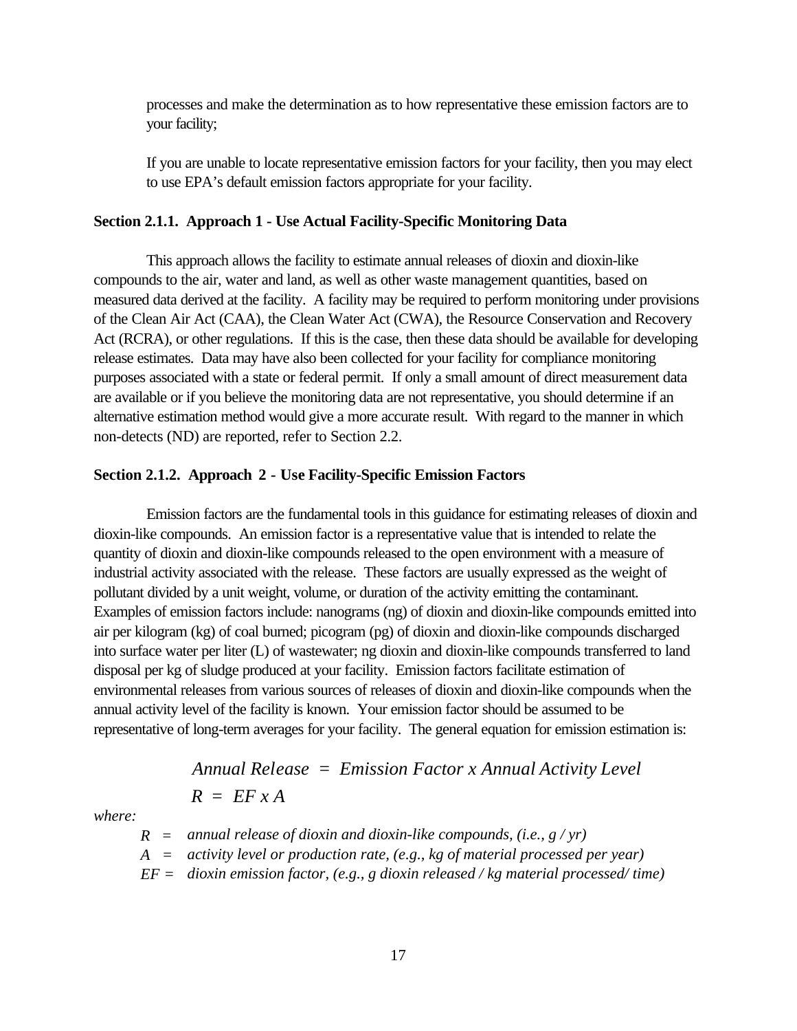processes and make the determination as to how representative these emission factors are to your facility;

If you are unable to locate representative emission factors for your facility, then you may elect to use EPA's default emission factors appropriate for your facility.

**Section 2.1.1. Approach 1 - Use Actual Facility-Specific Monitoring Data**

This approach allows the facility to estimate annual releases of dioxin and dioxin-like compounds to the air, water and land, as well as other waste management quantities, based on measured data derived at the facility. A facility may be required to perform monitoring under provisions of the Clean Air Act (CAA), the Clean Water Act (CWA), the Resource Conservation and Recovery Act (RCRA), or other regulations. If this is the case, then these data should be available for developing release estimates. Data may have also been collected for your facility for compliance monitoring purposes associated with a state or federal permit. If only a small amount of direct measurement data are available or if you believe the monitoring data are not representative, you should determine if an alternative estimation method would give a more accurate result. With regard to the manner in which non-detects (ND) are reported, refer to Section 2.2.

**Section 2.1.2. Approach 2 - Use Facility-Specific Emission Factors**

Emission factors are the fundamental tools in this guidance for estimating releases of dioxin and dioxin-like compounds. An emission factor is a representative value that is intended to relate the quantity of dioxin and dioxin-like compounds released to the open environment with a measure of industrial activity associated with the release. These factors are usually expressed as the weight of pollutant divided by a unit weight, volume, or duration of the activity emitting the contaminant. Examples of emission factors include: nanograms (ng) of dioxin and dioxin-like compounds emitted into air per kilogram (kg) of coal burned; picogram (pg) of dioxin and dioxin-like compounds discharged into surface water per liter (L) of wastewater; ng dioxin and dioxin-like compounds transferred to land disposal per kg of sludge produced at your facility. Emission factors facilitate estimation of environmental releases from various sources of releases of dioxin and dioxin-like compounds when the annual activity level of the facility is known. Your emission factor should be assumed to be representative of long-term averages for your facility. The general equation for emission estimation is:

$$\textit{Annual Release} = \textit{Emission Factor} \times \textit{Annual Activity Level}$$

$$R = EF \times A$$

*where:*

$R$ = *annual release of dioxin and dioxin-like compounds, (i.e., g / yr)*
$A$ = *activity level or production rate, (e.g., kg of material processed per year)*
$EF$ = *dioxin emission factor, (e.g., g dioxin released / kg material processed/ time)*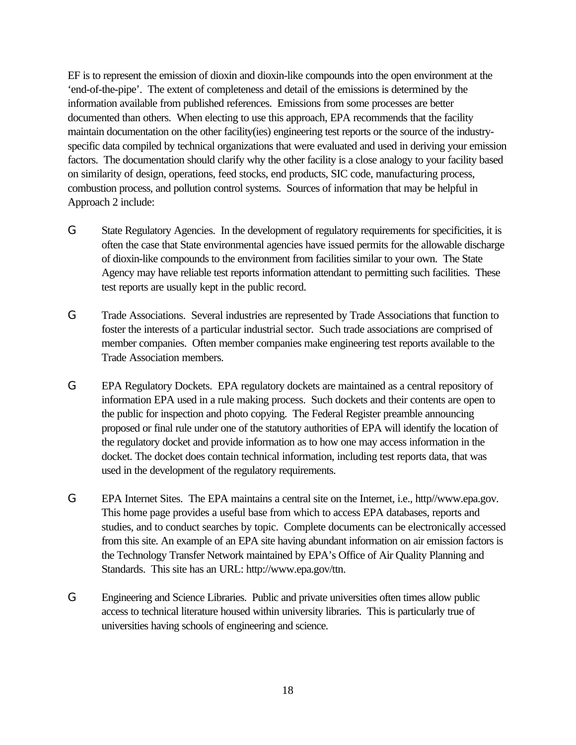EF is to represent the emission of dioxin and dioxin-like compounds into the open environment at the 'end-of-the-pipe'. The extent of completeness and detail of the emissions is determined by the information available from published references. Emissions from some processes are better documented than others. When electing to use this approach, EPA recommends that the facility maintain documentation on the other facility(ies) engineering test reports or the source of the industry-specific data compiled by technical organizations that were evaluated and used in deriving your emission factors. The documentation should clarify why the other facility is a close analogy to your facility based on similarity of design, operations, feed stocks, end products, SIC code, manufacturing process, combustion process, and pollution control systems. Sources of information that may be helpful in Approach 2 include:

- State Regulatory Agencies. In the development of regulatory requirements for specificities, it is often the case that State environmental agencies have issued permits for the allowable discharge of dioxin-like compounds to the environment from facilities similar to your own. The State Agency may have reliable test reports information attendant to permitting such facilities. These test reports are usually kept in the public record.

- Trade Associations. Several industries are represented by Trade Associations that function to foster the interests of a particular industrial sector. Such trade associations are comprised of member companies. Often member companies make engineering test reports available to the Trade Association members.

- EPA Regulatory Dockets. EPA regulatory dockets are maintained as a central repository of information EPA used in a rule making process. Such dockets and their contents are open to the public for inspection and photo copying. The Federal Register preamble announcing proposed or final rule under one of the statutory authorities of EPA will identify the location of the regulatory docket and provide information as to how one may access information in the docket. The docket does contain technical information, including test reports data, that was used in the development of the regulatory requirements.

- EPA Internet Sites. The EPA maintains a central site on the Internet, i.e., http//www.epa.gov. This home page provides a useful base from which to access EPA databases, reports and studies, and to conduct searches by topic. Complete documents can be electronically accessed from this site. An example of an EPA site having abundant information on air emission factors is the Technology Transfer Network maintained by EPA's Office of Air Quality Planning and Standards. This site has an URL: http://www.epa.gov/ttn.

- Engineering and Science Libraries. Public and private universities often times allow public access to technical literature housed within university libraries. This is particularly true of universities having schools of engineering and science.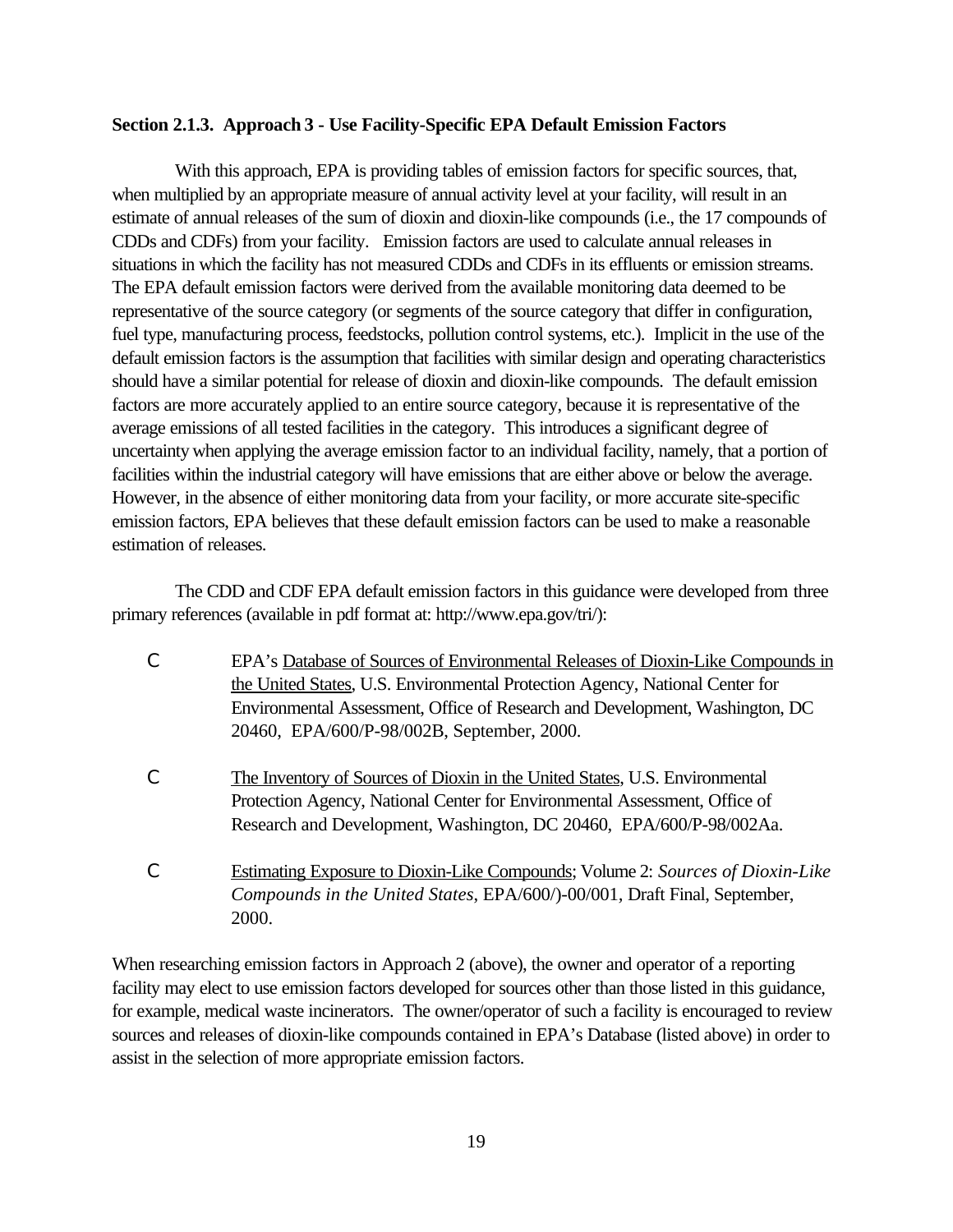**Section 2.1.3. Approach 3 - Use Facility-Specific EPA Default Emission Factors**

With this approach, EPA is providing tables of emission factors for specific sources, that, when multiplied by an appropriate measure of annual activity level at your facility, will result in an estimate of annual releases of the sum of dioxin and dioxin-like compounds (i.e., the 17 compounds of CDDs and CDFs) from your facility. Emission factors are used to calculate annual releases in situations in which the facility has not measured CDDs and CDFs in its effluents or emission streams. The EPA default emission factors were derived from the available monitoring data deemed to be representative of the source category (or segments of the source category that differ in configuration, fuel type, manufacturing process, feedstocks, pollution control systems, etc.). Implicit in the use of the default emission factors is the assumption that facilities with similar design and operating characteristics should have a similar potential for release of dioxin and dioxin-like compounds. The default emission factors are more accurately applied to an entire source category, because it is representative of the average emissions of all tested facilities in the category. This introduces a significant degree of uncertainty when applying the average emission factor to an individual facility, namely, that a portion of facilities within the industrial category will have emissions that are either above or below the average. However, in the absence of either monitoring data from your facility, or more accurate site-specific emission factors, EPA believes that these default emission factors can be used to make a reasonable estimation of releases.

The CDD and CDF EPA default emission factors in this guidance were developed from three primary references (available in pdf format at: http://www.epa.gov/tri/):

- EPA's Database of Sources of Environmental Releases of Dioxin-Like Compounds in the United States, U.S. Environmental Protection Agency, National Center for Environmental Assessment, Office of Research and Development, Washington, DC 20460, EPA/600/P-98/002B, September, 2000.

- The Inventory of Sources of Dioxin in the United States, U.S. Environmental Protection Agency, National Center for Environmental Assessment, Office of Research and Development, Washington, DC 20460, EPA/600/P-98/002Aa.

- Estimating Exposure to Dioxin-Like Compounds; Volume 2: *Sources of Dioxin-Like Compounds in the United States*, EPA/600/)-00/001, Draft Final, September, 2000.

When researching emission factors in Approach 2 (above), the owner and operator of a reporting facility may elect to use emission factors developed for sources other than those listed in this guidance, for example, medical waste incinerators. The owner/operator of such a facility is encouraged to review sources and releases of dioxin-like compounds contained in EPA's Database (listed above) in order to assist in the selection of more appropriate emission factors.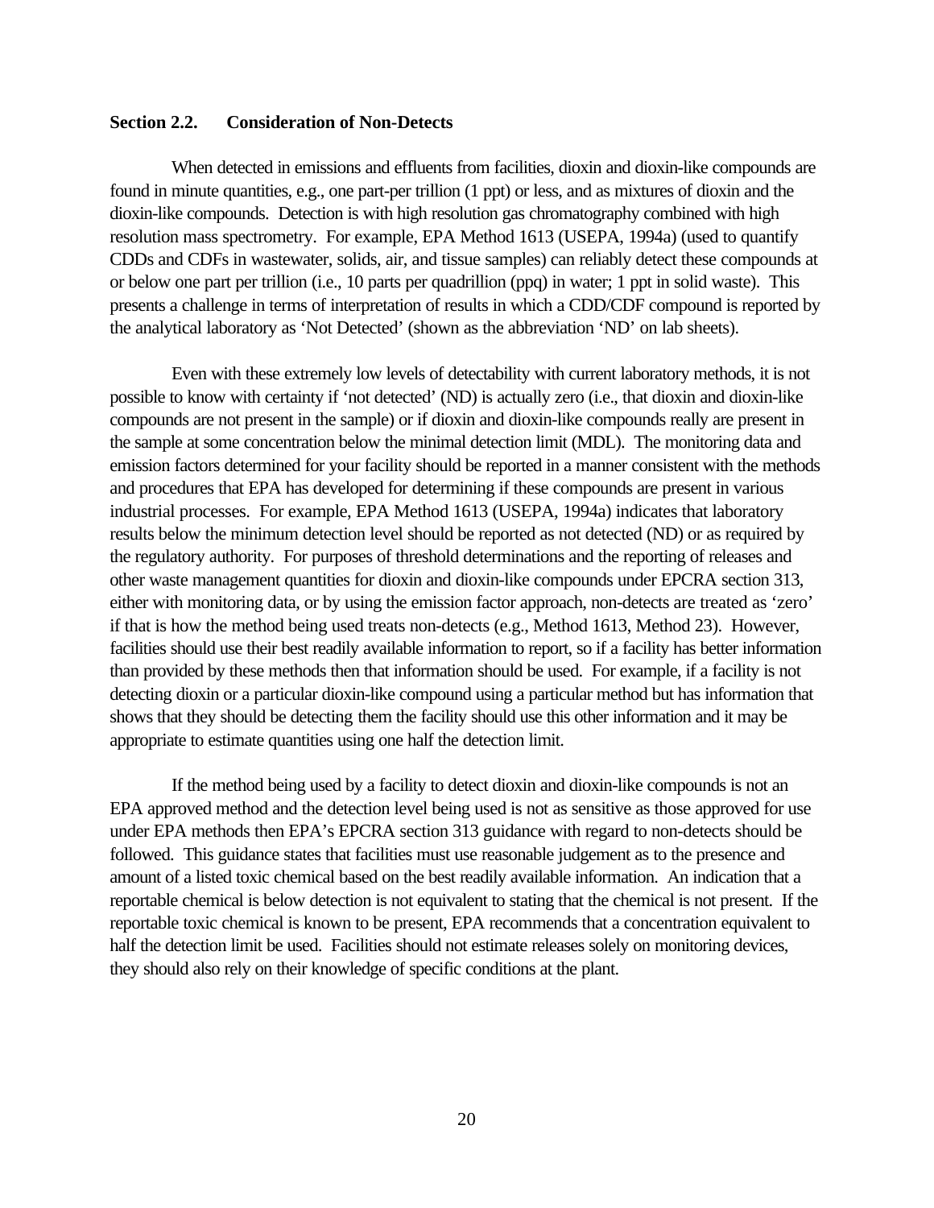## Section 2.2. Consideration of Non-Detects

When detected in emissions and effluents from facilities, dioxin and dioxin-like compounds are found in minute quantities, e.g., one part-per trillion (1 ppt) or less, and as mixtures of dioxin and the dioxin-like compounds. Detection is with high resolution gas chromatography combined with high resolution mass spectrometry. For example, EPA Method 1613 (USEPA, 1994a) (used to quantify CDDs and CDFs in wastewater, solids, air, and tissue samples) can reliably detect these compounds at or below one part per trillion (i.e., 10 parts per quadrillion (ppq) in water; 1 ppt in solid waste). This presents a challenge in terms of interpretation of results in which a CDD/CDF compound is reported by the analytical laboratory as 'Not Detected' (shown as the abbreviation 'ND' on lab sheets).

Even with these extremely low levels of detectability with current laboratory methods, it is not possible to know with certainty if 'not detected' (ND) is actually zero (i.e., that dioxin and dioxin-like compounds are not present in the sample) or if dioxin and dioxin-like compounds really are present in the sample at some concentration below the minimal detection limit (MDL). The monitoring data and emission factors determined for your facility should be reported in a manner consistent with the methods and procedures that EPA has developed for determining if these compounds are present in various industrial processes. For example, EPA Method 1613 (USEPA, 1994a) indicates that laboratory results below the minimum detection level should be reported as not detected (ND) or as required by the regulatory authority. For purposes of threshold determinations and the reporting of releases and other waste management quantities for dioxin and dioxin-like compounds under EPCRA section 313, either with monitoring data, or by using the emission factor approach, non-detects are treated as 'zero' if that is how the method being used treats non-detects (e.g., Method 1613, Method 23). However, facilities should use their best readily available information to report, so if a facility has better information than provided by these methods then that information should be used. For example, if a facility is not detecting dioxin or a particular dioxin-like compound using a particular method but has information that shows that they should be detecting them the facility should use this other information and it may be appropriate to estimate quantities using one half the detection limit.

If the method being used by a facility to detect dioxin and dioxin-like compounds is not an EPA approved method and the detection level being used is not as sensitive as those approved for use under EPA methods then EPA's EPCRA section 313 guidance with regard to non-detects should be followed. This guidance states that facilities must use reasonable judgement as to the presence and amount of a listed toxic chemical based on the best readily available information. An indication that a reportable chemical is below detection is not equivalent to stating that the chemical is not present. If the reportable toxic chemical is known to be present, EPA recommends that a concentration equivalent to half the detection limit be used. Facilities should not estimate releases solely on monitoring devices, they should also rely on their knowledge of specific conditions at the plant.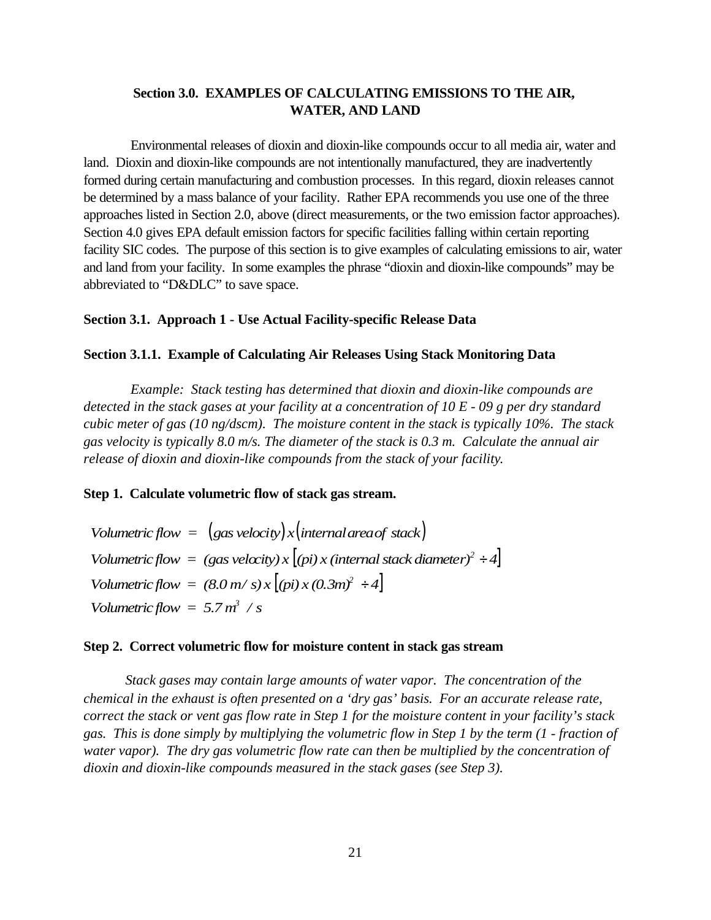## Section 3.0. EXAMPLES OF CALCULATING EMISSIONS TO THE AIR, WATER, AND LAND

Environmental releases of dioxin and dioxin-like compounds occur to all media air, water and land. Dioxin and dioxin-like compounds are not intentionally manufactured, they are inadvertently formed during certain manufacturing and combustion processes. In this regard, dioxin releases cannot be determined by a mass balance of your facility. Rather EPA recommends you use one of the three approaches listed in Section 2.0, above (direct measurements, or the two emission factor approaches). Section 4.0 gives EPA default emission factors for specific facilities falling within certain reporting facility SIC codes. The purpose of this section is to give examples of calculating emissions to air, water and land from your facility. In some examples the phrase "dioxin and dioxin-like compounds" may be abbreviated to "D&DLC" to save space.

### Section 3.1. Approach 1 - Use Actual Facility-specific Release Data

### Section 3.1.1. Example of Calculating Air Releases Using Stack Monitoring Data

*Example: Stack testing has determined that dioxin and dioxin-like compounds are detected in the stack gases at your facility at a concentration of 10 E - 09 g per dry standard cubic meter of gas (10 ng/dscm). The moisture content in the stack is typically 10%. The stack gas velocity is typically 8.0 m/s. The diameter of the stack is 0.3 m. Calculate the annual air release of dioxin and dioxin-like compounds from the stack of your facility.*

**Step 1. Calculate volumetric flow of stack gas stream.**

$$Volumetric\ flow\ =\ (gas\ velocity)\ x\ (internal\ area\ of\ stack)$$

$$Volumetric\ flow\ =\ (gas\ velocity)\ x\ \left[(pi)\ x\ (internal\ stack\ diameter)^2 \div 4\right]$$

$$Volumetric\ flow\ =\ (8.0\ m/s)\ x\ \left[(pi)\ x\ (0.3m)^2 \div 4\right]$$

$$Volumetric\ flow\ =\ 5.7\ m^3\ /\ s$$

**Step 2. Correct volumetric flow for moisture content in stack gas stream**

*Stack gases may contain large amounts of water vapor. The concentration of the chemical in the exhaust is often presented on a 'dry gas' basis. For an accurate release rate, correct the stack or vent gas flow rate in Step 1 for the moisture content in your facility's stack gas. This is done simply by multiplying the volumetric flow in Step 1 by the term (1 - fraction of water vapor). The dry gas volumetric flow rate can then be multiplied by the concentration of dioxin and dioxin-like compounds measured in the stack gases (see Step 3).*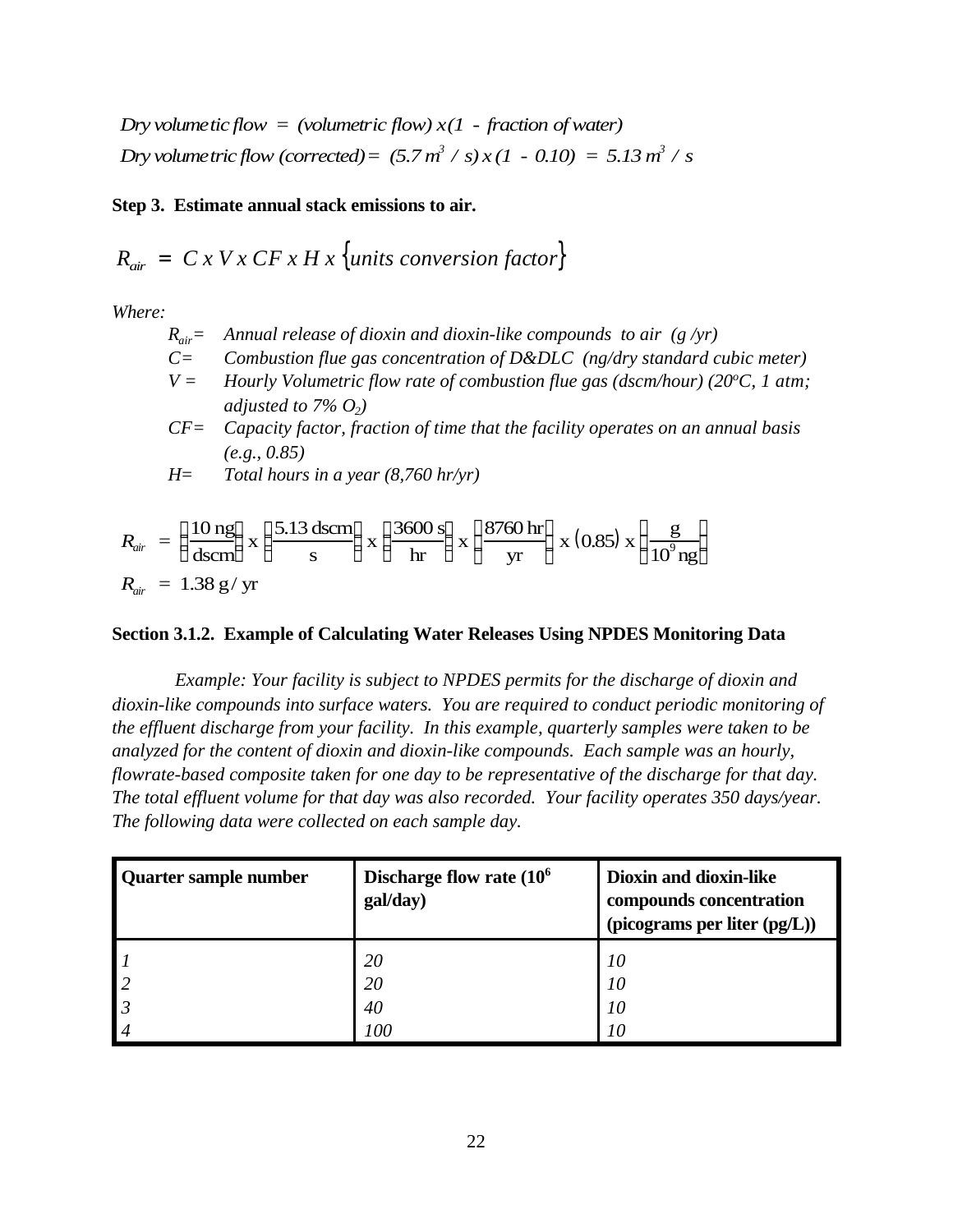$$Dry\ volumetic\ flow\ =\ (volumetric\ flow)\ x\ (1\ -\ fraction\ of\ water)$$

$$Dry\ volumetric\ flow\ (corrected) =\ (5.7\ m^3\ /\ s)\ x\ (1\ -\ 0.10)\ =\ 5.13\ m^3\ /\ s$$

**Step 3. Estimate annual stack emissions to air.**

$$R_{air}\ =\ C\ x\ V\ x\ CF\ x\ H\ x\ \{units\ conversion\ factor\}$$

*Where:*

- $R_{air}$= *Annual release of dioxin and dioxin-like compounds to air (g /yr)*
- $C$= *Combustion flue gas concentration of D&DLC (ng/dry standard cubic meter)*
- $V$ = *Hourly Volumetric flow rate of combustion flue gas (dscm/hour) (20°C, 1 atm; adjusted to 7% $O_2$)*
- $CF$= *Capacity factor, fraction of time that the facility operates on an annual basis (e.g., 0.85)*
- $H$= *Total hours in a year (8,760 hr/yr)*

$$R_{air}\ =\ \left(\frac{10\ \text{ng}}{\text{dscm}}\right)\ \text{x}\ \left(\frac{5.13\ \text{dscm}}{\text{s}}\right)\ \text{x}\ \left(\frac{3600\ \text{s}}{\text{hr}}\right)\ \text{x}\ \left(\frac{8760\ \text{hr}}{\text{yr}}\right)\ \text{x}\ (0.85)\ \text{x}\ \left(\frac{\text{g}}{10^9\ \text{ng}}\right)$$

$$R_{air}\ =\ 1.38\ \text{g}\ /\ \text{yr}$$

**Section 3.1.2. Example of Calculating Water Releases Using NPDES Monitoring Data**

*Example: Your facility is subject to NPDES permits for the discharge of dioxin and dioxin-like compounds into surface waters. You are required to conduct periodic monitoring of the effluent discharge from your facility. In this example, quarterly samples were taken to be analyzed for the content of dioxin and dioxin-like compounds. Each sample was an hourly, flowrate-based composite taken for one day to be representative of the discharge for that day. The total effluent volume for that day was also recorded. Your facility operates 350 days/year. The following data were collected on each sample day.*

| Quarter sample number | Discharge flow rate ($10^6$ gal/day) | Dioxin and dioxin-like compounds concentration (picograms per liter (pg/L)) |
|---|---|---|
| *1* | *20* | *10* |
| *2* | *20* | *10* |
| *3* | *40* | *10* |
| *4* | *100* | *10* |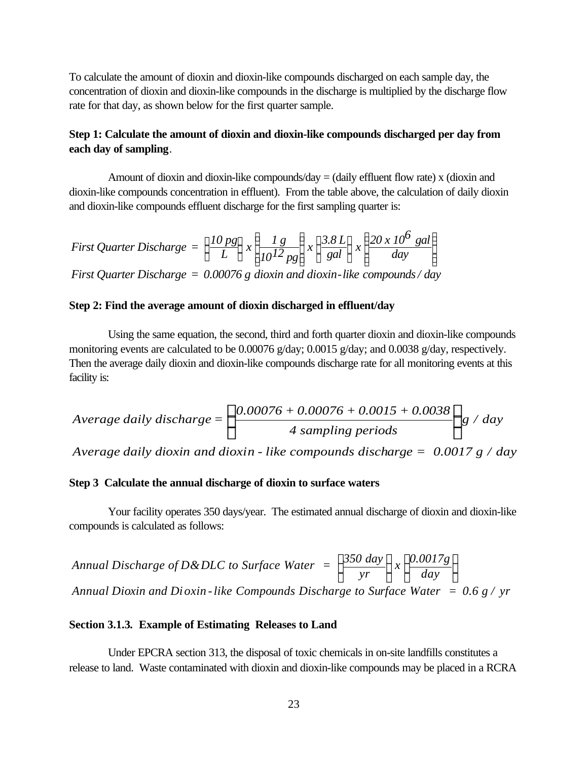To calculate the amount of dioxin and dioxin-like compounds discharged on each sample day, the concentration of dioxin and dioxin-like compounds in the discharge is multiplied by the discharge flow rate for that day, as shown below for the first quarter sample.

**Step 1: Calculate the amount of dioxin and dioxin-like compounds discharged per day from each day of sampling**.

Amount of dioxin and dioxin-like compounds/day = (daily effluent flow rate) x (dioxin and dioxin-like compounds concentration in effluent). From the table above, the calculation of daily dioxin and dioxin-like compounds effluent discharge for the first sampling quarter is:

$$First\ Quarter\ Discharge\ =\ \left(\frac{10\ pg}{L}\right)\ x\ \left(\frac{1\ g}{10^{12}\ pg}\right)\ x\ \left(\frac{3.8\ L}{gal}\right)\ x\ \left(\frac{20\ x\ 10^{6}\ gal}{day}\right)$$

$$First\ Quarter\ Discharge\ =\ 0.00076\ g\ dioxin\ and\ dioxin\text{-}like\ compounds / day$$

**Step 2: Find the average amount of dioxin discharged in effluent/day**

Using the same equation, the second, third and forth quarter dioxin and dioxin-like compounds monitoring events are calculated to be 0.00076 g/day; 0.0015 g/day; and 0.0038 g/day, respectively. Then the average daily dioxin and dioxin-like compounds discharge rate for all monitoring events at this facility is:

$$Average\ daily\ discharge = \left(\frac{0.00076 + 0.00076 + 0.0015 + 0.0038}{4\ sampling\ periods}\right) g\ /\ day$$

$$Average\ daily\ dioxin\ and\ dioxin\text{ - }like\ compounds\ discharge =\ 0.0017\ g\ /\ day$$

**Step 3 Calculate the annual discharge of dioxin to surface waters**

Your facility operates 350 days/year. The estimated annual discharge of dioxin and dioxin-like compounds is calculated as follows:

$$Annual\ Discharge\ of\ D\&DLC\ to\ Surface\ Water\ =\ \left(\frac{350\ day}{yr}\right)\ x\ \left(\frac{0.0017g}{day}\right)$$

$$Annual\ Dioxin\ and\ Dioxin\text{-}like\ Compounds\ Discharge\ to\ Surface\ Water\ =\ 0.6\ g\ /\ yr$$

**Section 3.1.3. Example of Estimating Releases to Land**

Under EPCRA section 313, the disposal of toxic chemicals in on-site landfills constitutes a release to land. Waste contaminated with dioxin and dioxin-like compounds may be placed in a RCRA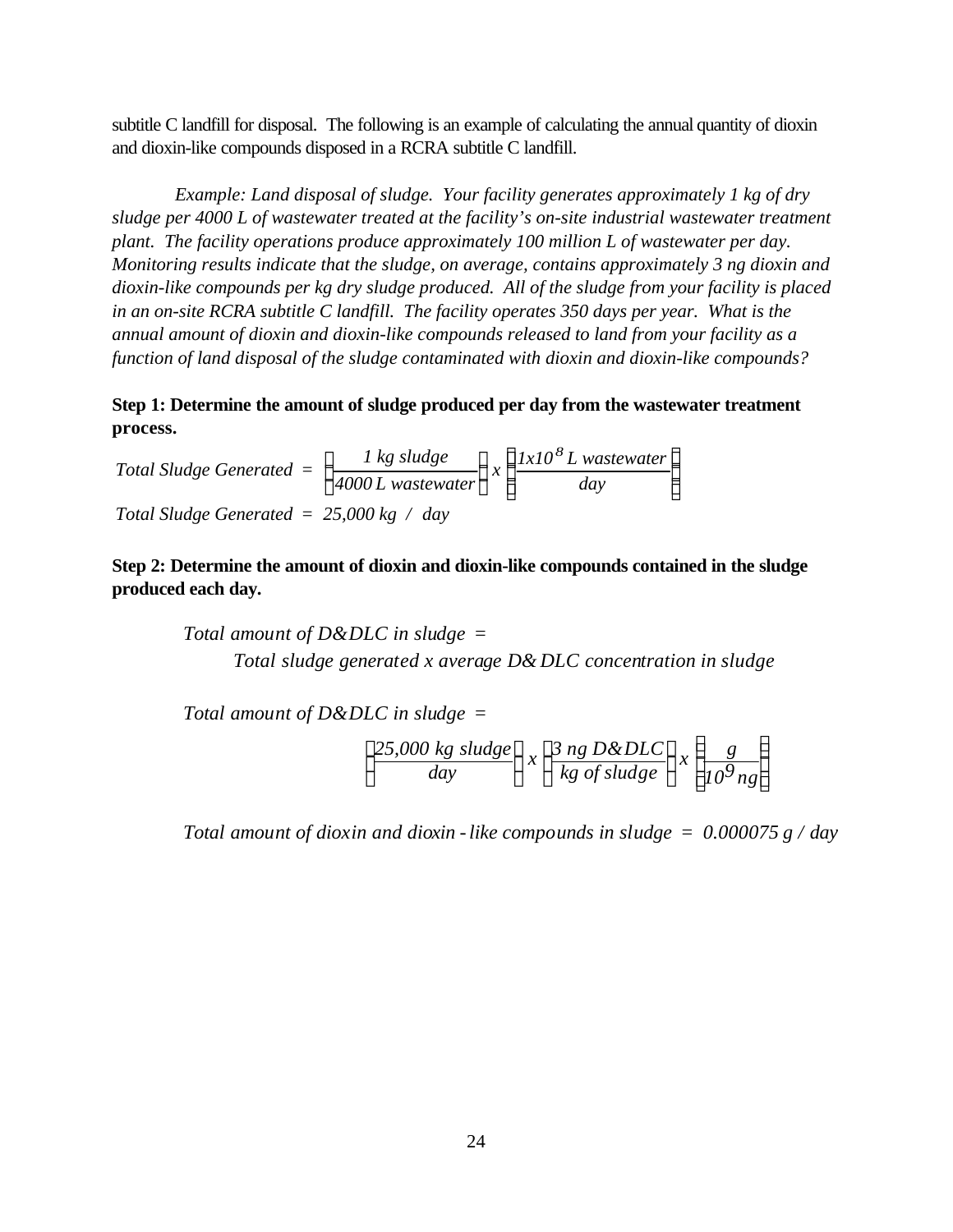subtitle C landfill for disposal. The following is an example of calculating the annual quantity of dioxin and dioxin-like compounds disposed in a RCRA subtitle C landfill.

*Example: Land disposal of sludge. Your facility generates approximately 1 kg of dry sludge per 4000 L of wastewater treated at the facility's on-site industrial wastewater treatment plant. The facility operations produce approximately 100 million L of wastewater per day. Monitoring results indicate that the sludge, on average, contains approximately 3 ng dioxin and dioxin-like compounds per kg dry sludge produced. All of the sludge from your facility is placed in an on-site RCRA subtitle C landfill. The facility operates 350 days per year. What is the annual amount of dioxin and dioxin-like compounds released to land from your facility as a function of land disposal of the sludge contaminated with dioxin and dioxin-like compounds?*

**Step 1: Determine the amount of sludge produced per day from the wastewater treatment process.**

$$\text{Total Sludge Generated} = \left(\frac{1 \text{ kg sludge}}{4000 \text{ L wastewater}}\right) x \left(\frac{1x10^{8} \text{ L wastewater}}{\text{day}}\right)$$

$$\text{Total Sludge Generated} = 25{,}000 \text{ kg / day}$$

**Step 2: Determine the amount of dioxin and dioxin-like compounds contained in the sludge produced each day.**

*Total amount of D&DLC in sludge =*
*Total sludge generated x average D&DLC concentration in sludge*

*Total amount of D&DLC in sludge =*

$$\left(\frac{25{,}000 \text{ kg sludge}}{\text{day}}\right) x \left(\frac{3 \text{ ng D\&DLC}}{\text{kg of sludge}}\right) x \left(\frac{g}{10^{9} \text{ ng}}\right)$$

*Total amount of dioxin and dioxin-like compounds in sludge = 0.000075 g / day*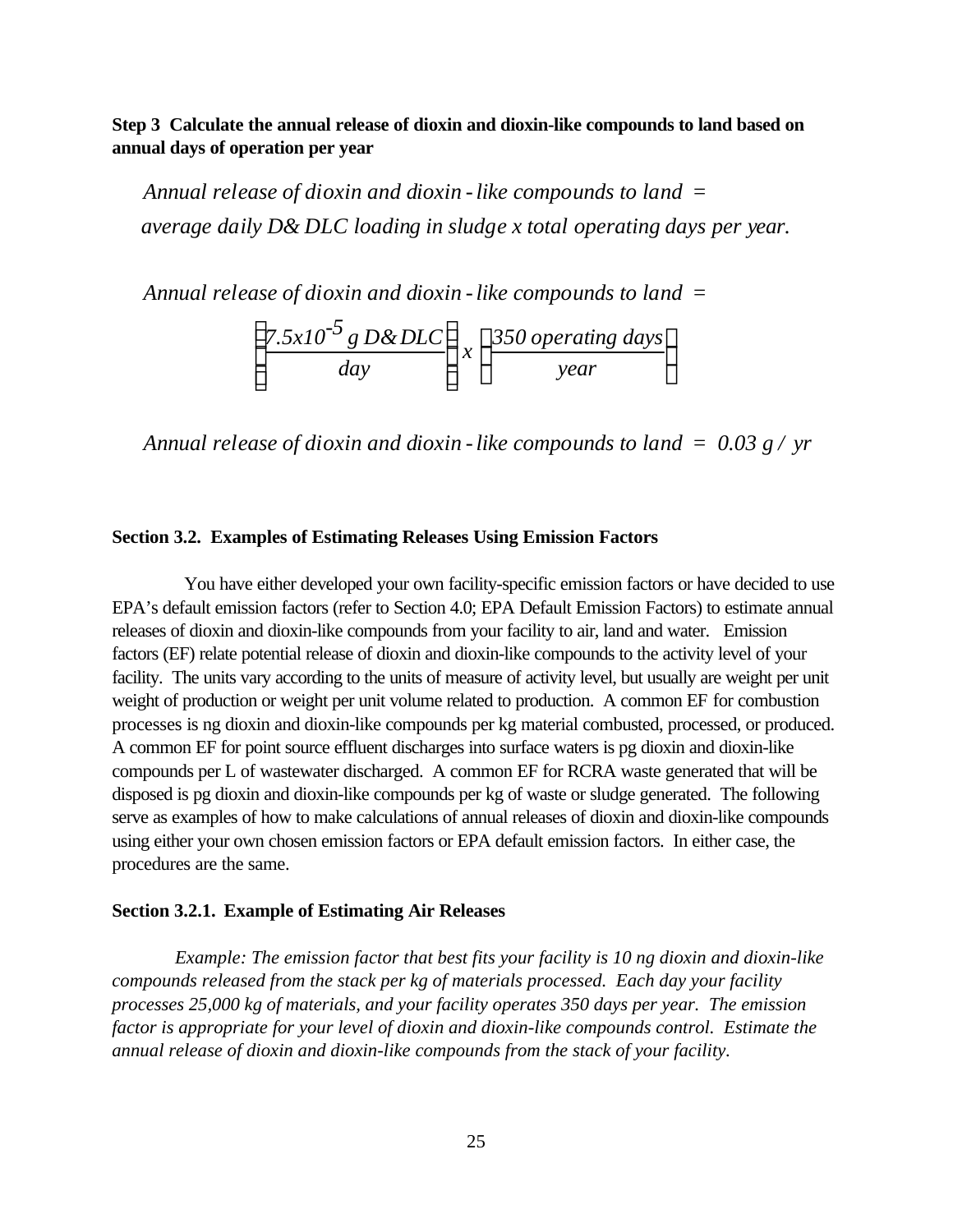**Step 3 Calculate the annual release of dioxin and dioxin-like compounds to land based on annual days of operation per year**

$$\text{Annual release of dioxin and dioxin-like compounds to land} = \text{average daily D\&DLC loading in sludge x total operating days per year.}$$

$$\text{Annual release of dioxin and dioxin-like compounds to land} = \left(\frac{7.5x10^{-5}\ g\ D\&DLC}{day}\right) x \left(\frac{350\ operating\ days}{year}\right)$$

$$\text{Annual release of dioxin and dioxin-like compounds to land} = 0.03\ g / yr$$

## Section 3.2. Examples of Estimating Releases Using Emission Factors

You have either developed your own facility-specific emission factors or have decided to use EPA's default emission factors (refer to Section 4.0; EPA Default Emission Factors) to estimate annual releases of dioxin and dioxin-like compounds from your facility to air, land and water. Emission factors (EF) relate potential release of dioxin and dioxin-like compounds to the activity level of your facility. The units vary according to the units of measure of activity level, but usually are weight per unit weight of production or weight per unit volume related to production. A common EF for combustion processes is ng dioxin and dioxin-like compounds per kg material combusted, processed, or produced. A common EF for point source effluent discharges into surface waters is pg dioxin and dioxin-like compounds per L of wastewater discharged. A common EF for RCRA waste generated that will be disposed is pg dioxin and dioxin-like compounds per kg of waste or sludge generated. The following serve as examples of how to make calculations of annual releases of dioxin and dioxin-like compounds using either your own chosen emission factors or EPA default emission factors. In either case, the procedures are the same.

### Section 3.2.1. Example of Estimating Air Releases

*Example: The emission factor that best fits your facility is 10 ng dioxin and dioxin-like compounds released from the stack per kg of materials processed. Each day your facility processes 25,000 kg of materials, and your facility operates 350 days per year. The emission factor is appropriate for your level of dioxin and dioxin-like compounds control. Estimate the annual release of dioxin and dioxin-like compounds from the stack of your facility.*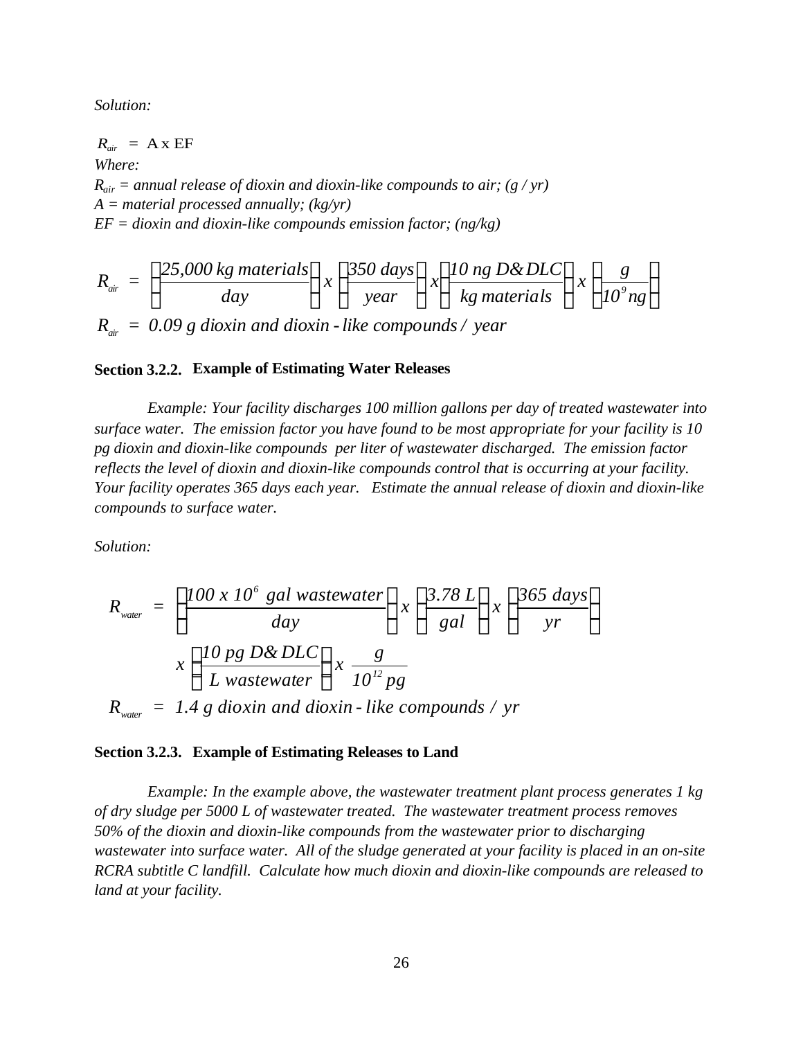*Solution:*

$R_{air}$ = A x EF

*Where:*

*$R_{air}$ = annual release of dioxin and dioxin-like compounds to air; (g / yr)*
*A = material processed annually; (kg/yr)*
*EF = dioxin and dioxin-like compounds emission factor; (ng/kg)*

$$R_{air} = \left(\frac{25{,}000 \text{ kg materials}}{\text{day}}\right) x \left(\frac{350 \text{ days}}{\text{year}}\right) x \left(\frac{10 \text{ ng D\&DLC}}{\text{kg materials}}\right) x \left(\frac{g}{10^9 \text{ ng}}\right)$$

$$R_{air} = 0.09 \text{ g dioxin and dioxin-like compounds / year}$$

**Section 3.2.2. Example of Estimating Water Releases**

*Example: Your facility discharges 100 million gallons per day of treated wastewater into surface water. The emission factor you have found to be most appropriate for your facility is 10 pg dioxin and dioxin-like compounds per liter of wastewater discharged. The emission factor reflects the level of dioxin and dioxin-like compounds control that is occurring at your facility. Your facility operates 365 days each year. Estimate the annual release of dioxin and dioxin-like compounds to surface water.*

*Solution:*

$$R_{water} = \left(\frac{100 \times 10^6 \text{ gal wastewater}}{\text{day}}\right) x \left(\frac{3.78 \text{ L}}{\text{gal}}\right) x \left(\frac{365 \text{ days}}{\text{yr}}\right)$$

$$x \left(\frac{10 \text{ pg D\&DLC}}{\text{L wastewater}}\right) x \frac{g}{10^{12} \text{ pg}}$$

$$R_{water} = 1.4 \text{ g dioxin and dioxin-like compounds / yr}$$

**Section 3.2.3. Example of Estimating Releases to Land**

*Example: In the example above, the wastewater treatment plant process generates 1 kg of dry sludge per 5000 L of wastewater treated. The wastewater treatment process removes 50% of the dioxin and dioxin-like compounds from the wastewater prior to discharging wastewater into surface water. All of the sludge generated at your facility is placed in an on-site RCRA subtitle C landfill. Calculate how much dioxin and dioxin-like compounds are released to land at your facility.*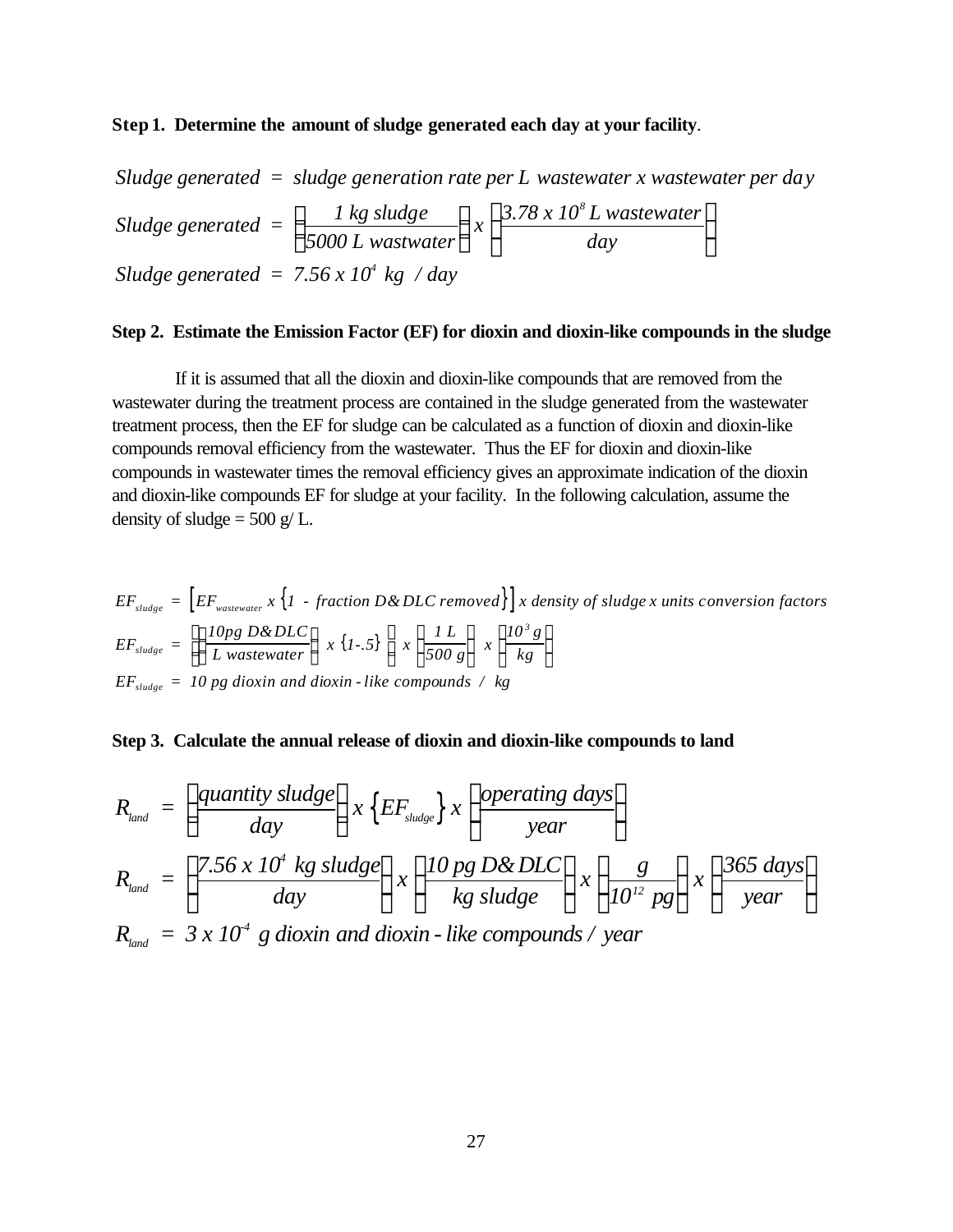**Step 1. Determine the amount of sludge generated each day at your facility**.

$$Sludge\ generated\ =\ sludge\ generation\ rate\ per\ L\ wastewater\ x\ wastewater\ per\ day$$

$$Sludge\ generated\ =\ \left(\frac{1\ kg\ sludge}{5000\ L\ wastwater}\right) x \left(\frac{3.78\ x\ 10^{8}\ L\ wastewater}{day}\right)$$

$$Sludge\ generated\ =\ 7.56\ x\ 10^{4}\ kg\ \ /\ day$$

**Step 2. Estimate the Emission Factor (EF) for dioxin and dioxin-like compounds in the sludge**

If it is assumed that all the dioxin and dioxin-like compounds that are removed from the wastewater during the treatment process are contained in the sludge generated from the wastewater treatment process, then the EF for sludge can be calculated as a function of dioxin and dioxin-like compounds removal efficiency from the wastewater. Thus the EF for dioxin and dioxin-like compounds in wastewater times the removal efficiency gives an approximate indication of the dioxin and dioxin-like compounds EF for sludge at your facility. In the following calculation, assume the density of sludge = 500 g/ L.

$$EF_{sludge}\ =\ \left[EF_{wastewater}\ x\ \left\{1\ -\ fraction\ D\&DLC\ removed\right\}\right] x\ density\ of\ sludge\ x\ units\ conversion\ factors$$

$$EF_{sludge}\ =\ \left(\left(\frac{10pg\ D\&DLC}{L\ wastewater}\right) x\ \{1\text{-}.5\}\right) x \left(\frac{1\ L}{500\ g}\right) x \left(\frac{10^{3}\ g}{kg}\right)$$

$$EF_{sludge}\ =\ 10\ pg\ dioxin\ and\ dioxin\text{-}like\ compounds\ \ /\ \ kg$$

**Step 3. Calculate the annual release of dioxin and dioxin-like compounds to land**

$$R_{land}\ =\ \left(\frac{quantity\ sludge}{day}\right) x \left\{EF_{sludge}\right\} x \left(\frac{operating\ days}{year}\right)$$

$$R_{land}\ =\ \left(\frac{7.56\ x\ 10^{4}\ kg\ sludge}{day}\right) x \left(\frac{10\ pg\ D\&DLC}{kg\ sludge}\right) x \left(\frac{g}{10^{12}\ pg}\right) x \left(\frac{365\ days}{year}\right)$$

$$R_{land}\ =\ 3\ x\ 10^{-4}\ g\ dioxin\ and\ dioxin\text{-}like\ compounds\ /\ year$$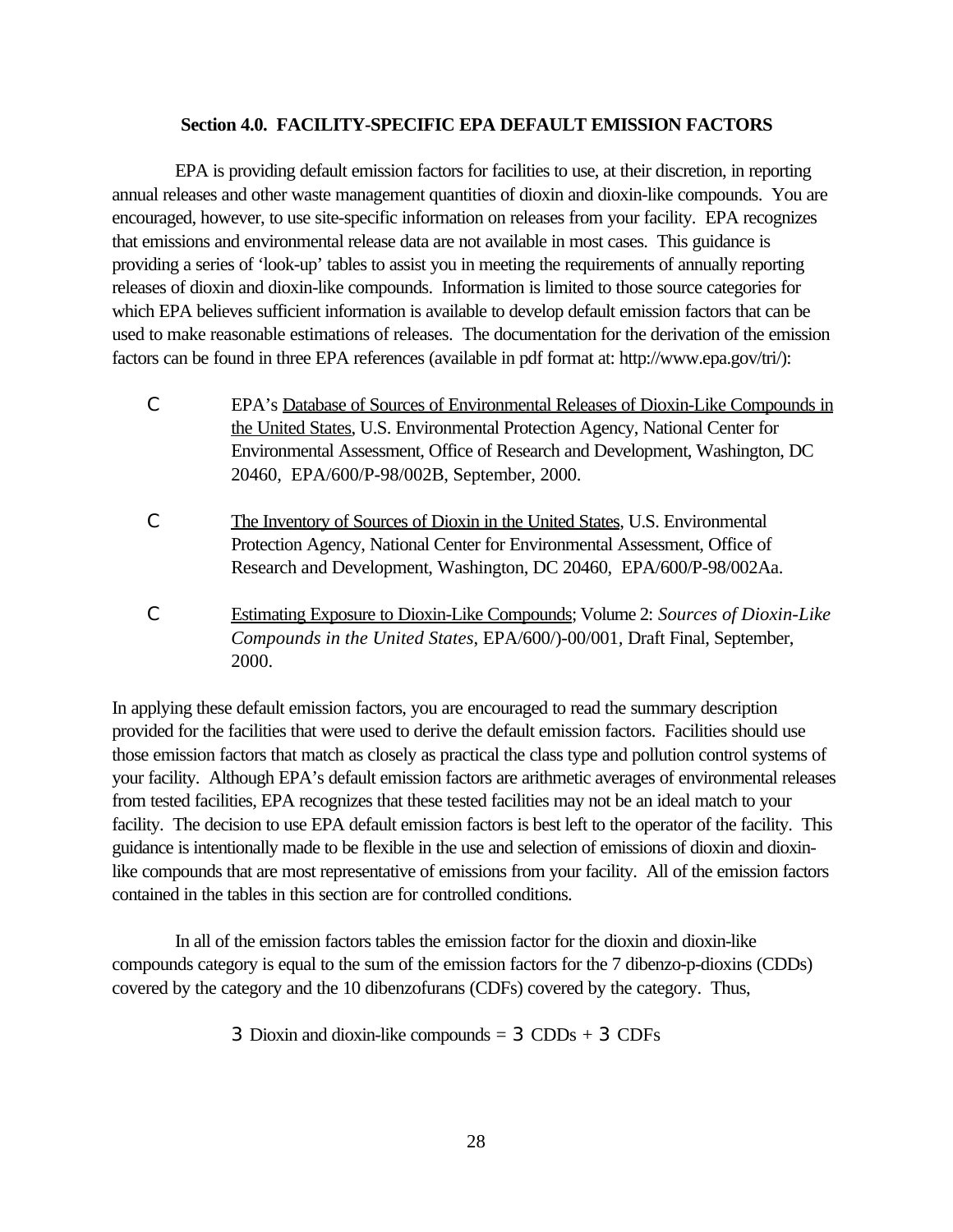**Section 4.0. FACILITY-SPECIFIC EPA DEFAULT EMISSION FACTORS**

EPA is providing default emission factors for facilities to use, at their discretion, in reporting annual releases and other waste management quantities of dioxin and dioxin-like compounds. You are encouraged, however, to use site-specific information on releases from your facility. EPA recognizes that emissions and environmental release data are not available in most cases. This guidance is providing a series of 'look-up' tables to assist you in meeting the requirements of annually reporting releases of dioxin and dioxin-like compounds. Information is limited to those source categories for which EPA believes sufficient information is available to develop default emission factors that can be used to make reasonable estimations of releases. The documentation for the derivation of the emission factors can be found in three EPA references (available in pdf format at: http://www.epa.gov/tri/):

- EPA's <u>Database of Sources of Environmental Releases of Dioxin-Like Compounds in the United States</u>, U.S. Environmental Protection Agency, National Center for Environmental Assessment, Office of Research and Development, Washington, DC 20460, EPA/600/P-98/002B, September, 2000.

- <u>The Inventory of Sources of Dioxin in the United States</u>, U.S. Environmental Protection Agency, National Center for Environmental Assessment, Office of Research and Development, Washington, DC 20460, EPA/600/P-98/002Aa.

- <u>Estimating Exposure to Dioxin-Like Compounds</u>; Volume 2: *Sources of Dioxin-Like Compounds in the United States*, EPA/600/)-00/001, Draft Final, September, 2000.

In applying these default emission factors, you are encouraged to read the summary description provided for the facilities that were used to derive the default emission factors. Facilities should use those emission factors that match as closely as practical the class type and pollution control systems of your facility. Although EPA's default emission factors are arithmetic averages of environmental releases from tested facilities, EPA recognizes that these tested facilities may not be an ideal match to your facility. The decision to use EPA default emission factors is best left to the operator of the facility. This guidance is intentionally made to be flexible in the use and selection of emissions of dioxin and dioxin-like compounds that are most representative of emissions from your facility. All of the emission factors contained in the tables in this section are for controlled conditions.

In all of the emission factors tables the emission factor for the dioxin and dioxin-like compounds category is equal to the sum of the emission factors for the 7 dibenzo-p-dioxins (CDDs) covered by the category and the 10 dibenzofurans (CDFs) covered by the category. Thus,

$$\Sigma \text{ Dioxin and dioxin-like compounds} = \Sigma \text{ CDDs} + \Sigma \text{ CDFs}$$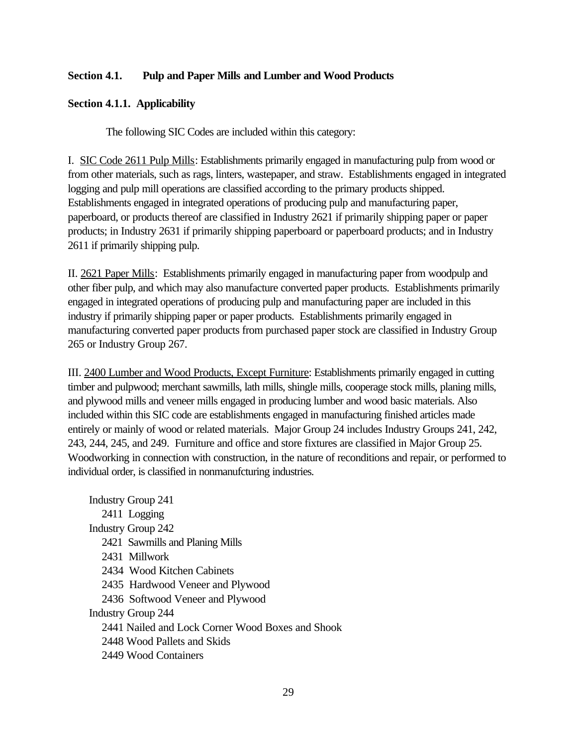## Section 4.1. Pulp and Paper Mills and Lumber and Wood Products

### Section 4.1.1. Applicability

The following SIC Codes are included within this category:

I. <u>SIC Code 2611 Pulp Mills</u>: Establishments primarily engaged in manufacturing pulp from wood or from other materials, such as rags, linters, wastepaper, and straw. Establishments engaged in integrated logging and pulp mill operations are classified according to the primary products shipped. Establishments engaged in integrated operations of producing pulp and manufacturing paper, paperboard, or products thereof are classified in Industry 2621 if primarily shipping paper or paper products; in Industry 2631 if primarily shipping paperboard or paperboard products; and in Industry 2611 if primarily shipping pulp.

II. <u>2621 Paper Mills</u>: Establishments primarily engaged in manufacturing paper from woodpulp and other fiber pulp, and which may also manufacture converted paper products. Establishments primarily engaged in integrated operations of producing pulp and manufacturing paper are included in this industry if primarily shipping paper or paper products. Establishments primarily engaged in manufacturing converted paper products from purchased paper stock are classified in Industry Group 265 or Industry Group 267.

III. <u>2400 Lumber and Wood Products, Except Furniture</u>: Establishments primarily engaged in cutting timber and pulpwood; merchant sawmills, lath mills, shingle mills, cooperage stock mills, planing mills, and plywood mills and veneer mills engaged in producing lumber and wood basic materials. Also included within this SIC code are establishments engaged in manufacturing finished articles made entirely or mainly of wood or related materials. Major Group 24 includes Industry Groups 241, 242, 243, 244, 245, and 249. Furniture and office and store fixtures are classified in Major Group 25. Woodworking in connection with construction, in the nature of reconditions and repair, or performed to individual order, is classified in nonmanufcturing industries.

- Industry Group 241
  - 2411 Logging
- Industry Group 242
  - 2421 Sawmills and Planing Mills
  - 2431 Millwork
  - 2434 Wood Kitchen Cabinets
  - 2435 Hardwood Veneer and Plywood
  - 2436 Softwood Veneer and Plywood
- Industry Group 244
  - 2441 Nailed and Lock Corner Wood Boxes and Shook
  - 2448 Wood Pallets and Skids
  - 2449 Wood Containers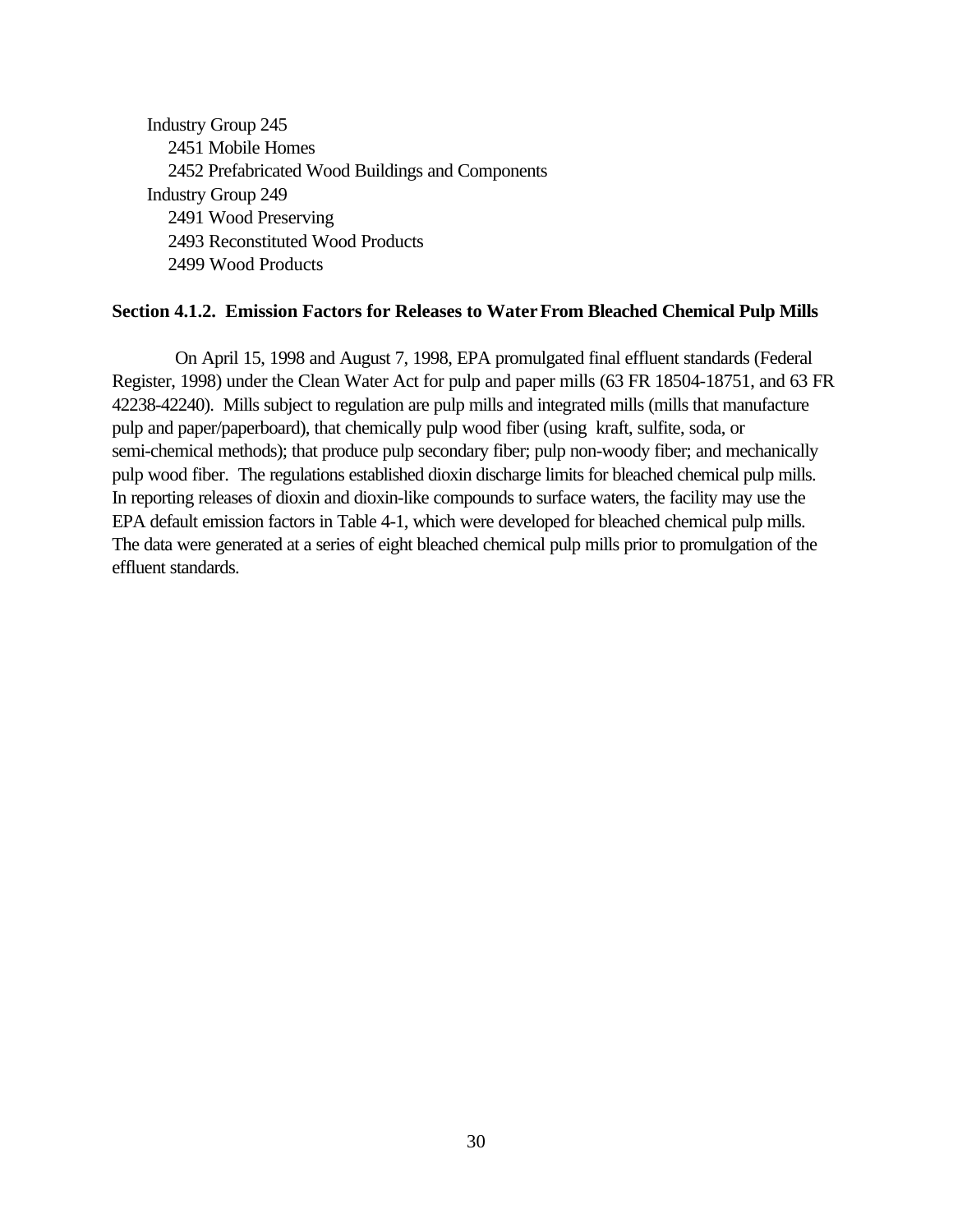Industry Group 245

- 2451 Mobile Homes
- 2452 Prefabricated Wood Buildings and Components

Industry Group 249

- 2491 Wood Preserving
- 2493 Reconstituted Wood Products
- 2499 Wood Products

**Section 4.1.2. Emission Factors for Releases to Water From Bleached Chemical Pulp Mills**

On April 15, 1998 and August 7, 1998, EPA promulgated final effluent standards (Federal Register, 1998) under the Clean Water Act for pulp and paper mills (63 FR 18504-18751, and 63 FR 42238-42240). Mills subject to regulation are pulp mills and integrated mills (mills that manufacture pulp and paper/paperboard), that chemically pulp wood fiber (using kraft, sulfite, soda, or semi-chemical methods); that produce pulp secondary fiber; pulp non-woody fiber; and mechanically pulp wood fiber. The regulations established dioxin discharge limits for bleached chemical pulp mills. In reporting releases of dioxin and dioxin-like compounds to surface waters, the facility may use the EPA default emission factors in Table 4-1, which were developed for bleached chemical pulp mills. The data were generated at a series of eight bleached chemical pulp mills prior to promulgation of the effluent standards.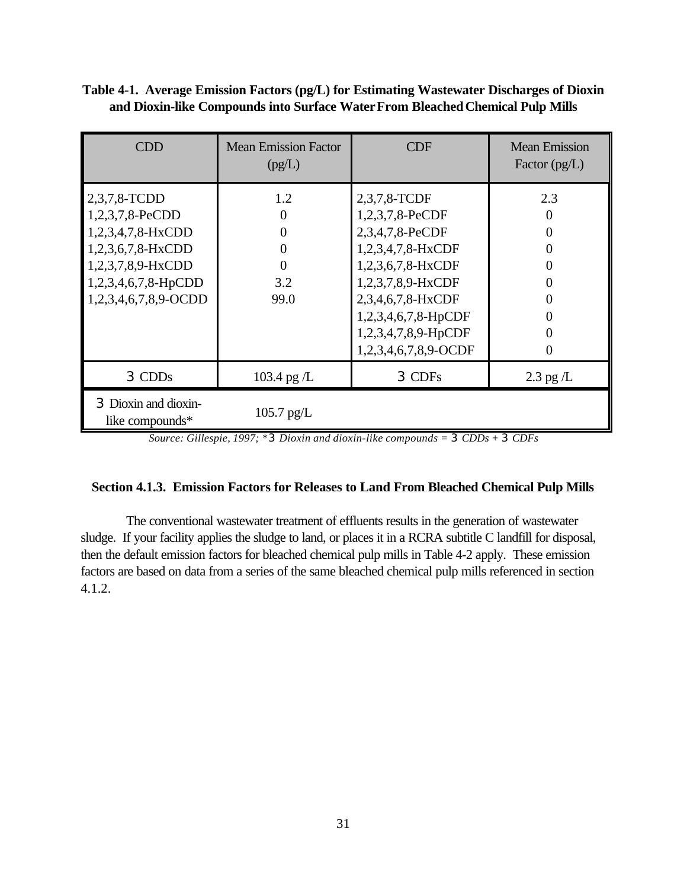**Table 4-1. Average Emission Factors (pg/L) for Estimating Wastewater Discharges of Dioxin and Dioxin-like Compounds into Surface Water From Bleached Chemical Pulp Mills**

| CDD | Mean Emission Factor (pg/L) | CDF | Mean Emission Factor (pg/L) |
|---|---|---|---|
| 2,3,7,8-TCDD | 1.2 | 2,3,7,8-TCDF | 2.3 |
| 1,2,3,7,8-PeCDD | 0 | 1,2,3,7,8-PeCDF | 0 |
| 1,2,3,4,7,8-HxCDD | 0 | 2,3,4,7,8-PeCDF | 0 |
| 1,2,3,6,7,8-HxCDD | 0 | 1,2,3,4,7,8-HxCDF | 0 |
| 1,2,3,7,8,9-HxCDD | 0 | 1,2,3,6,7,8-HxCDF | 0 |
| 1,2,3,4,6,7,8-HpCDD | 3.2 | 1,2,3,7,8,9-HxCDF | 0 |
| 1,2,3,4,6,7,8,9-OCDD | 99.0 | 2,3,4,6,7,8-HxCDF | 0 |
| | | 1,2,3,4,6,7,8-HpCDF | 0 |
| | | 1,2,3,4,7,8,9-HpCDF | 0 |
| | | 1,2,3,4,6,7,8,9-OCDF | 0 |
| Σ CDDs | 103.4 pg /L | Σ CDFs | 2.3 pg /L |
| Σ Dioxin and dioxin-like compounds* | 105.7 pg/L | | |

*Source: Gillespie, 1997; *Σ Dioxin and dioxin-like compounds = Σ CDDs + Σ CDFs*

### Section 4.1.3. Emission Factors for Releases to Land From Bleached Chemical Pulp Mills

The conventional wastewater treatment of effluents results in the generation of wastewater sludge. If your facility applies the sludge to land, or places it in a RCRA subtitle C landfill for disposal, then the default emission factors for bleached chemical pulp mills in Table 4-2 apply. These emission factors are based on data from a series of the same bleached chemical pulp mills referenced in section 4.1.2.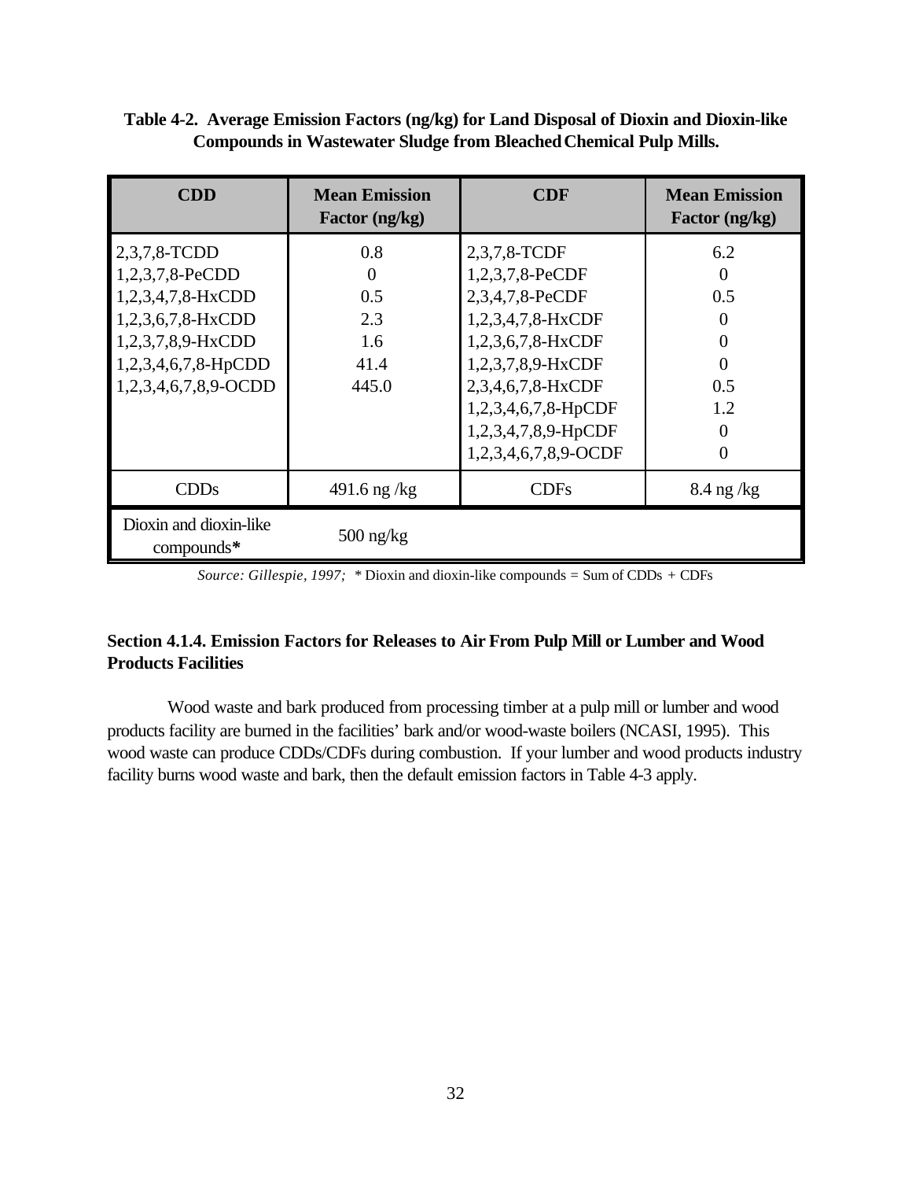**Table 4-2. Average Emission Factors (ng/kg) for Land Disposal of Dioxin and Dioxin-like Compounds in Wastewater Sludge from Bleached Chemical Pulp Mills.**

| CDD | Mean Emission Factor (ng/kg) | CDF | Mean Emission Factor (ng/kg) |
|---|---|---|---|
| 2,3,7,8-TCDD | 0.8 | 2,3,7,8-TCDF | 6.2 |
| 1,2,3,7,8-PeCDD | 0 | 1,2,3,7,8-PeCDF | 0 |
| 1,2,3,4,7,8-HxCDD | 0.5 | 2,3,4,7,8-PeCDF | 0.5 |
| 1,2,3,6,7,8-HxCDD | 2.3 | 1,2,3,4,7,8-HxCDF | 0 |
| 1,2,3,7,8,9-HxCDD | 1.6 | 1,2,3,6,7,8-HxCDF | 0 |
| 1,2,3,4,6,7,8-HpCDD | 41.4 | 1,2,3,7,8,9-HxCDF | 0 |
| 1,2,3,4,6,7,8,9-OCDD | 445.0 | 2,3,4,6,7,8-HxCDF | 0.5 |
| | | 1,2,3,4,6,7,8-HpCDF | 1.2 |
| | | 1,2,3,4,7,8,9-HpCDF | 0 |
| | | 1,2,3,4,6,7,8,9-OCDF | 0 |
| CDDs | 491.6 ng /kg | CDFs | 8.4 ng /kg |
| Dioxin and dioxin-like compounds* | 500 ng/kg | | |

*Source: Gillespie, 1997;* * Dioxin and dioxin-like compounds = Sum of CDDs + CDFs

### Section 4.1.4. Emission Factors for Releases to Air From Pulp Mill or Lumber and Wood Products Facilities

Wood waste and bark produced from processing timber at a pulp mill or lumber and wood products facility are burned in the facilities' bark and/or wood-waste boilers (NCASI, 1995). This wood waste can produce CDDs/CDFs during combustion. If your lumber and wood products industry facility burns wood waste and bark, then the default emission factors in Table 4-3 apply.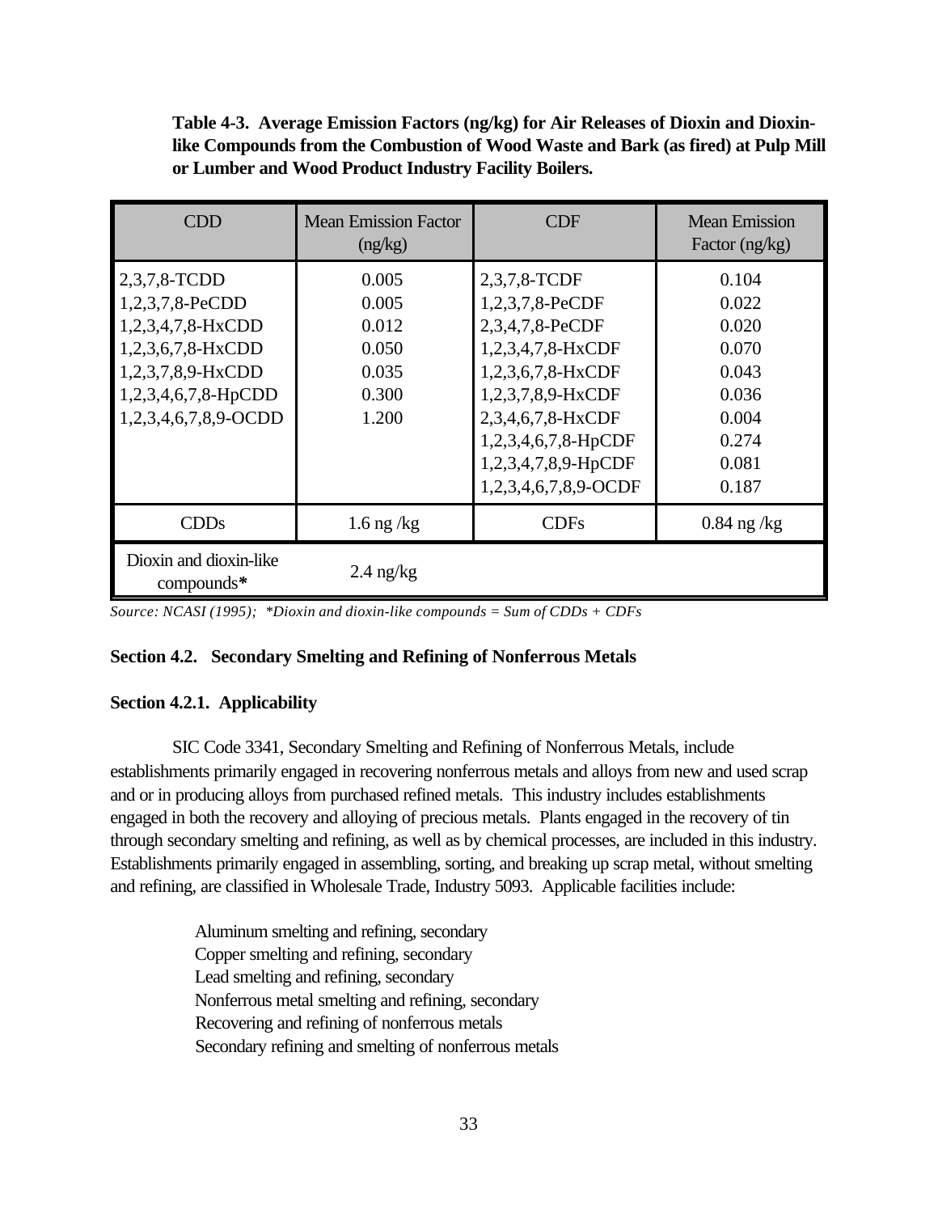**Table 4-3. Average Emission Factors (ng/kg) for Air Releases of Dioxin and Dioxin-like Compounds from the Combustion of Wood Waste and Bark (as fired) at Pulp Mill or Lumber and Wood Product Industry Facility Boilers.**

| CDD | Mean Emission Factor (ng/kg) | CDF | Mean Emission Factor (ng/kg) |
|---|---|---|---|
| 2,3,7,8-TCDD | 0.005 | 2,3,7,8-TCDF | 0.104 |
| 1,2,3,7,8-PeCDD | 0.005 | 1,2,3,7,8-PeCDF | 0.022 |
| 1,2,3,4,7,8-HxCDD | 0.012 | 2,3,4,7,8-PeCDF | 0.020 |
| 1,2,3,6,7,8-HxCDD | 0.050 | 1,2,3,4,7,8-HxCDF | 0.070 |
| 1,2,3,7,8,9-HxCDD | 0.035 | 1,2,3,6,7,8-HxCDF | 0.043 |
| 1,2,3,4,6,7,8-HpCDD | 0.300 | 1,2,3,7,8,9-HxCDF | 0.036 |
| 1,2,3,4,6,7,8,9-OCDD | 1.200 | 2,3,4,6,7,8-HxCDF | 0.004 |
| | | 1,2,3,4,6,7,8-HpCDF | 0.274 |
| | | 1,2,3,4,7,8,9-HpCDF | 0.081 |
| | | 1,2,3,4,6,7,8,9-OCDF | 0.187 |
| CDDs | 1.6 ng /kg | CDFs | 0.84 ng /kg |
| Dioxin and dioxin-like compounds* | 2.4 ng/kg | | |

*Source: NCASI (1995); *Dioxin and dioxin-like compounds = Sum of CDDs + CDFs*

## Section 4.2. Secondary Smelting and Refining of Nonferrous Metals

### Section 4.2.1. Applicability

SIC Code 3341, Secondary Smelting and Refining of Nonferrous Metals, include establishments primarily engaged in recovering nonferrous metals and alloys from new and used scrap and or in producing alloys from purchased refined metals. This industry includes establishments engaged in both the recovery and alloying of precious metals. Plants engaged in the recovery of tin through secondary smelting and refining, as well as by chemical processes, are included in this industry. Establishments primarily engaged in assembling, sorting, and breaking up scrap metal, without smelting and refining, are classified in Wholesale Trade, Industry 5093. Applicable facilities include:

Aluminum smelting and refining, secondary
Copper smelting and refining, secondary
Lead smelting and refining, secondary
Nonferrous metal smelting and refining, secondary
Recovering and refining of nonferrous metals
Secondary refining and smelting of nonferrous metals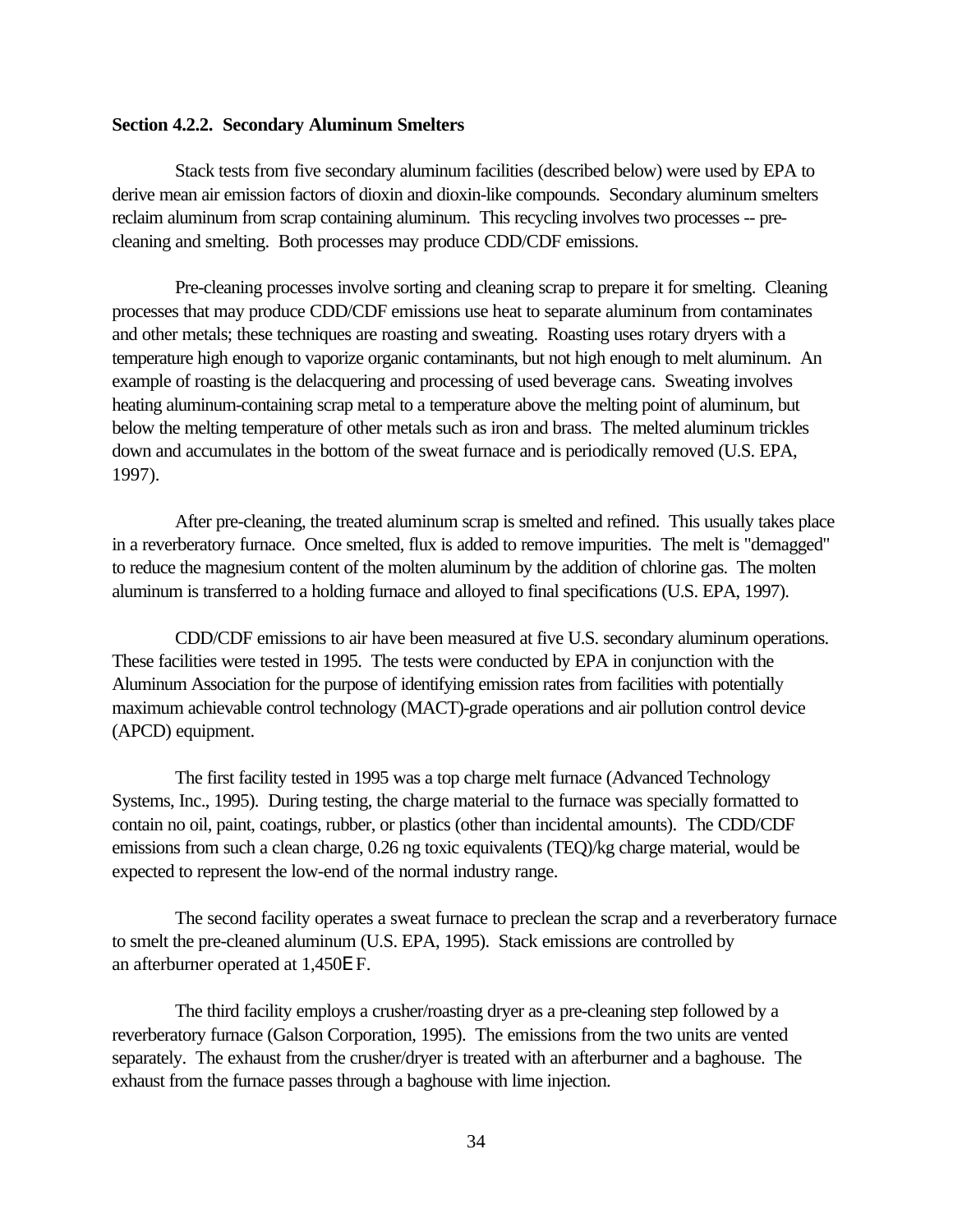**Section 4.2.2. Secondary Aluminum Smelters**

Stack tests from five secondary aluminum facilities (described below) were used by EPA to derive mean air emission factors of dioxin and dioxin-like compounds. Secondary aluminum smelters reclaim aluminum from scrap containing aluminum. This recycling involves two processes -- pre-cleaning and smelting. Both processes may produce CDD/CDF emissions.

Pre-cleaning processes involve sorting and cleaning scrap to prepare it for smelting. Cleaning processes that may produce CDD/CDF emissions use heat to separate aluminum from contaminates and other metals; these techniques are roasting and sweating. Roasting uses rotary dryers with a temperature high enough to vaporize organic contaminants, but not high enough to melt aluminum. An example of roasting is the delacquering and processing of used beverage cans. Sweating involves heating aluminum-containing scrap metal to a temperature above the melting point of aluminum, but below the melting temperature of other metals such as iron and brass. The melted aluminum trickles down and accumulates in the bottom of the sweat furnace and is periodically removed (U.S. EPA, 1997).

After pre-cleaning, the treated aluminum scrap is smelted and refined. This usually takes place in a reverberatory furnace. Once smelted, flux is added to remove impurities. The melt is "demagged" to reduce the magnesium content of the molten aluminum by the addition of chlorine gas. The molten aluminum is transferred to a holding furnace and alloyed to final specifications (U.S. EPA, 1997).

CDD/CDF emissions to air have been measured at five U.S. secondary aluminum operations. These facilities were tested in 1995. The tests were conducted by EPA in conjunction with the Aluminum Association for the purpose of identifying emission rates from facilities with potentially maximum achievable control technology (MACT)-grade operations and air pollution control device (APCD) equipment.

The first facility tested in 1995 was a top charge melt furnace (Advanced Technology Systems, Inc., 1995). During testing, the charge material to the furnace was specially formatted to contain no oil, paint, coatings, rubber, or plastics (other than incidental amounts). The CDD/CDF emissions from such a clean charge, 0.26 ng toxic equivalents (TEQ)/kg charge material, would be expected to represent the low-end of the normal industry range.

The second facility operates a sweat furnace to preclean the scrap and a reverberatory furnace to smelt the pre-cleaned aluminum (U.S. EPA, 1995). Stack emissions are controlled by an afterburner operated at 1,450°F.

The third facility employs a crusher/roasting dryer as a pre-cleaning step followed by a reverberatory furnace (Galson Corporation, 1995). The emissions from the two units are vented separately. The exhaust from the crusher/dryer is treated with an afterburner and a baghouse. The exhaust from the furnace passes through a baghouse with lime injection.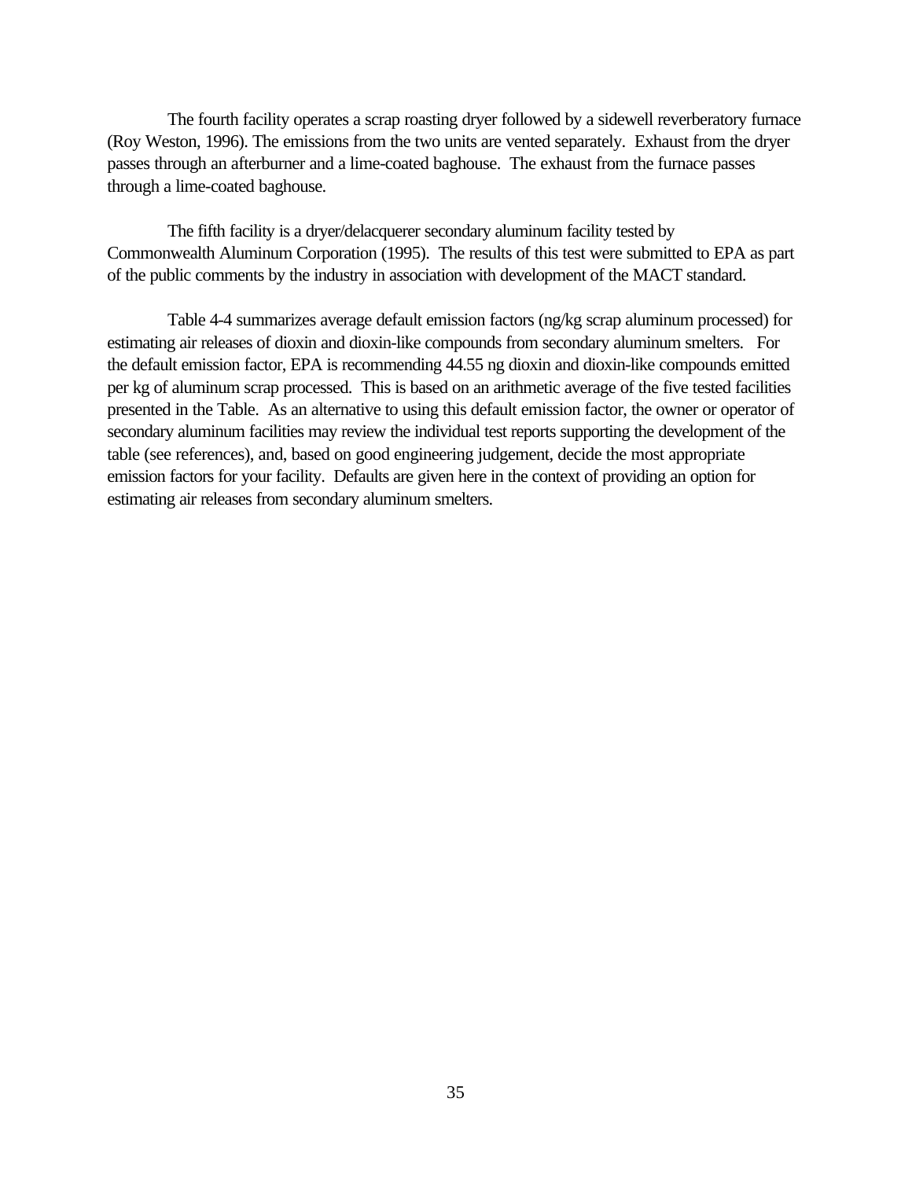The fourth facility operates a scrap roasting dryer followed by a sidewell reverberatory furnace (Roy Weston, 1996). The emissions from the two units are vented separately. Exhaust from the dryer passes through an afterburner and a lime-coated baghouse. The exhaust from the furnace passes through a lime-coated baghouse.

The fifth facility is a dryer/delacquerer secondary aluminum facility tested by Commonwealth Aluminum Corporation (1995). The results of this test were submitted to EPA as part of the public comments by the industry in association with development of the MACT standard.

Table 4-4 summarizes average default emission factors (ng/kg scrap aluminum processed) for estimating air releases of dioxin and dioxin-like compounds from secondary aluminum smelters. For the default emission factor, EPA is recommending 44.55 ng dioxin and dioxin-like compounds emitted per kg of aluminum scrap processed. This is based on an arithmetic average of the five tested facilities presented in the Table. As an alternative to using this default emission factor, the owner or operator of secondary aluminum facilities may review the individual test reports supporting the development of the table (see references), and, based on good engineering judgement, decide the most appropriate emission factors for your facility. Defaults are given here in the context of providing an option for estimating air releases from secondary aluminum smelters.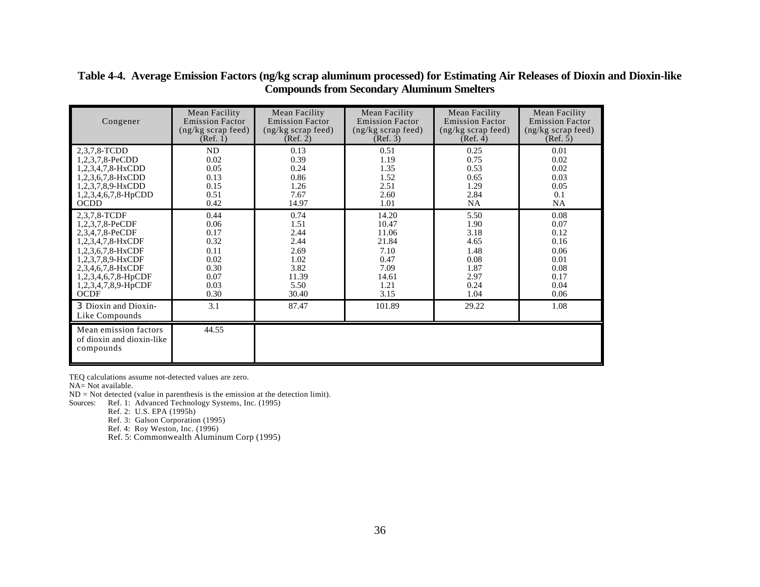**Table 4-4. Average Emission Factors (ng/kg scrap aluminum processed) for Estimating Air Releases of Dioxin and Dioxin-like Compounds from Secondary Aluminum Smelters**

| Congener | Mean Facility Emission Factor (ng/kg scrap feed) (Ref. 1) | Mean Facility Emission Factor (ng/kg scrap feed) (Ref. 2) | Mean Facility Emission Factor (ng/kg scrap feed) (Ref. 3) | Mean Facility Emission Factor (ng/kg scrap feed) (Ref. 4) | Mean Facility Emission Factor (ng/kg scrap feed) (Ref. 5) |
|---|---|---|---|---|---|
| 2,3,7,8-TCDD | ND | 0.13 | 0.51 | 0.25 | 0.01 |
| 1,2,3,7,8-PeCDD | 0.02 | 0.39 | 1.19 | 0.75 | 0.02 |
| 1,2,3,4,7,8-HxCDD | 0.05 | 0.24 | 1.35 | 0.53 | 0.02 |
| 1,2,3,6,7,8-HxCDD | 0.13 | 0.86 | 1.52 | 0.65 | 0.03 |
| 1,2,3,7,8,9-HxCDD | 0.15 | 1.26 | 2.51 | 1.29 | 0.05 |
| 1,2,3,4,6,7,8-HpCDD | 0.51 | 7.67 | 2.60 | 2.84 | 0.1 |
| OCDD | 0.42 | 14.97 | 1.01 | NA | NA |
| 2,3,7,8-TCDF | 0.44 | 0.74 | 14.20 | 5.50 | 0.08 |
| 1,2,3,7,8-PeCDF | 0.06 | 1.51 | 10.47 | 1.90 | 0.07 |
| 2,3,4,7,8-PeCDF | 0.17 | 2.44 | 11.06 | 3.18 | 0.12 |
| 1,2,3,4,7,8-HxCDF | 0.32 | 2.44 | 21.84 | 4.65 | 0.16 |
| 1,2,3,6,7,8-HxCDF | 0.11 | 2.69 | 7.10 | 1.48 | 0.06 |
| 1,2,3,7,8,9-HxCDF | 0.02 | 1.02 | 0.47 | 0.08 | 0.01 |
| 2,3,4,6,7,8-HxCDF | 0.30 | 3.82 | 7.09 | 1.87 | 0.08 |
| 1,2,3,4,6,7,8-HpCDF | 0.07 | 11.39 | 14.61 | 2.97 | 0.17 |
| 1,2,3,4,7,8,9-HpCDF | 0.03 | 5.50 | 1.21 | 0.24 | 0.04 |
| OCDF | 0.30 | 30.40 | 3.15 | 1.04 | 0.06 |
| Σ Dioxin and Dioxin-Like Compounds | 3.1 | 87.47 | 101.89 | 29.22 | 1.08 |
| Mean emission factors of dioxin and dioxin-like compounds | 44.55 | | | | |

TEQ calculations assume not-detected values are zero.

NA= Not available.

ND = Not detected (value in parenthesis is the emission at the detection limit).

Sources:
- Ref. 1: Advanced Technology Systems, Inc. (1995)
- Ref. 2: U.S. EPA (1995h)
- Ref. 3: Galson Corporation (1995)
- Ref. 4: Roy Weston, Inc. (1996)
- Ref. 5: Commonwealth Aluminum Corp (1995)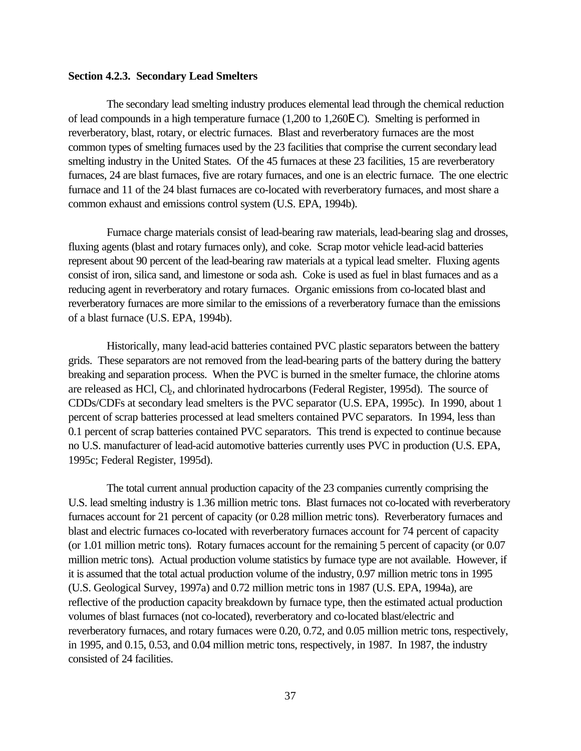**Section 4.2.3. Secondary Lead Smelters**

The secondary lead smelting industry produces elemental lead through the chemical reduction of lead compounds in a high temperature furnace (1,200 to 1,260EC). Smelting is performed in reverberatory, blast, rotary, or electric furnaces. Blast and reverberatory furnaces are the most common types of smelting furnaces used by the 23 facilities that comprise the current secondary lead smelting industry in the United States. Of the 45 furnaces at these 23 facilities, 15 are reverberatory furnaces, 24 are blast furnaces, five are rotary furnaces, and one is an electric furnace. The one electric furnace and 11 of the 24 blast furnaces are co-located with reverberatory furnaces, and most share a common exhaust and emissions control system (U.S. EPA, 1994b).

Furnace charge materials consist of lead-bearing raw materials, lead-bearing slag and drosses, fluxing agents (blast and rotary furnaces only), and coke. Scrap motor vehicle lead-acid batteries represent about 90 percent of the lead-bearing raw materials at a typical lead smelter. Fluxing agents consist of iron, silica sand, and limestone or soda ash. Coke is used as fuel in blast furnaces and as a reducing agent in reverberatory and rotary furnaces. Organic emissions from co-located blast and reverberatory furnaces are more similar to the emissions of a reverberatory furnace than the emissions of a blast furnace (U.S. EPA, 1994b).

Historically, many lead-acid batteries contained PVC plastic separators between the battery grids. These separators are not removed from the lead-bearing parts of the battery during the battery breaking and separation process. When the PVC is burned in the smelter furnace, the chlorine atoms are released as HCl, $Cl_2$, and chlorinated hydrocarbons (Federal Register, 1995d). The source of CDDs/CDFs at secondary lead smelters is the PVC separator (U.S. EPA, 1995c). In 1990, about 1 percent of scrap batteries processed at lead smelters contained PVC separators. In 1994, less than 0.1 percent of scrap batteries contained PVC separators. This trend is expected to continue because no U.S. manufacturer of lead-acid automotive batteries currently uses PVC in production (U.S. EPA, 1995c; Federal Register, 1995d).

The total current annual production capacity of the 23 companies currently comprising the U.S. lead smelting industry is 1.36 million metric tons. Blast furnaces not co-located with reverberatory furnaces account for 21 percent of capacity (or 0.28 million metric tons). Reverberatory furnaces and blast and electric furnaces co-located with reverberatory furnaces account for 74 percent of capacity (or 1.01 million metric tons). Rotary furnaces account for the remaining 5 percent of capacity (or 0.07 million metric tons). Actual production volume statistics by furnace type are not available. However, if it is assumed that the total actual production volume of the industry, 0.97 million metric tons in 1995 (U.S. Geological Survey, 1997a) and 0.72 million metric tons in 1987 (U.S. EPA, 1994a), are reflective of the production capacity breakdown by furnace type, then the estimated actual production volumes of blast furnaces (not co-located), reverberatory and co-located blast/electric and reverberatory furnaces, and rotary furnaces were 0.20, 0.72, and 0.05 million metric tons, respectively, in 1995, and 0.15, 0.53, and 0.04 million metric tons, respectively, in 1987. In 1987, the industry consisted of 24 facilities.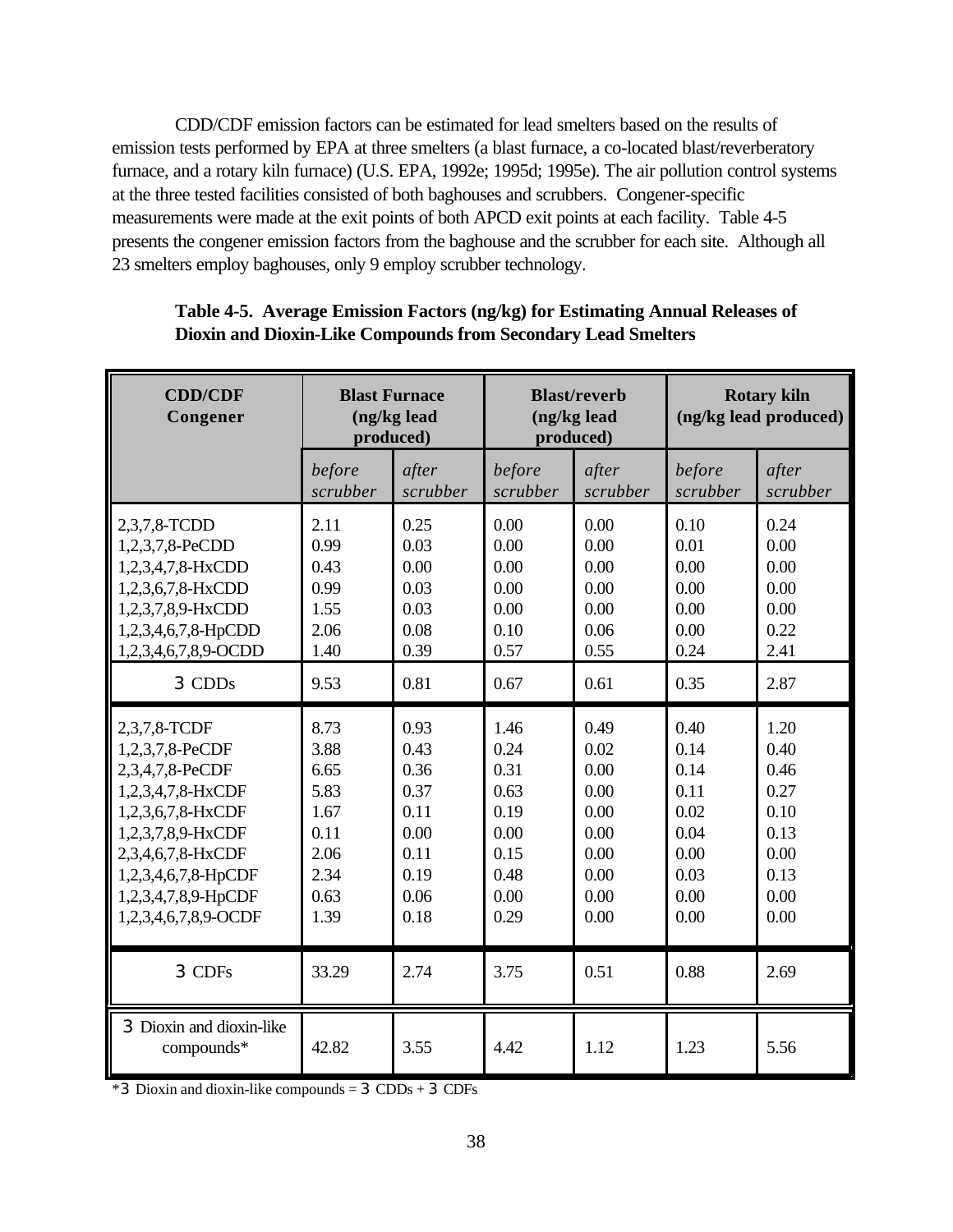CDD/CDF emission factors can be estimated for lead smelters based on the results of emission tests performed by EPA at three smelters (a blast furnace, a co-located blast/reverberatory furnace, and a rotary kiln furnace) (U.S. EPA, 1992e; 1995d; 1995e). The air pollution control systems at the three tested facilities consisted of both baghouses and scrubbers. Congener-specific measurements were made at the exit points of both APCD exit points at each facility. Table 4-5 presents the congener emission factors from the baghouse and the scrubber for each site. Although all 23 smelters employ baghouses, only 9 employ scrubber technology.

**Table 4-5. Average Emission Factors (ng/kg) for Estimating Annual Releases of Dioxin and Dioxin-Like Compounds from Secondary Lead Smelters**

| CDD/CDF Congener | Blast Furnace (ng/kg lead produced) | | Blast/reverb (ng/kg lead produced) | | Rotary kiln (ng/kg lead produced) | |
|---|---|---|---|---|---|---|
| | *before scrubber* | *after scrubber* | *before scrubber* | *after scrubber* | *before scrubber* | *after scrubber* |
| 2,3,7,8-TCDD | 2.11 | 0.25 | 0.00 | 0.00 | 0.10 | 0.24 |
| 1,2,3,7,8-PeCDD | 0.99 | 0.03 | 0.00 | 0.00 | 0.01 | 0.00 |
| 1,2,3,4,7,8-HxCDD | 0.43 | 0.00 | 0.00 | 0.00 | 0.00 | 0.00 |
| 1,2,3,6,7,8-HxCDD | 0.99 | 0.03 | 0.00 | 0.00 | 0.00 | 0.00 |
| 1,2,3,7,8,9-HxCDD | 1.55 | 0.03 | 0.00 | 0.00 | 0.00 | 0.00 |
| 1,2,3,4,6,7,8-HpCDD | 2.06 | 0.08 | 0.10 | 0.06 | 0.00 | 0.22 |
| 1,2,3,4,6,7,8,9-OCDD | 1.40 | 0.39 | 0.57 | 0.55 | 0.24 | 2.41 |
| 3 CDDs | 9.53 | 0.81 | 0.67 | 0.61 | 0.35 | 2.87 |
| 2,3,7,8-TCDF | 8.73 | 0.93 | 1.46 | 0.49 | 0.40 | 1.20 |
| 1,2,3,7,8-PeCDF | 3.88 | 0.43 | 0.24 | 0.02 | 0.14 | 0.40 |
| 2,3,4,7,8-PeCDF | 6.65 | 0.36 | 0.31 | 0.00 | 0.14 | 0.46 |
| 1,2,3,4,7,8-HxCDF | 5.83 | 0.37 | 0.63 | 0.00 | 0.11 | 0.27 |
| 1,2,3,6,7,8-HxCDF | 1.67 | 0.11 | 0.19 | 0.00 | 0.02 | 0.10 |
| 1,2,3,7,8,9-HxCDF | 0.11 | 0.00 | 0.00 | 0.00 | 0.04 | 0.13 |
| 2,3,4,6,7,8-HxCDF | 2.06 | 0.11 | 0.15 | 0.00 | 0.00 | 0.00 |
| 1,2,3,4,6,7,8-HpCDF | 2.34 | 0.19 | 0.48 | 0.00 | 0.03 | 0.13 |
| 1,2,3,4,7,8,9-HpCDF | 0.63 | 0.06 | 0.00 | 0.00 | 0.00 | 0.00 |
| 1,2,3,4,6,7,8,9-OCDF | 1.39 | 0.18 | 0.29 | 0.00 | 0.00 | 0.00 |
| 3 CDFs | 33.29 | 2.74 | 3.75 | 0.51 | 0.88 | 2.69 |
| 3 Dioxin and dioxin-like compounds* | 42.82 | 3.55 | 4.42 | 1.12 | 1.23 | 5.56 |

*3 Dioxin and dioxin-like compounds = 3 CDDs + 3 CDFs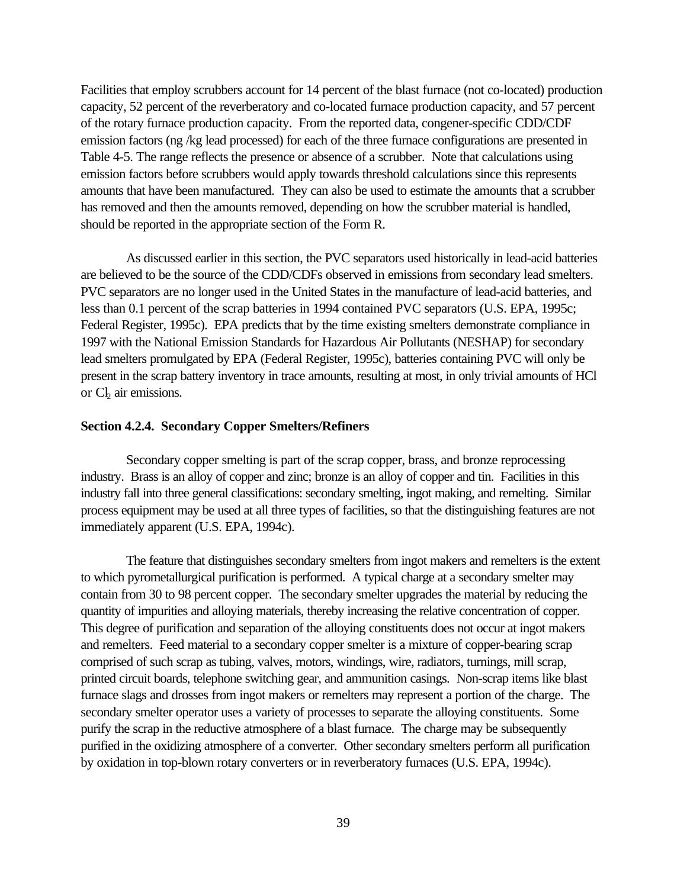Facilities that employ scrubbers account for 14 percent of the blast furnace (not co-located) production capacity, 52 percent of the reverberatory and co-located furnace production capacity, and 57 percent of the rotary furnace production capacity. From the reported data, congener-specific CDD/CDF emission factors (ng /kg lead processed) for each of the three furnace configurations are presented in Table 4-5. The range reflects the presence or absence of a scrubber. Note that calculations using emission factors before scrubbers would apply towards threshold calculations since this represents amounts that have been manufactured. They can also be used to estimate the amounts that a scrubber has removed and then the amounts removed, depending on how the scrubber material is handled, should be reported in the appropriate section of the Form R.

As discussed earlier in this section, the PVC separators used historically in lead-acid batteries are believed to be the source of the CDD/CDFs observed in emissions from secondary lead smelters. PVC separators are no longer used in the United States in the manufacture of lead-acid batteries, and less than 0.1 percent of the scrap batteries in 1994 contained PVC separators (U.S. EPA, 1995c; Federal Register, 1995c). EPA predicts that by the time existing smelters demonstrate compliance in 1997 with the National Emission Standards for Hazardous Air Pollutants (NESHAP) for secondary lead smelters promulgated by EPA (Federal Register, 1995c), batteries containing PVC will only be present in the scrap battery inventory in trace amounts, resulting at most, in only trivial amounts of HCl or $Cl_2$ air emissions.

**Section 4.2.4. Secondary Copper Smelters/Refiners**

Secondary copper smelting is part of the scrap copper, brass, and bronze reprocessing industry. Brass is an alloy of copper and zinc; bronze is an alloy of copper and tin. Facilities in this industry fall into three general classifications: secondary smelting, ingot making, and remelting. Similar process equipment may be used at all three types of facilities, so that the distinguishing features are not immediately apparent (U.S. EPA, 1994c).

The feature that distinguishes secondary smelters from ingot makers and remelters is the extent to which pyrometallurgical purification is performed. A typical charge at a secondary smelter may contain from 30 to 98 percent copper. The secondary smelter upgrades the material by reducing the quantity of impurities and alloying materials, thereby increasing the relative concentration of copper. This degree of purification and separation of the alloying constituents does not occur at ingot makers and remelters. Feed material to a secondary copper smelter is a mixture of copper-bearing scrap comprised of such scrap as tubing, valves, motors, windings, wire, radiators, turnings, mill scrap, printed circuit boards, telephone switching gear, and ammunition casings. Non-scrap items like blast furnace slags and drosses from ingot makers or remelters may represent a portion of the charge. The secondary smelter operator uses a variety of processes to separate the alloying constituents. Some purify the scrap in the reductive atmosphere of a blast furnace. The charge may be subsequently purified in the oxidizing atmosphere of a converter. Other secondary smelters perform all purification by oxidation in top-blown rotary converters or in reverberatory furnaces (U.S. EPA, 1994c).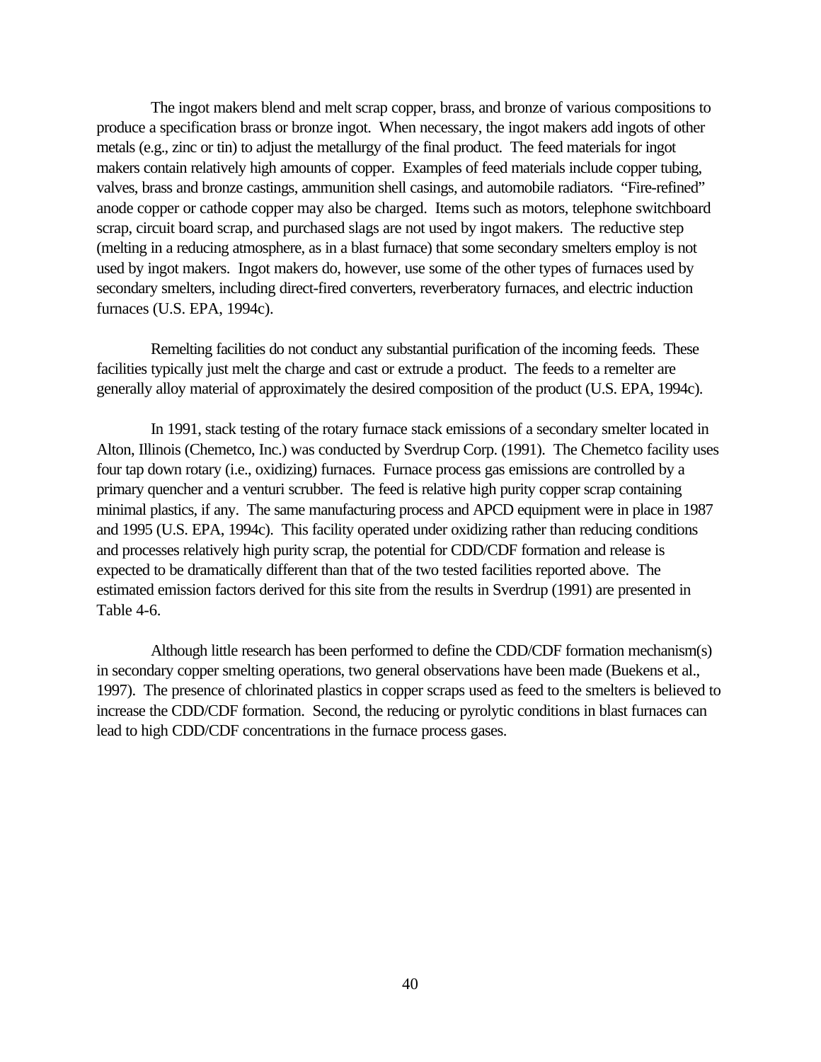The ingot makers blend and melt scrap copper, brass, and bronze of various compositions to produce a specification brass or bronze ingot. When necessary, the ingot makers add ingots of other metals (e.g., zinc or tin) to adjust the metallurgy of the final product. The feed materials for ingot makers contain relatively high amounts of copper. Examples of feed materials include copper tubing, valves, brass and bronze castings, ammunition shell casings, and automobile radiators. "Fire-refined" anode copper or cathode copper may also be charged. Items such as motors, telephone switchboard scrap, circuit board scrap, and purchased slags are not used by ingot makers. The reductive step (melting in a reducing atmosphere, as in a blast furnace) that some secondary smelters employ is not used by ingot makers. Ingot makers do, however, use some of the other types of furnaces used by secondary smelters, including direct-fired converters, reverberatory furnaces, and electric induction furnaces (U.S. EPA, 1994c).

Remelting facilities do not conduct any substantial purification of the incoming feeds. These facilities typically just melt the charge and cast or extrude a product. The feeds to a remelter are generally alloy material of approximately the desired composition of the product (U.S. EPA, 1994c).

In 1991, stack testing of the rotary furnace stack emissions of a secondary smelter located in Alton, Illinois (Chemetco, Inc.) was conducted by Sverdrup Corp. (1991). The Chemetco facility uses four tap down rotary (i.e., oxidizing) furnaces. Furnace process gas emissions are controlled by a primary quencher and a venturi scrubber. The feed is relative high purity copper scrap containing minimal plastics, if any. The same manufacturing process and APCD equipment were in place in 1987 and 1995 (U.S. EPA, 1994c). This facility operated under oxidizing rather than reducing conditions and processes relatively high purity scrap, the potential for CDD/CDF formation and release is expected to be dramatically different than that of the two tested facilities reported above. The estimated emission factors derived for this site from the results in Sverdrup (1991) are presented in Table 4-6.

Although little research has been performed to define the CDD/CDF formation mechanism(s) in secondary copper smelting operations, two general observations have been made (Buekens et al., 1997). The presence of chlorinated plastics in copper scraps used as feed to the smelters is believed to increase the CDD/CDF formation. Second, the reducing or pyrolytic conditions in blast furnaces can lead to high CDD/CDF concentrations in the furnace process gases.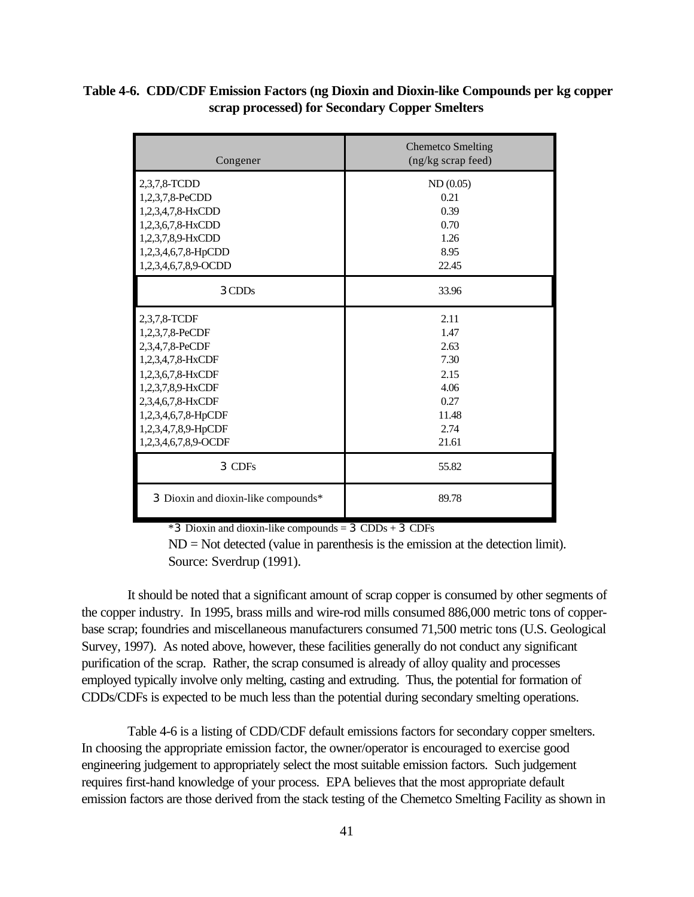**Table 4-6. CDD/CDF Emission Factors (ng Dioxin and Dioxin-like Compounds per kg copper scrap processed) for Secondary Copper Smelters**

| Congener | Chemetco Smelting (ng/kg scrap feed) |
|---|---|
| 2,3,7,8-TCDD | ND (0.05) |
| 1,2,3,7,8-PeCDD | 0.21 |
| 1,2,3,4,7,8-HxCDD | 0.39 |
| 1,2,3,6,7,8-HxCDD | 0.70 |
| 1,2,3,7,8,9-HxCDD | 1.26 |
| 1,2,3,4,6,7,8-HpCDD | 8.95 |
| 1,2,3,4,6,7,8,9-OCDD | 22.45 |
| Σ CDDs | 33.96 |
| 2,3,7,8-TCDF | 2.11 |
| 1,2,3,7,8-PeCDF | 1.47 |
| 2,3,4,7,8-PeCDF | 2.63 |
| 1,2,3,4,7,8-HxCDF | 7.30 |
| 1,2,3,6,7,8-HxCDF | 2.15 |
| 1,2,3,7,8,9-HxCDF | 4.06 |
| 2,3,4,6,7,8-HxCDF | 0.27 |
| 1,2,3,4,6,7,8-HpCDF | 11.48 |
| 1,2,3,4,7,8,9-HpCDF | 2.74 |
| 1,2,3,4,6,7,8,9-OCDF | 21.61 |
| Σ CDFs | 55.82 |
| Σ Dioxin and dioxin-like compounds* | 89.78 |

*Σ Dioxin and dioxin-like compounds = Σ CDDs + Σ CDFs

ND = Not detected (value in parenthesis is the emission at the detection limit).

Source: Sverdrup (1991).

It should be noted that a significant amount of scrap copper is consumed by other segments of the copper industry. In 1995, brass mills and wire-rod mills consumed 886,000 metric tons of copper-base scrap; foundries and miscellaneous manufacturers consumed 71,500 metric tons (U.S. Geological Survey, 1997). As noted above, however, these facilities generally do not conduct any significant purification of the scrap. Rather, the scrap consumed is already of alloy quality and processes employed typically involve only melting, casting and extruding. Thus, the potential for formation of CDDs/CDFs is expected to be much less than the potential during secondary smelting operations.

Table 4-6 is a listing of CDD/CDF default emissions factors for secondary copper smelters. In choosing the appropriate emission factor, the owner/operator is encouraged to exercise good engineering judgement to appropriately select the most suitable emission factors. Such judgement requires first-hand knowledge of your process. EPA believes that the most appropriate default emission factors are those derived from the stack testing of the Chemetco Smelting Facility as shown in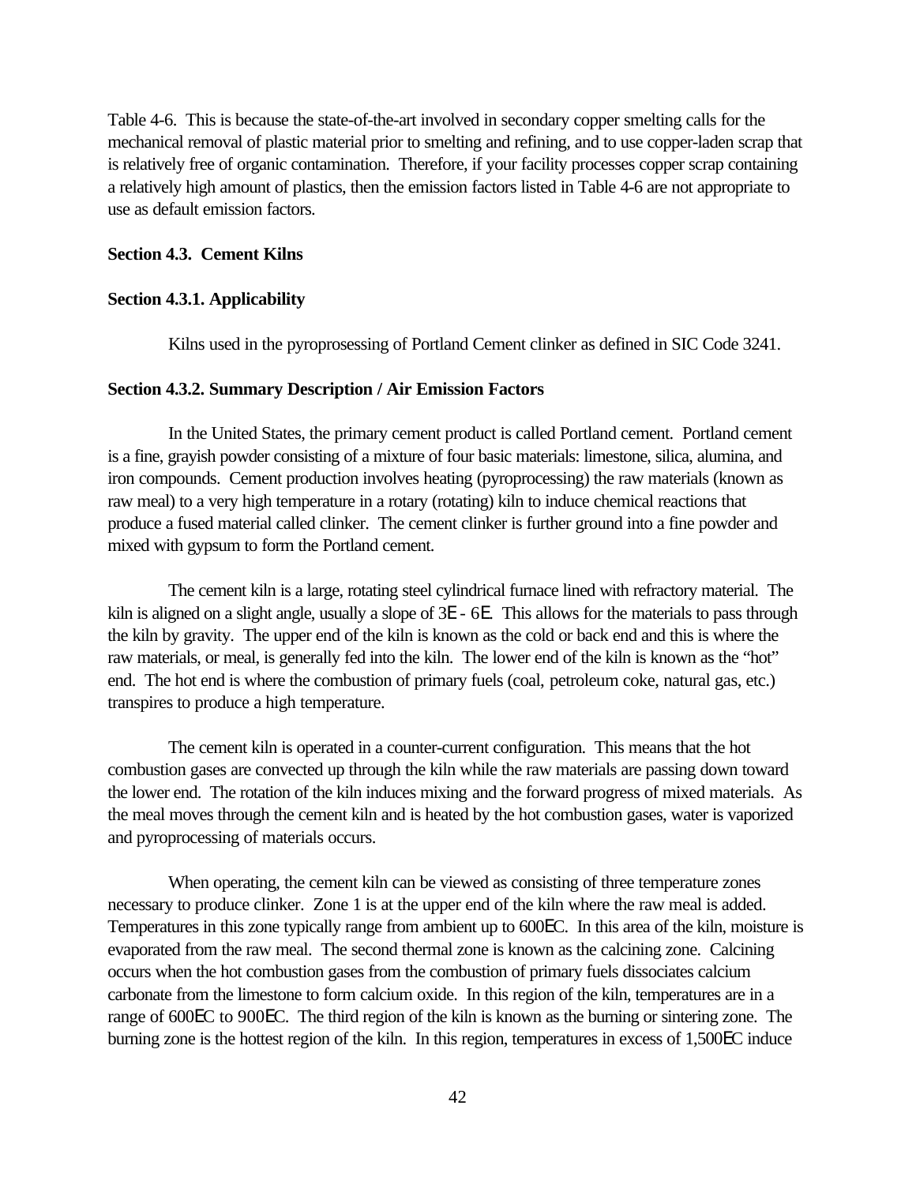Table 4-6. This is because the state-of-the-art involved in secondary copper smelting calls for the mechanical removal of plastic material prior to smelting and refining, and to use copper-laden scrap that is relatively free of organic contamination. Therefore, if your facility processes copper scrap containing a relatively high amount of plastics, then the emission factors listed in Table 4-6 are not appropriate to use as default emission factors.

**Section 4.3. Cement Kilns**

**Section 4.3.1. Applicability**

Kilns used in the pyroprosessing of Portland Cement clinker as defined in SIC Code 3241.

**Section 4.3.2. Summary Description / Air Emission Factors**

In the United States, the primary cement product is called Portland cement. Portland cement is a fine, grayish powder consisting of a mixture of four basic materials: limestone, silica, alumina, and iron compounds. Cement production involves heating (pyroprocessing) the raw materials (known as raw meal) to a very high temperature in a rotary (rotating) kiln to induce chemical reactions that produce a fused material called clinker. The cement clinker is further ground into a fine powder and mixed with gypsum to form the Portland cement.

The cement kiln is a large, rotating steel cylindrical furnace lined with refractory material. The kiln is aligned on a slight angle, usually a slope of 3° - 6°. This allows for the materials to pass through the kiln by gravity. The upper end of the kiln is known as the cold or back end and this is where the raw materials, or meal, is generally fed into the kiln. The lower end of the kiln is known as the "hot" end. The hot end is where the combustion of primary fuels (coal, petroleum coke, natural gas, etc.) transpires to produce a high temperature.

The cement kiln is operated in a counter-current configuration. This means that the hot combustion gases are convected up through the kiln while the raw materials are passing down toward the lower end. The rotation of the kiln induces mixing and the forward progress of mixed materials. As the meal moves through the cement kiln and is heated by the hot combustion gases, water is vaporized and pyroprocessing of materials occurs.

When operating, the cement kiln can be viewed as consisting of three temperature zones necessary to produce clinker. Zone 1 is at the upper end of the kiln where the raw meal is added. Temperatures in this zone typically range from ambient up to 600°C. In this area of the kiln, moisture is evaporated from the raw meal. The second thermal zone is known as the calcining zone. Calcining occurs when the hot combustion gases from the combustion of primary fuels dissociates calcium carbonate from the limestone to form calcium oxide. In this region of the kiln, temperatures are in a range of 600°C to 900°C. The third region of the kiln is known as the burning or sintering zone. The burning zone is the hottest region of the kiln. In this region, temperatures in excess of 1,500°C induce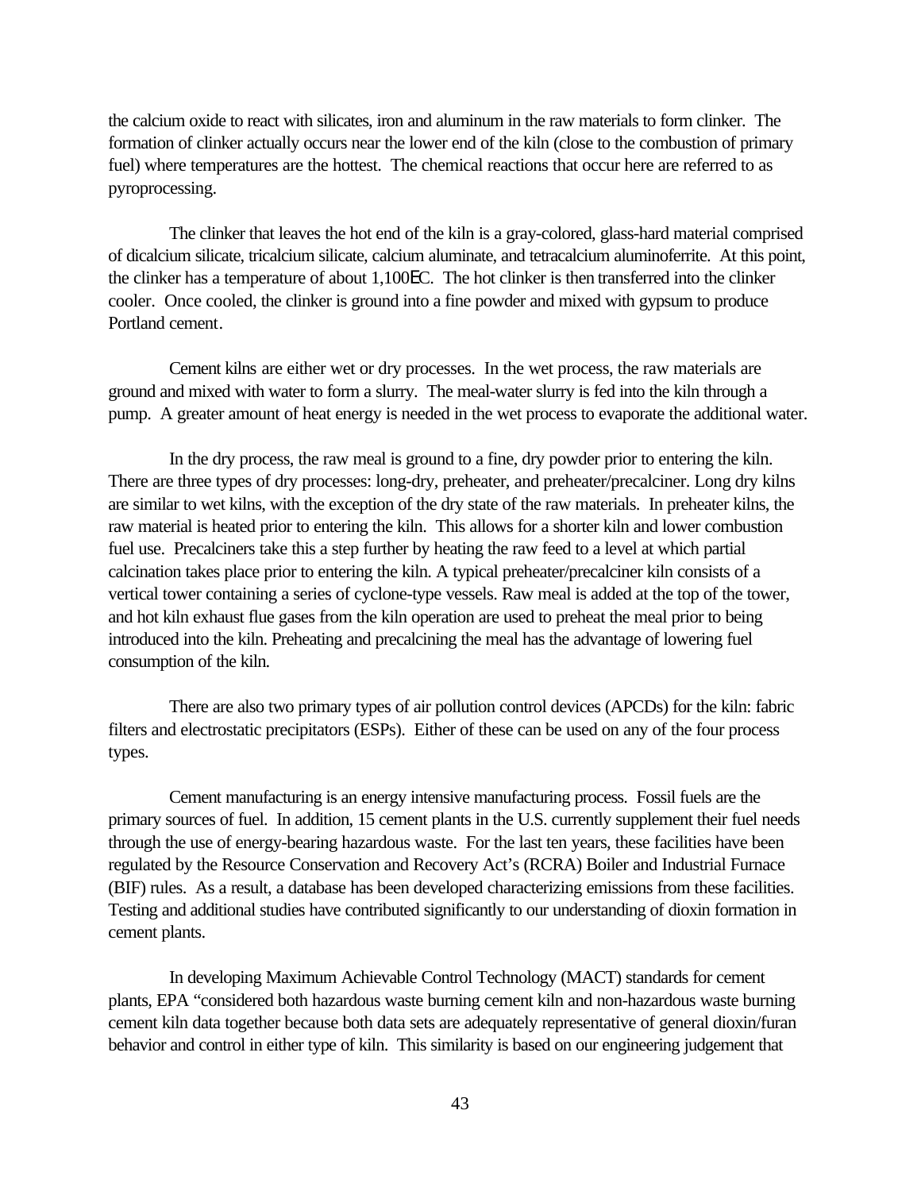the calcium oxide to react with silicates, iron and aluminum in the raw materials to form clinker. The formation of clinker actually occurs near the lower end of the kiln (close to the combustion of primary fuel) where temperatures are the hottest. The chemical reactions that occur here are referred to as pyroprocessing.

The clinker that leaves the hot end of the kiln is a gray-colored, glass-hard material comprised of dicalcium silicate, tricalcium silicate, calcium aluminate, and tetracalcium aluminoferrite. At this point, the clinker has a temperature of about 1,100EC. The hot clinker is then transferred into the clinker cooler. Once cooled, the clinker is ground into a fine powder and mixed with gypsum to produce Portland cement.

Cement kilns are either wet or dry processes. In the wet process, the raw materials are ground and mixed with water to form a slurry. The meal-water slurry is fed into the kiln through a pump. A greater amount of heat energy is needed in the wet process to evaporate the additional water.

In the dry process, the raw meal is ground to a fine, dry powder prior to entering the kiln. There are three types of dry processes: long-dry, preheater, and preheater/precalciner. Long dry kilns are similar to wet kilns, with the exception of the dry state of the raw materials. In preheater kilns, the raw material is heated prior to entering the kiln. This allows for a shorter kiln and lower combustion fuel use. Precalciners take this a step further by heating the raw feed to a level at which partial calcination takes place prior to entering the kiln. A typical preheater/precalciner kiln consists of a vertical tower containing a series of cyclone-type vessels. Raw meal is added at the top of the tower, and hot kiln exhaust flue gases from the kiln operation are used to preheat the meal prior to being introduced into the kiln. Preheating and precalcining the meal has the advantage of lowering fuel consumption of the kiln.

There are also two primary types of air pollution control devices (APCDs) for the kiln: fabric filters and electrostatic precipitators (ESPs). Either of these can be used on any of the four process types.

Cement manufacturing is an energy intensive manufacturing process. Fossil fuels are the primary sources of fuel. In addition, 15 cement plants in the U.S. currently supplement their fuel needs through the use of energy-bearing hazardous waste. For the last ten years, these facilities have been regulated by the Resource Conservation and Recovery Act's (RCRA) Boiler and Industrial Furnace (BIF) rules. As a result, a database has been developed characterizing emissions from these facilities. Testing and additional studies have contributed significantly to our understanding of dioxin formation in cement plants.

In developing Maximum Achievable Control Technology (MACT) standards for cement plants, EPA "considered both hazardous waste burning cement kiln and non-hazardous waste burning cement kiln data together because both data sets are adequately representative of general dioxin/furan behavior and control in either type of kiln. This similarity is based on our engineering judgement that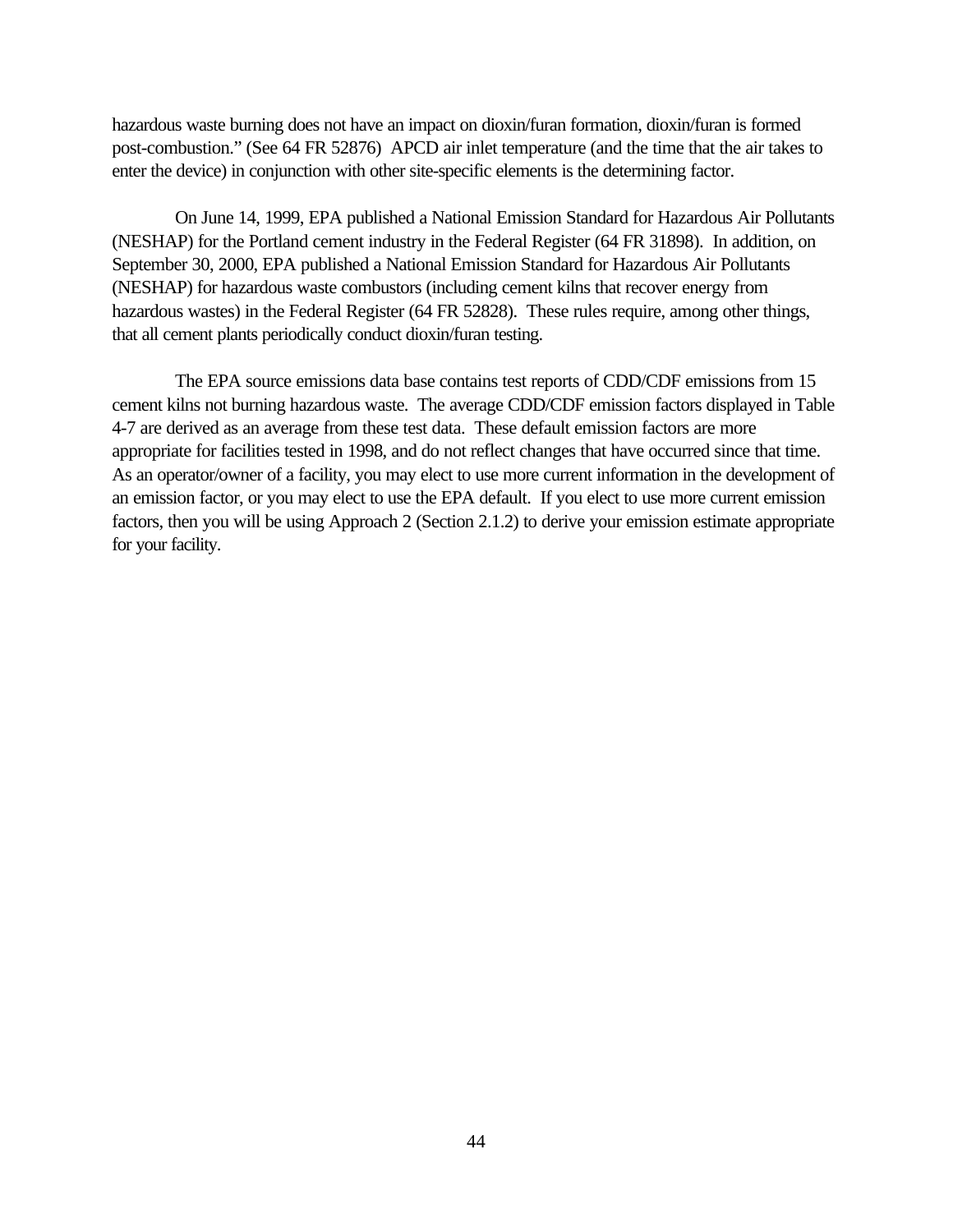hazardous waste burning does not have an impact on dioxin/furan formation, dioxin/furan is formed post-combustion." (See 64 FR 52876) APCD air inlet temperature (and the time that the air takes to enter the device) in conjunction with other site-specific elements is the determining factor.

On June 14, 1999, EPA published a National Emission Standard for Hazardous Air Pollutants (NESHAP) for the Portland cement industry in the Federal Register (64 FR 31898). In addition, on September 30, 2000, EPA published a National Emission Standard for Hazardous Air Pollutants (NESHAP) for hazardous waste combustors (including cement kilns that recover energy from hazardous wastes) in the Federal Register (64 FR 52828). These rules require, among other things, that all cement plants periodically conduct dioxin/furan testing.

The EPA source emissions data base contains test reports of CDD/CDF emissions from 15 cement kilns not burning hazardous waste. The average CDD/CDF emission factors displayed in Table 4-7 are derived as an average from these test data. These default emission factors are more appropriate for facilities tested in 1998, and do not reflect changes that have occurred since that time. As an operator/owner of a facility, you may elect to use more current information in the development of an emission factor, or you may elect to use the EPA default. If you elect to use more current emission factors, then you will be using Approach 2 (Section 2.1.2) to derive your emission estimate appropriate for your facility.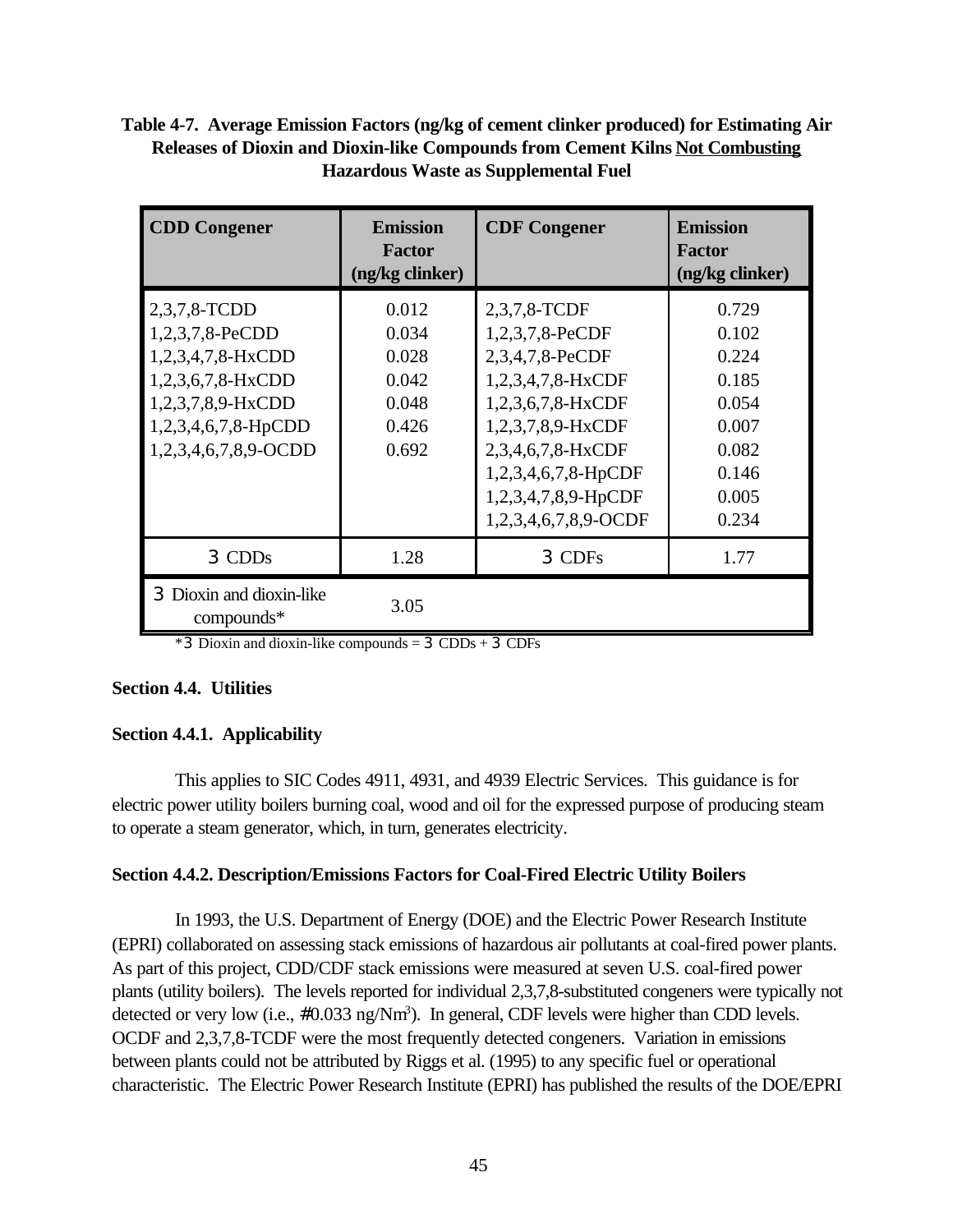**Table 4-7. Average Emission Factors (ng/kg of cement clinker produced) for Estimating Air Releases of Dioxin and Dioxin-like Compounds from Cement Kilns Not Combusting Hazardous Waste as Supplemental Fuel**

| CDD Congener | Emission Factor (ng/kg clinker) | CDF Congener | Emission Factor (ng/kg clinker) |
|---|---|---|---|
| 2,3,7,8-TCDD | 0.012 | 2,3,7,8-TCDF | 0.729 |
| 1,2,3,7,8-PeCDD | 0.034 | 1,2,3,7,8-PeCDF | 0.102 |
| 1,2,3,4,7,8-HxCDD | 0.028 | 2,3,4,7,8-PeCDF | 0.224 |
| 1,2,3,6,7,8-HxCDD | 0.042 | 1,2,3,4,7,8-HxCDF | 0.185 |
| 1,2,3,7,8,9-HxCDD | 0.048 | 1,2,3,6,7,8-HxCDF | 0.054 |
| 1,2,3,4,6,7,8-HpCDD | 0.426 | 1,2,3,7,8,9-HxCDF | 0.007 |
| 1,2,3,4,6,7,8,9-OCDD | 0.692 | 2,3,4,6,7,8-HxCDF | 0.082 |
| | | 1,2,3,4,6,7,8-HpCDF | 0.146 |
| | | 1,2,3,4,7,8,9-HpCDF | 0.005 |
| | | 1,2,3,4,6,7,8,9-OCDF | 0.234 |
| Σ CDDs | 1.28 | Σ CDFs | 1.77 |
| Σ Dioxin and dioxin-like compounds* | 3.05 | | |

*Σ Dioxin and dioxin-like compounds = Σ CDDs + Σ CDFs

**Section 4.4. Utilities**

**Section 4.4.1. Applicability**

This applies to SIC Codes 4911, 4931, and 4939 Electric Services. This guidance is for electric power utility boilers burning coal, wood and oil for the expressed purpose of producing steam to operate a steam generator, which, in turn, generates electricity.

**Section 4.4.2. Description/Emissions Factors for Coal-Fired Electric Utility Boilers**

In 1993, the U.S. Department of Energy (DOE) and the Electric Power Research Institute (EPRI) collaborated on assessing stack emissions of hazardous air pollutants at coal-fired power plants. As part of this project, CDD/CDF stack emissions were measured at seven U.S. coal-fired power plants (utility boilers). The levels reported for individual 2,3,7,8-substituted congeners were typically not detected or very low (i.e., ≤0.033 ng/Nm$^3$). In general, CDF levels were higher than CDD levels. OCDF and 2,3,7,8-TCDF were the most frequently detected congeners. Variation in emissions between plants could not be attributed by Riggs et al. (1995) to any specific fuel or operational characteristic. The Electric Power Research Institute (EPRI) has published the results of the DOE/EPRI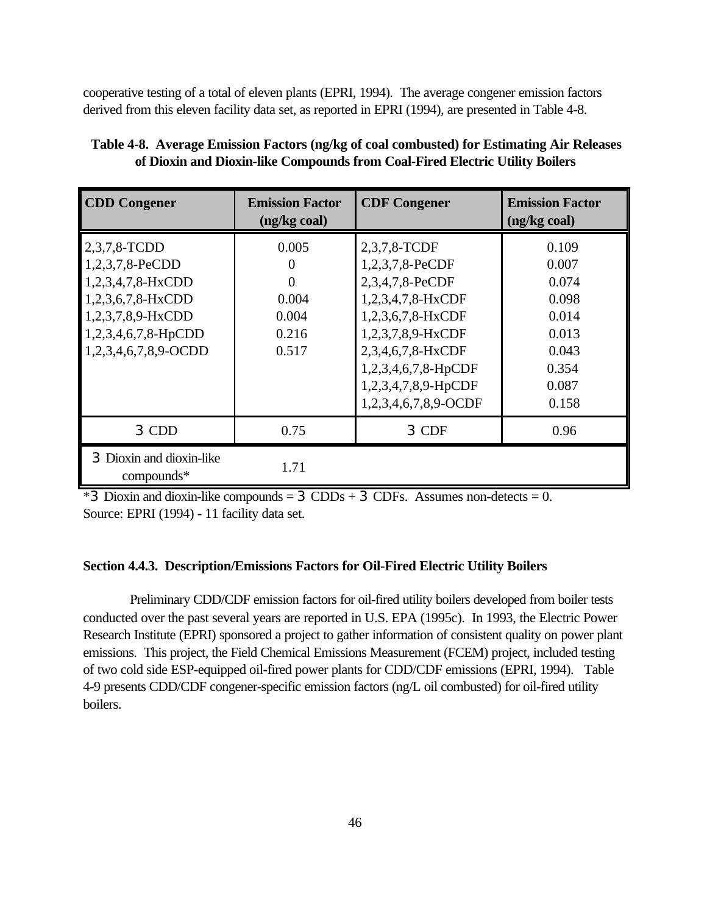cooperative testing of a total of eleven plants (EPRI, 1994). The average congener emission factors derived from this eleven facility data set, as reported in EPRI (1994), are presented in Table 4-8.

**Table 4-8. Average Emission Factors (ng/kg of coal combusted) for Estimating Air Releases of Dioxin and Dioxin-like Compounds from Coal-Fired Electric Utility Boilers**

| CDD Congener | Emission Factor (ng/kg coal) | CDF Congener | Emission Factor (ng/kg coal) |
|---|---|---|---|
| 2,3,7,8-TCDD | 0.005 | 2,3,7,8-TCDF | 0.109 |
| 1,2,3,7,8-PeCDD | 0 | 1,2,3,7,8-PeCDF | 0.007 |
| 1,2,3,4,7,8-HxCDD | 0 | 2,3,4,7,8-PeCDF | 0.074 |
| 1,2,3,6,7,8-HxCDD | 0.004 | 1,2,3,4,7,8-HxCDF | 0.098 |
| 1,2,3,7,8,9-HxCDD | 0.004 | 1,2,3,6,7,8-HxCDF | 0.014 |
| 1,2,3,4,6,7,8-HpCDD | 0.216 | 1,2,3,7,8,9-HxCDF | 0.013 |
| 1,2,3,4,6,7,8,9-OCDD | 0.517 | 2,3,4,6,7,8-HxCDF | 0.043 |
| | | 1,2,3,4,6,7,8-HpCDF | 0.354 |
| | | 1,2,3,4,7,8,9-HpCDF | 0.087 |
| | | 1,2,3,4,6,7,8,9-OCDF | 0.158 |
| Σ CDD | 0.75 | Σ CDF | 0.96 |
| Σ Dioxin and dioxin-like compounds* | 1.71 | | |

*Σ Dioxin and dioxin-like compounds = Σ CDDs + Σ CDFs. Assumes non-detects = 0.
Source: EPRI (1994) - 11 facility data set.

**Section 4.4.3. Description/Emissions Factors for Oil-Fired Electric Utility Boilers**

Preliminary CDD/CDF emission factors for oil-fired utility boilers developed from boiler tests conducted over the past several years are reported in U.S. EPA (1995c). In 1993, the Electric Power Research Institute (EPRI) sponsored a project to gather information of consistent quality on power plant emissions. This project, the Field Chemical Emissions Measurement (FCEM) project, included testing of two cold side ESP-equipped oil-fired power plants for CDD/CDF emissions (EPRI, 1994). Table 4-9 presents CDD/CDF congener-specific emission factors (ng/L oil combusted) for oil-fired utility boilers.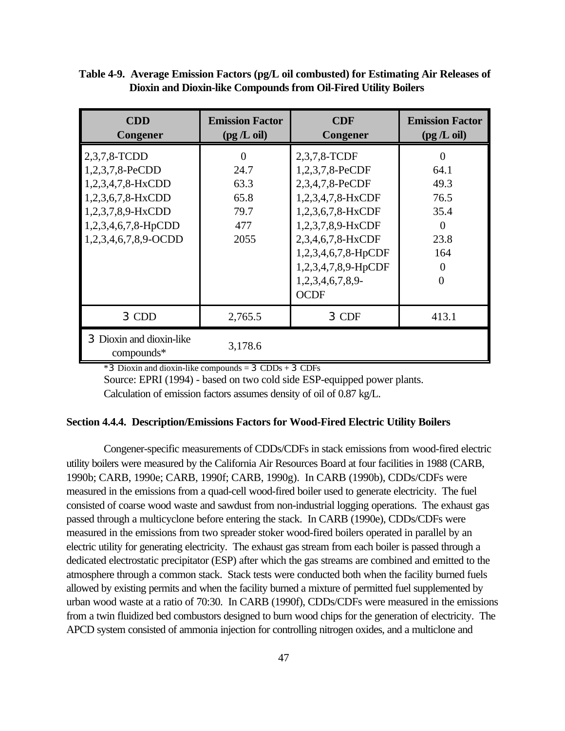**Table 4-9. Average Emission Factors (pg/L oil combusted) for Estimating Air Releases of Dioxin and Dioxin-like Compounds from Oil-Fired Utility Boilers**

| CDD Congener | Emission Factor (pg /L oil) | CDF Congener | Emission Factor (pg /L oil) |
|---|---|---|---|
| 2,3,7,8-TCDD | 0 | 2,3,7,8-TCDF | 0 |
| 1,2,3,7,8-PeCDD | 24.7 | 1,2,3,7,8-PeCDF | 64.1 |
| 1,2,3,4,7,8-HxCDD | 63.3 | 2,3,4,7,8-PeCDF | 49.3 |
| 1,2,3,6,7,8-HxCDD | 65.8 | 1,2,3,4,7,8-HxCDF | 76.5 |
| 1,2,3,7,8,9-HxCDD | 79.7 | 1,2,3,6,7,8-HxCDF | 35.4 |
| 1,2,3,4,6,7,8-HpCDD | 477 | 1,2,3,7,8,9-HxCDF | 0 |
| 1,2,3,4,6,7,8,9-OCDD | 2055 | 2,3,4,6,7,8-HxCDF | 23.8 |
| | | 1,2,3,4,6,7,8-HpCDF | 164 |
| | | 1,2,3,4,7,8,9-HpCDF | 0 |
| | | 1,2,3,4,6,7,8,9-OCDF | 0 |
| Σ CDD | 2,765.5 | Σ CDF | 413.1 |
| Σ Dioxin and dioxin-like compounds* | 3,178.6 | | |

*Σ Dioxin and dioxin-like compounds = Σ CDDs + Σ CDFs

Source: EPRI (1994) - based on two cold side ESP-equipped power plants.

Calculation of emission factors assumes density of oil of 0.87 kg/L.

### Section 4.4.4. Description/Emissions Factors for Wood-Fired Electric Utility Boilers

Congener-specific measurements of CDDs/CDFs in stack emissions from wood-fired electric utility boilers were measured by the California Air Resources Board at four facilities in 1988 (CARB, 1990b; CARB, 1990e; CARB, 1990f; CARB, 1990g). In CARB (1990b), CDDs/CDFs were measured in the emissions from a quad-cell wood-fired boiler used to generate electricity. The fuel consisted of coarse wood waste and sawdust from non-industrial logging operations. The exhaust gas passed through a multicyclone before entering the stack. In CARB (1990e), CDDs/CDFs were measured in the emissions from two spreader stoker wood-fired boilers operated in parallel by an electric utility for generating electricity. The exhaust gas stream from each boiler is passed through a dedicated electrostatic precipitator (ESP) after which the gas streams are combined and emitted to the atmosphere through a common stack. Stack tests were conducted both when the facility burned fuels allowed by existing permits and when the facility burned a mixture of permitted fuel supplemented by urban wood waste at a ratio of 70:30. In CARB (1990f), CDDs/CDFs were measured in the emissions from a twin fluidized bed combustors designed to burn wood chips for the generation of electricity. The APCD system consisted of ammonia injection for controlling nitrogen oxides, and a multiclone and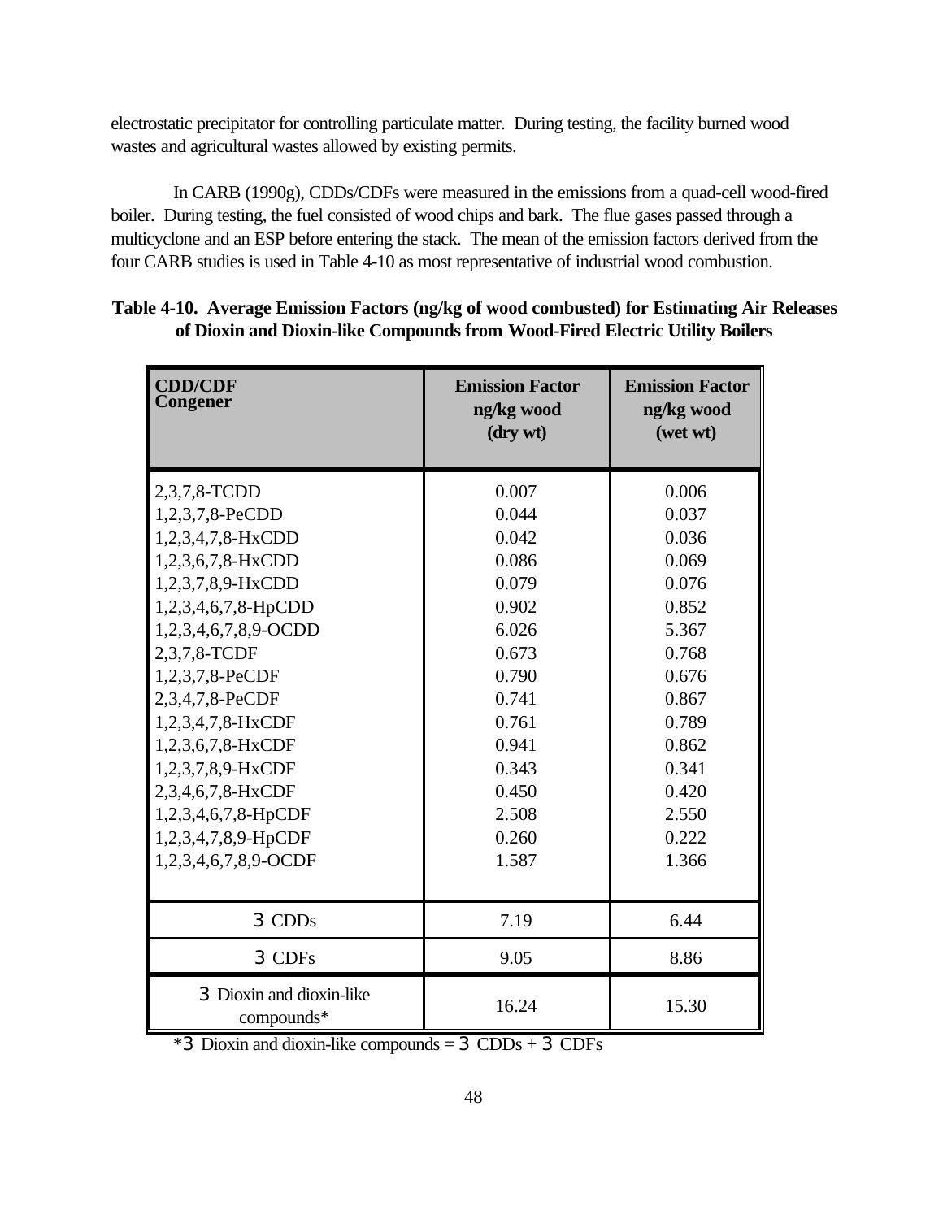electrostatic precipitator for controlling particulate matter. During testing, the facility burned wood wastes and agricultural wastes allowed by existing permits.

In CARB (1990g), CDDs/CDFs were measured in the emissions from a quad-cell wood-fired boiler. During testing, the fuel consisted of wood chips and bark. The flue gases passed through a multicyclone and an ESP before entering the stack. The mean of the emission factors derived from the four CARB studies is used in Table 4-10 as most representative of industrial wood combustion.

**Table 4-10. Average Emission Factors (ng/kg of wood combusted) for Estimating Air Releases of Dioxin and Dioxin-like Compounds from Wood-Fired Electric Utility Boilers**

| CDD/CDF Congener | Emission Factor ng/kg wood (dry wt) | Emission Factor ng/kg wood (wet wt) |
|---|---|---|
| 2,3,7,8-TCDD | 0.007 | 0.006 |
| 1,2,3,7,8-PeCDD | 0.044 | 0.037 |
| 1,2,3,4,7,8-HxCDD | 0.042 | 0.036 |
| 1,2,3,6,7,8-HxCDD | 0.086 | 0.069 |
| 1,2,3,7,8,9-HxCDD | 0.079 | 0.076 |
| 1,2,3,4,6,7,8-HpCDD | 0.902 | 0.852 |
| 1,2,3,4,6,7,8,9-OCDD | 6.026 | 5.367 |
| 2,3,7,8-TCDF | 0.673 | 0.768 |
| 1,2,3,7,8-PeCDF | 0.790 | 0.676 |
| 2,3,4,7,8-PeCDF | 0.741 | 0.867 |
| 1,2,3,4,7,8-HxCDF | 0.761 | 0.789 |
| 1,2,3,6,7,8-HxCDF | 0.941 | 0.862 |
| 1,2,3,7,8,9-HxCDF | 0.343 | 0.341 |
| 2,3,4,6,7,8-HxCDF | 0.450 | 0.420 |
| 1,2,3,4,6,7,8-HpCDF | 2.508 | 2.550 |
| 1,2,3,4,7,8,9-HpCDF | 0.260 | 0.222 |
| 1,2,3,4,6,7,8,9-OCDF | 1.587 | 1.366 |
| Σ CDDs | 7.19 | 6.44 |
| Σ CDFs | 9.05 | 8.86 |
| Σ Dioxin and dioxin-like compounds* | 16.24 | 15.30 |

*Σ Dioxin and dioxin-like compounds = Σ CDDs + Σ CDFs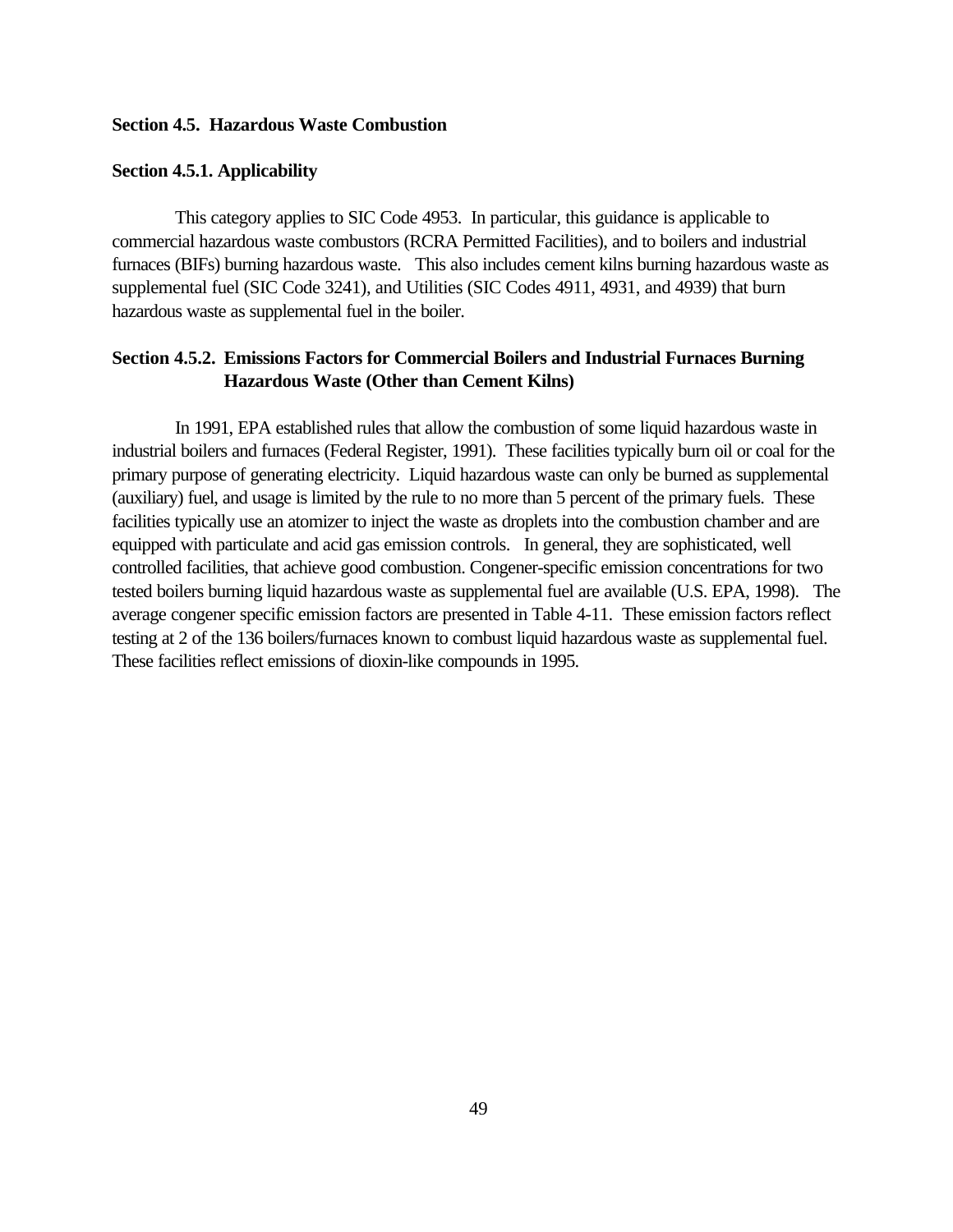## Section 4.5. Hazardous Waste Combustion

### Section 4.5.1. Applicability

This category applies to SIC Code 4953. In particular, this guidance is applicable to commercial hazardous waste combustors (RCRA Permitted Facilities), and to boilers and industrial furnaces (BIFs) burning hazardous waste. This also includes cement kilns burning hazardous waste as supplemental fuel (SIC Code 3241), and Utilities (SIC Codes 4911, 4931, and 4939) that burn hazardous waste as supplemental fuel in the boiler.

### Section 4.5.2. Emissions Factors for Commercial Boilers and Industrial Furnaces Burning Hazardous Waste (Other than Cement Kilns)

In 1991, EPA established rules that allow the combustion of some liquid hazardous waste in industrial boilers and furnaces (Federal Register, 1991). These facilities typically burn oil or coal for the primary purpose of generating electricity. Liquid hazardous waste can only be burned as supplemental (auxiliary) fuel, and usage is limited by the rule to no more than 5 percent of the primary fuels. These facilities typically use an atomizer to inject the waste as droplets into the combustion chamber and are equipped with particulate and acid gas emission controls. In general, they are sophisticated, well controlled facilities, that achieve good combustion. Congener-specific emission concentrations for two tested boilers burning liquid hazardous waste as supplemental fuel are available (U.S. EPA, 1998). The average congener specific emission factors are presented in Table 4-11. These emission factors reflect testing at 2 of the 136 boilers/furnaces known to combust liquid hazardous waste as supplemental fuel. These facilities reflect emissions of dioxin-like compounds in 1995.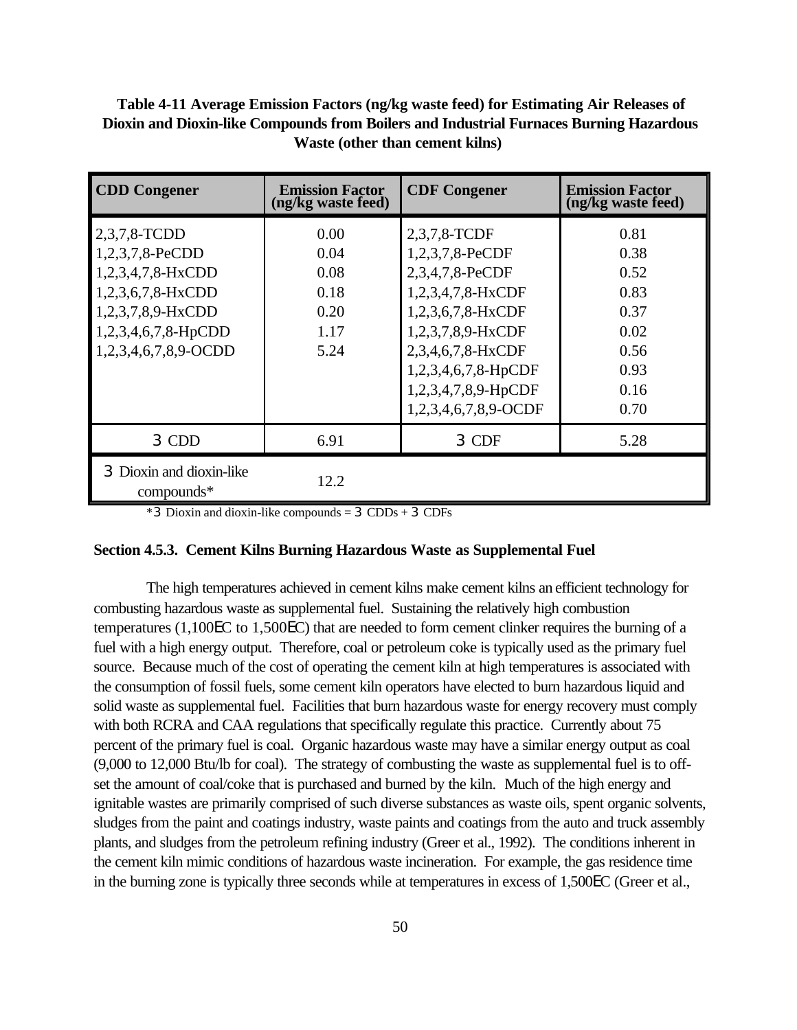**Table 4-11 Average Emission Factors (ng/kg waste feed) for Estimating Air Releases of Dioxin and Dioxin-like Compounds from Boilers and Industrial Furnaces Burning Hazardous Waste (other than cement kilns)**

| CDD Congener | Emission Factor (ng/kg waste feed) | CDF Congener | Emission Factor (ng/kg waste feed) |
|---|---|---|---|
| 2,3,7,8-TCDD | 0.00 | 2,3,7,8-TCDF | 0.81 |
| 1,2,3,7,8-PeCDD | 0.04 | 1,2,3,7,8-PeCDF | 0.38 |
| 1,2,3,4,7,8-HxCDD | 0.08 | 2,3,4,7,8-PeCDF | 0.52 |
| 1,2,3,6,7,8-HxCDD | 0.18 | 1,2,3,4,7,8-HxCDF | 0.83 |
| 1,2,3,7,8,9-HxCDD | 0.20 | 1,2,3,6,7,8-HxCDF | 0.37 |
| 1,2,3,4,6,7,8-HpCDD | 1.17 | 1,2,3,7,8,9-HxCDF | 0.02 |
| 1,2,3,4,6,7,8,9-OCDD | 5.24 | 2,3,4,6,7,8-HxCDF | 0.56 |
| | | 1,2,3,4,6,7,8-HpCDF | 0.93 |
| | | 1,2,3,4,7,8,9-HpCDF | 0.16 |
| | | 1,2,3,4,6,7,8,9-OCDF | 0.70 |
| Σ CDD | 6.91 | Σ CDF | 5.28 |
| Σ Dioxin and dioxin-like compounds* | 12.2 | | |

*Σ Dioxin and dioxin-like compounds = Σ CDDs + Σ CDFs

### Section 4.5.3. Cement Kilns Burning Hazardous Waste as Supplemental Fuel

The high temperatures achieved in cement kilns make cement kilns an efficient technology for combusting hazardous waste as supplemental fuel. Sustaining the relatively high combustion temperatures (1,100°C to 1,500°C) that are needed to form cement clinker requires the burning of a fuel with a high energy output. Therefore, coal or petroleum coke is typically used as the primary fuel source. Because much of the cost of operating the cement kiln at high temperatures is associated with the consumption of fossil fuels, some cement kiln operators have elected to burn hazardous liquid and solid waste as supplemental fuel. Facilities that burn hazardous waste for energy recovery must comply with both RCRA and CAA regulations that specifically regulate this practice. Currently about 75 percent of the primary fuel is coal. Organic hazardous waste may have a similar energy output as coal (9,000 to 12,000 Btu/lb for coal). The strategy of combusting the waste as supplemental fuel is to off-set the amount of coal/coke that is purchased and burned by the kiln. Much of the high energy and ignitable wastes are primarily comprised of such diverse substances as waste oils, spent organic solvents, sludges from the paint and coatings industry, waste paints and coatings from the auto and truck assembly plants, and sludges from the petroleum refining industry (Greer et al., 1992). The conditions inherent in the cement kiln mimic conditions of hazardous waste incineration. For example, the gas residence time in the burning zone is typically three seconds while at temperatures in excess of 1,500°C (Greer et al.,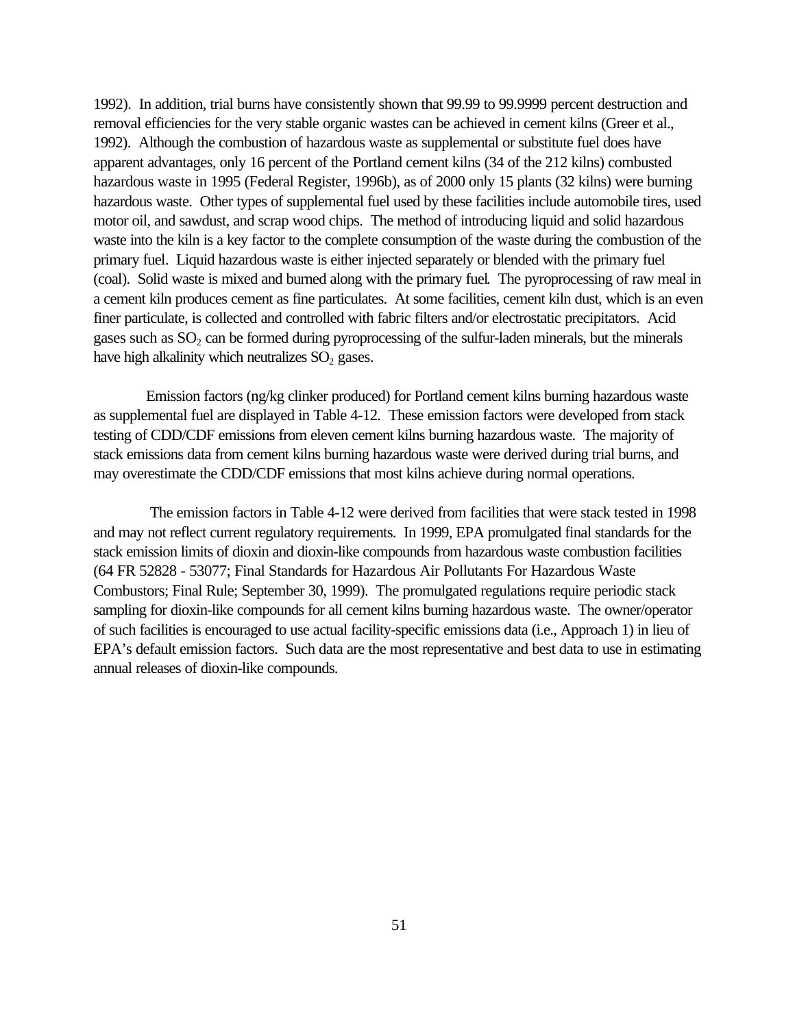1992). In addition, trial burns have consistently shown that 99.99 to 99.9999 percent destruction and removal efficiencies for the very stable organic wastes can be achieved in cement kilns (Greer et al., 1992). Although the combustion of hazardous waste as supplemental or substitute fuel does have apparent advantages, only 16 percent of the Portland cement kilns (34 of the 212 kilns) combusted hazardous waste in 1995 (Federal Register, 1996b), as of 2000 only 15 plants (32 kilns) were burning hazardous waste. Other types of supplemental fuel used by these facilities include automobile tires, used motor oil, and sawdust, and scrap wood chips. The method of introducing liquid and solid hazardous waste into the kiln is a key factor to the complete consumption of the waste during the combustion of the primary fuel. Liquid hazardous waste is either injected separately or blended with the primary fuel (coal). Solid waste is mixed and burned along with the primary fuel. The pyroprocessing of raw meal in a cement kiln produces cement as fine particulates. At some facilities, cement kiln dust, which is an even finer particulate, is collected and controlled with fabric filters and/or electrostatic precipitators. Acid gases such as $SO_2$ can be formed during pyroprocessing of the sulfur-laden minerals, but the minerals have high alkalinity which neutralizes $SO_2$ gases.

Emission factors (ng/kg clinker produced) for Portland cement kilns burning hazardous waste as supplemental fuel are displayed in Table 4-12. These emission factors were developed from stack testing of CDD/CDF emissions from eleven cement kilns burning hazardous waste. The majority of stack emissions data from cement kilns burning hazardous waste were derived during trial burns, and may overestimate the CDD/CDF emissions that most kilns achieve during normal operations.

The emission factors in Table 4-12 were derived from facilities that were stack tested in 1998 and may not reflect current regulatory requirements. In 1999, EPA promulgated final standards for the stack emission limits of dioxin and dioxin-like compounds from hazardous waste combustion facilities (64 FR 52828 - 53077; Final Standards for Hazardous Air Pollutants For Hazardous Waste Combustors; Final Rule; September 30, 1999). The promulgated regulations require periodic stack sampling for dioxin-like compounds for all cement kilns burning hazardous waste. The owner/operator of such facilities is encouraged to use actual facility-specific emissions data (i.e., Approach 1) in lieu of EPA's default emission factors. Such data are the most representative and best data to use in estimating annual releases of dioxin-like compounds.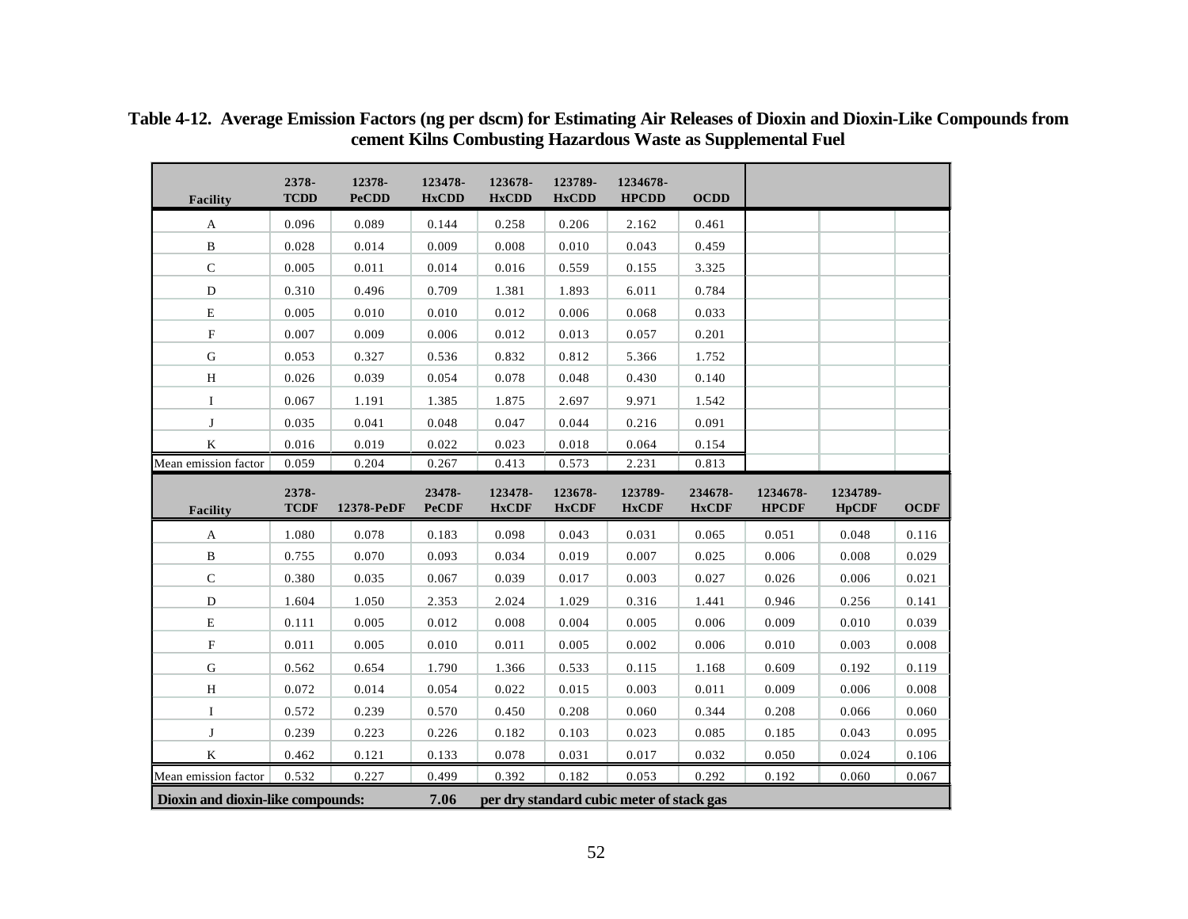**Table 4-12. Average Emission Factors (ng per dscm) for Estimating Air Releases of Dioxin and Dioxin-Like Compounds from cement Kilns Combusting Hazardous Waste as Supplemental Fuel**

| Facility | 2378-TCDD | 12378-PeCDD | 123478-HxCDD | 123678-HxCDD | 123789-HxCDD | 1234678-HPCDD | OCDD | | | |
|---|---|---|---|---|---|---|---|---|---|---|
| A | 0.096 | 0.089 | 0.144 | 0.258 | 0.206 | 2.162 | 0.461 | | | |
| B | 0.028 | 0.014 | 0.009 | 0.008 | 0.010 | 0.043 | 0.459 | | | |
| C | 0.005 | 0.011 | 0.014 | 0.016 | 0.559 | 0.155 | 3.325 | | | |
| D | 0.310 | 0.496 | 0.709 | 1.381 | 1.893 | 6.011 | 0.784 | | | |
| E | 0.005 | 0.010 | 0.010 | 0.012 | 0.006 | 0.068 | 0.033 | | | |
| F | 0.007 | 0.009 | 0.006 | 0.012 | 0.013 | 0.057 | 0.201 | | | |
| G | 0.053 | 0.327 | 0.536 | 0.832 | 0.812 | 5.366 | 1.752 | | | |
| H | 0.026 | 0.039 | 0.054 | 0.078 | 0.048 | 0.430 | 0.140 | | | |
| I | 0.067 | 1.191 | 1.385 | 1.875 | 2.697 | 9.971 | 1.542 | | | |
| J | 0.035 | 0.041 | 0.048 | 0.047 | 0.044 | 0.216 | 0.091 | | | |
| K | 0.016 | 0.019 | 0.022 | 0.023 | 0.018 | 0.064 | 0.154 | | | |
| Mean emission factor | 0.059 | 0.204 | 0.267 | 0.413 | 0.573 | 2.231 | 0.813 | | | |
| **Facility** | **2378-TCDF** | **12378-PeDF** | **23478-PeCDF** | **123478-HxCDF** | **123678-HxCDF** | **123789-HxCDF** | **234678-HxCDF** | **1234678-HPCDF** | **1234789-HpCDF** | **OCDF** |
| A | 1.080 | 0.078 | 0.183 | 0.098 | 0.043 | 0.031 | 0.065 | 0.051 | 0.048 | 0.116 |
| B | 0.755 | 0.070 | 0.093 | 0.034 | 0.019 | 0.007 | 0.025 | 0.006 | 0.008 | 0.029 |
| C | 0.380 | 0.035 | 0.067 | 0.039 | 0.017 | 0.003 | 0.027 | 0.026 | 0.006 | 0.021 |
| D | 1.604 | 1.050 | 2.353 | 2.024 | 1.029 | 0.316 | 1.441 | 0.946 | 0.256 | 0.141 |
| E | 0.111 | 0.005 | 0.012 | 0.008 | 0.004 | 0.005 | 0.006 | 0.009 | 0.010 | 0.039 |
| F | 0.011 | 0.005 | 0.010 | 0.011 | 0.005 | 0.002 | 0.006 | 0.010 | 0.003 | 0.008 |
| G | 0.562 | 0.654 | 1.790 | 1.366 | 0.533 | 0.115 | 1.168 | 0.609 | 0.192 | 0.119 |
| H | 0.072 | 0.014 | 0.054 | 0.022 | 0.015 | 0.003 | 0.011 | 0.009 | 0.006 | 0.008 |
| I | 0.572 | 0.239 | 0.570 | 0.450 | 0.208 | 0.060 | 0.344 | 0.208 | 0.066 | 0.060 |
| J | 0.239 | 0.223 | 0.226 | 0.182 | 0.103 | 0.023 | 0.085 | 0.185 | 0.043 | 0.095 |
| K | 0.462 | 0.121 | 0.133 | 0.078 | 0.031 | 0.017 | 0.032 | 0.050 | 0.024 | 0.106 |
| Mean emission factor | 0.532 | 0.227 | 0.499 | 0.392 | 0.182 | 0.053 | 0.292 | 0.192 | 0.060 | 0.067 |
| **Dioxin and dioxin-like compounds:** | | | **7.06** | **per dry standard cubic meter of stack gas** | | | | | | |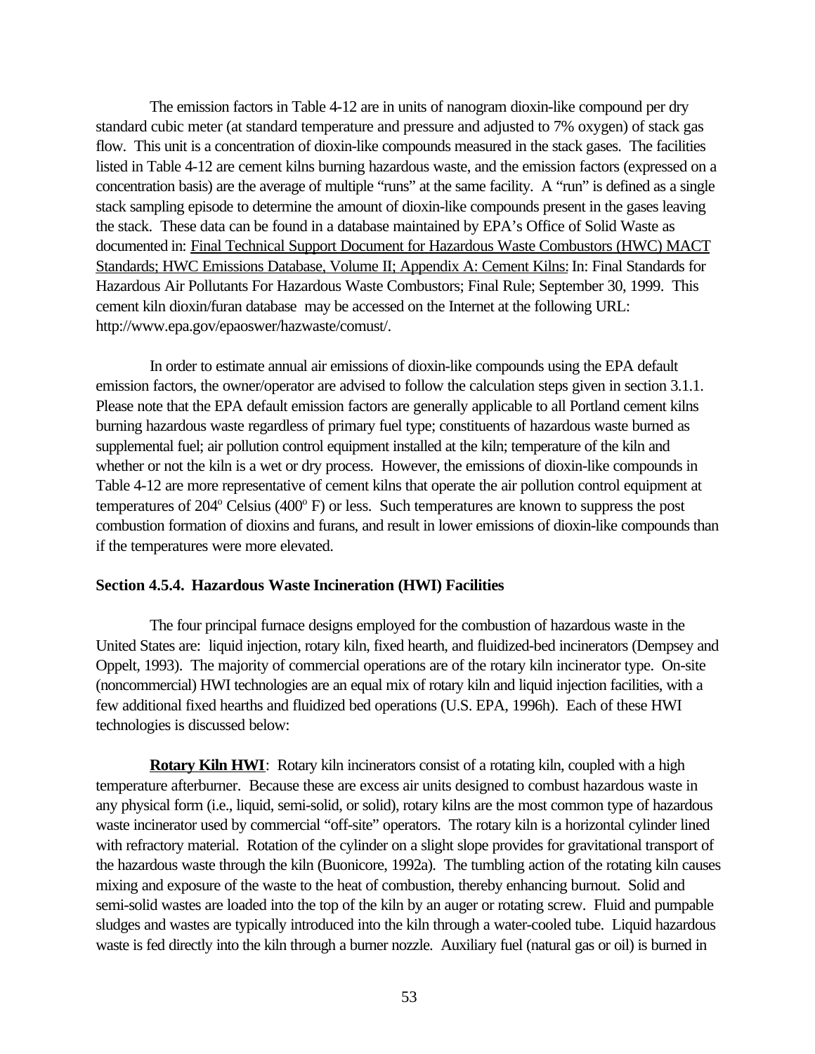The emission factors in Table 4-12 are in units of nanogram dioxin-like compound per dry standard cubic meter (at standard temperature and pressure and adjusted to 7% oxygen) of stack gas flow. This unit is a concentration of dioxin-like compounds measured in the stack gases. The facilities listed in Table 4-12 are cement kilns burning hazardous waste, and the emission factors (expressed on a concentration basis) are the average of multiple "runs" at the same facility. A "run" is defined as a single stack sampling episode to determine the amount of dioxin-like compounds present in the gases leaving the stack. These data can be found in a database maintained by EPA's Office of Solid Waste as documented in: Final Technical Support Document for Hazardous Waste Combustors (HWC) MACT Standards; HWC Emissions Database, Volume II; Appendix A: Cement Kilns: In: Final Standards for Hazardous Air Pollutants For Hazardous Waste Combustors; Final Rule; September 30, 1999. This cement kiln dioxin/furan database may be accessed on the Internet at the following URL: http://www.epa.gov/epaoswer/hazwaste/comust/.

In order to estimate annual air emissions of dioxin-like compounds using the EPA default emission factors, the owner/operator are advised to follow the calculation steps given in section 3.1.1. Please note that the EPA default emission factors are generally applicable to all Portland cement kilns burning hazardous waste regardless of primary fuel type; constituents of hazardous waste burned as supplemental fuel; air pollution control equipment installed at the kiln; temperature of the kiln and whether or not the kiln is a wet or dry process. However, the emissions of dioxin-like compounds in Table 4-12 are more representative of cement kilns that operate the air pollution control equipment at temperatures of 204$^{o}$ Celsius (400$^{o}$ F) or less. Such temperatures are known to suppress the post combustion formation of dioxins and furans, and result in lower emissions of dioxin-like compounds than if the temperatures were more elevated.

### Section 4.5.4. Hazardous Waste Incineration (HWI) Facilities

The four principal furnace designs employed for the combustion of hazardous waste in the United States are: liquid injection, rotary kiln, fixed hearth, and fluidized-bed incinerators (Dempsey and Oppelt, 1993). The majority of commercial operations are of the rotary kiln incinerator type. On-site (noncommercial) HWI technologies are an equal mix of rotary kiln and liquid injection facilities, with a few additional fixed hearths and fluidized bed operations (U.S. EPA, 1996h). Each of these HWI technologies is discussed below:

**Rotary Kiln HWI**: Rotary kiln incinerators consist of a rotating kiln, coupled with a high temperature afterburner. Because these are excess air units designed to combust hazardous waste in any physical form (i.e., liquid, semi-solid, or solid), rotary kilns are the most common type of hazardous waste incinerator used by commercial "off-site" operators. The rotary kiln is a horizontal cylinder lined with refractory material. Rotation of the cylinder on a slight slope provides for gravitational transport of the hazardous waste through the kiln (Buonicore, 1992a). The tumbling action of the rotating kiln causes mixing and exposure of the waste to the heat of combustion, thereby enhancing burnout. Solid and semi-solid wastes are loaded into the top of the kiln by an auger or rotating screw. Fluid and pumpable sludges and wastes are typically introduced into the kiln through a water-cooled tube. Liquid hazardous waste is fed directly into the kiln through a burner nozzle. Auxiliary fuel (natural gas or oil) is burned in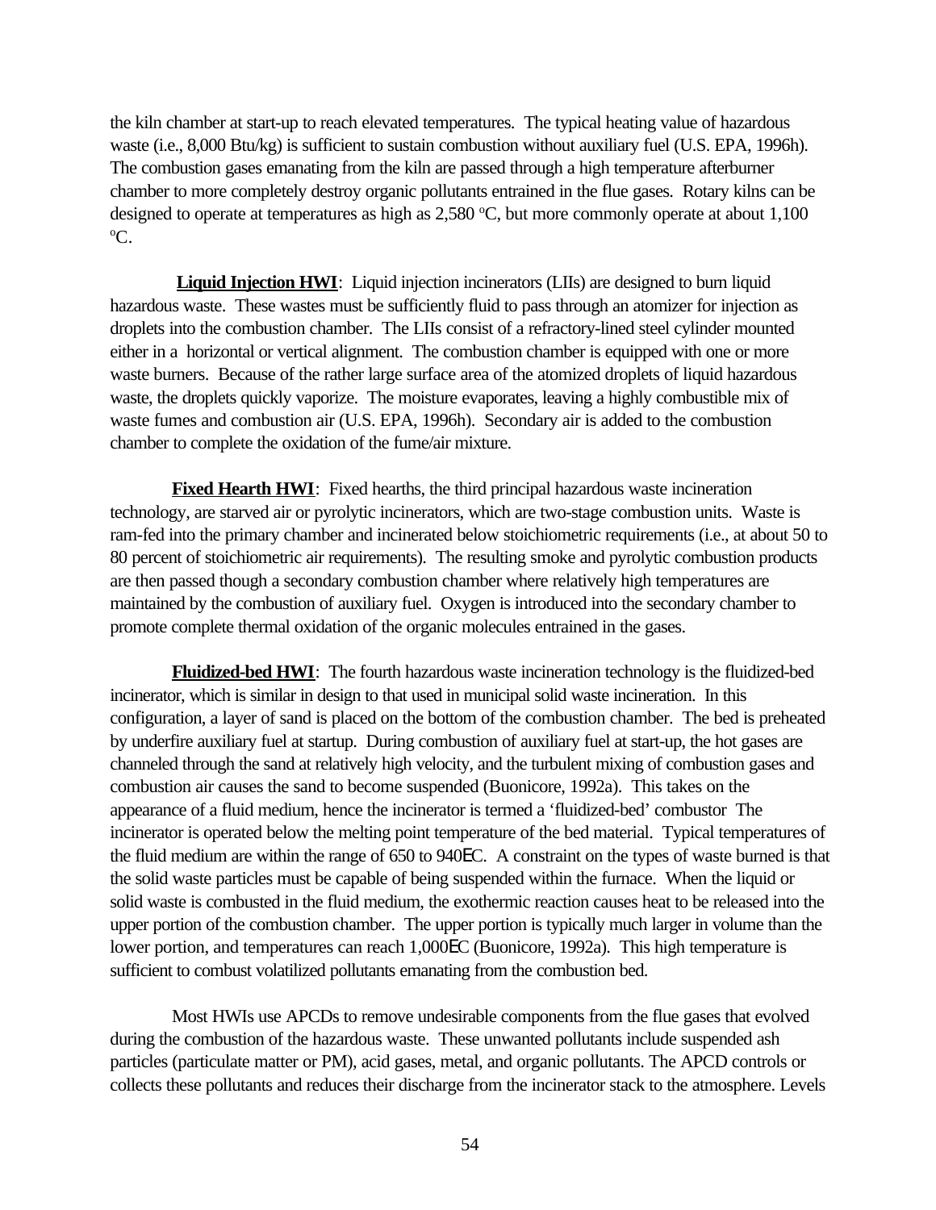the kiln chamber at start-up to reach elevated temperatures. The typical heating value of hazardous waste (i.e., 8,000 Btu/kg) is sufficient to sustain combustion without auxiliary fuel (U.S. EPA, 1996h). The combustion gases emanating from the kiln are passed through a high temperature afterburner chamber to more completely destroy organic pollutants entrained in the flue gases. Rotary kilns can be designed to operate at temperatures as high as 2,580 $^{o}$C, but more commonly operate at about 1,100 $^{o}$C.

**Liquid Injection HWI**: Liquid injection incinerators (LIIs) are designed to burn liquid hazardous waste. These wastes must be sufficiently fluid to pass through an atomizer for injection as droplets into the combustion chamber. The LIIs consist of a refractory-lined steel cylinder mounted either in a horizontal or vertical alignment. The combustion chamber is equipped with one or more waste burners. Because of the rather large surface area of the atomized droplets of liquid hazardous waste, the droplets quickly vaporize. The moisture evaporates, leaving a highly combustible mix of waste fumes and combustion air (U.S. EPA, 1996h). Secondary air is added to the combustion chamber to complete the oxidation of the fume/air mixture.

**Fixed Hearth HWI**: Fixed hearths, the third principal hazardous waste incineration technology, are starved air or pyrolytic incinerators, which are two-stage combustion units. Waste is ram-fed into the primary chamber and incinerated below stoichiometric requirements (i.e., at about 50 to 80 percent of stoichiometric air requirements). The resulting smoke and pyrolytic combustion products are then passed though a secondary combustion chamber where relatively high temperatures are maintained by the combustion of auxiliary fuel. Oxygen is introduced into the secondary chamber to promote complete thermal oxidation of the organic molecules entrained in the gases.

**Fluidized-bed HWI**: The fourth hazardous waste incineration technology is the fluidized-bed incinerator, which is similar in design to that used in municipal solid waste incineration. In this configuration, a layer of sand is placed on the bottom of the combustion chamber. The bed is preheated by underfire auxiliary fuel at startup. During combustion of auxiliary fuel at start-up, the hot gases are channeled through the sand at relatively high velocity, and the turbulent mixing of combustion gases and combustion air causes the sand to become suspended (Buonicore, 1992a). This takes on the appearance of a fluid medium, hence the incinerator is termed a 'fluidized-bed' combustor The incinerator is operated below the melting point temperature of the bed material. Typical temperatures of the fluid medium are within the range of 650 to 940EC. A constraint on the types of waste burned is that the solid waste particles must be capable of being suspended within the furnace. When the liquid or solid waste is combusted in the fluid medium, the exothermic reaction causes heat to be released into the upper portion of the combustion chamber. The upper portion is typically much larger in volume than the lower portion, and temperatures can reach 1,000EC (Buonicore, 1992a). This high temperature is sufficient to combust volatilized pollutants emanating from the combustion bed.

Most HWIs use APCDs to remove undesirable components from the flue gases that evolved during the combustion of the hazardous waste. These unwanted pollutants include suspended ash particles (particulate matter or PM), acid gases, metal, and organic pollutants. The APCD controls or collects these pollutants and reduces their discharge from the incinerator stack to the atmosphere. Levels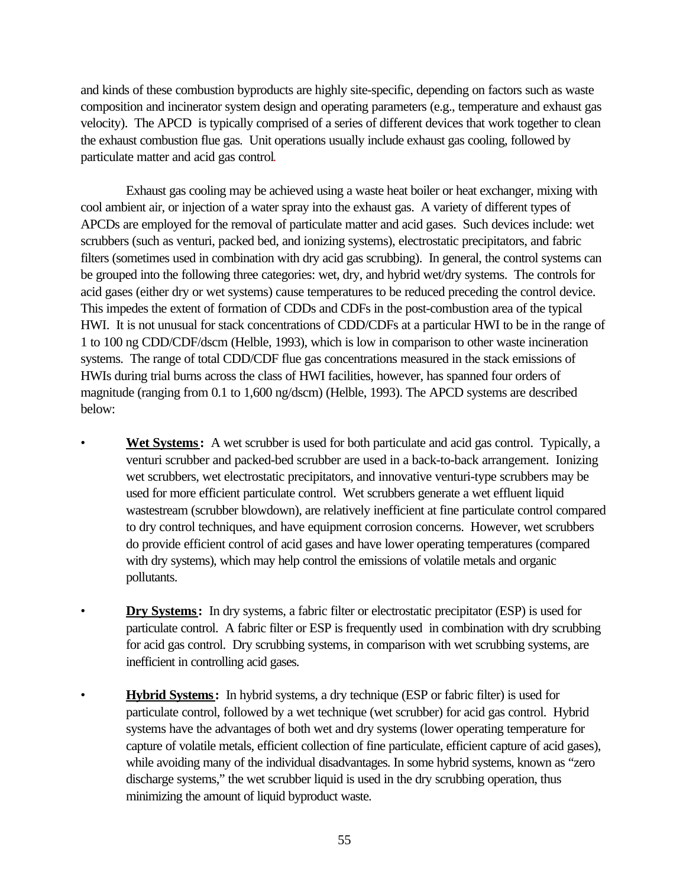and kinds of these combustion byproducts are highly site-specific, depending on factors such as waste composition and incinerator system design and operating parameters (e.g., temperature and exhaust gas velocity). The APCD is typically comprised of a series of different devices that work together to clean the exhaust combustion flue gas. Unit operations usually include exhaust gas cooling, followed by particulate matter and acid gas control.

Exhaust gas cooling may be achieved using a waste heat boiler or heat exchanger, mixing with cool ambient air, or injection of a water spray into the exhaust gas. A variety of different types of APCDs are employed for the removal of particulate matter and acid gases. Such devices include: wet scrubbers (such as venturi, packed bed, and ionizing systems), electrostatic precipitators, and fabric filters (sometimes used in combination with dry acid gas scrubbing). In general, the control systems can be grouped into the following three categories: wet, dry, and hybrid wet/dry systems. The controls for acid gases (either dry or wet systems) cause temperatures to be reduced preceding the control device. This impedes the extent of formation of CDDs and CDFs in the post-combustion area of the typical HWI. It is not unusual for stack concentrations of CDD/CDFs at a particular HWI to be in the range of 1 to 100 ng CDD/CDF/dscm (Helble, 1993), which is low in comparison to other waste incineration systems. The range of total CDD/CDF flue gas concentrations measured in the stack emissions of HWIs during trial burns across the class of HWI facilities, however, has spanned four orders of magnitude (ranging from 0.1 to 1,600 ng/dscm) (Helble, 1993). The APCD systems are described below:

- **Wet Systems:** A wet scrubber is used for both particulate and acid gas control. Typically, a venturi scrubber and packed-bed scrubber are used in a back-to-back arrangement. Ionizing wet scrubbers, wet electrostatic precipitators, and innovative venturi-type scrubbers may be used for more efficient particulate control. Wet scrubbers generate a wet effluent liquid wastestream (scrubber blowdown), are relatively inefficient at fine particulate control compared to dry control techniques, and have equipment corrosion concerns. However, wet scrubbers do provide efficient control of acid gases and have lower operating temperatures (compared with dry systems), which may help control the emissions of volatile metals and organic pollutants.

- **Dry Systems:** In dry systems, a fabric filter or electrostatic precipitator (ESP) is used for particulate control. A fabric filter or ESP is frequently used in combination with dry scrubbing for acid gas control. Dry scrubbing systems, in comparison with wet scrubbing systems, are inefficient in controlling acid gases.

- **Hybrid Systems:** In hybrid systems, a dry technique (ESP or fabric filter) is used for particulate control, followed by a wet technique (wet scrubber) for acid gas control. Hybrid systems have the advantages of both wet and dry systems (lower operating temperature for capture of volatile metals, efficient collection of fine particulate, efficient capture of acid gases), while avoiding many of the individual disadvantages. In some hybrid systems, known as "zero discharge systems," the wet scrubber liquid is used in the dry scrubbing operation, thus minimizing the amount of liquid byproduct waste.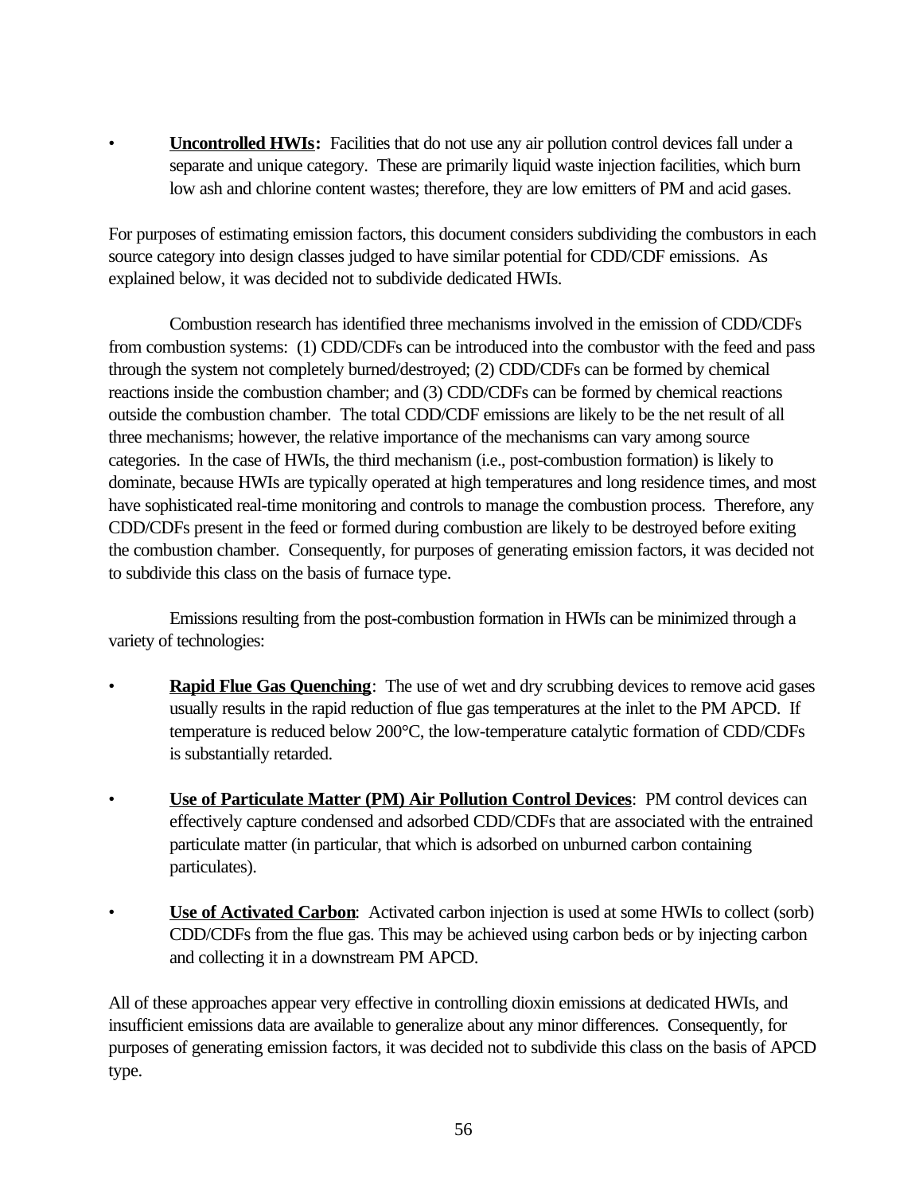- **Uncontrolled HWIs:** Facilities that do not use any air pollution control devices fall under a separate and unique category. These are primarily liquid waste injection facilities, which burn low ash and chlorine content wastes; therefore, they are low emitters of PM and acid gases.

For purposes of estimating emission factors, this document considers subdividing the combustors in each source category into design classes judged to have similar potential for CDD/CDF emissions. As explained below, it was decided not to subdivide dedicated HWIs.

Combustion research has identified three mechanisms involved in the emission of CDD/CDFs from combustion systems: (1) CDD/CDFs can be introduced into the combustor with the feed and pass through the system not completely burned/destroyed; (2) CDD/CDFs can be formed by chemical reactions inside the combustion chamber; and (3) CDD/CDFs can be formed by chemical reactions outside the combustion chamber. The total CDD/CDF emissions are likely to be the net result of all three mechanisms; however, the relative importance of the mechanisms can vary among source categories. In the case of HWIs, the third mechanism (i.e., post-combustion formation) is likely to dominate, because HWIs are typically operated at high temperatures and long residence times, and most have sophisticated real-time monitoring and controls to manage the combustion process. Therefore, any CDD/CDFs present in the feed or formed during combustion are likely to be destroyed before exiting the combustion chamber. Consequently, for purposes of generating emission factors, it was decided not to subdivide this class on the basis of furnace type.

Emissions resulting from the post-combustion formation in HWIs can be minimized through a variety of technologies:

- **Rapid Flue Gas Quenching**: The use of wet and dry scrubbing devices to remove acid gases usually results in the rapid reduction of flue gas temperatures at the inlet to the PM APCD. If temperature is reduced below 200°C, the low-temperature catalytic formation of CDD/CDFs is substantially retarded.

- **Use of Particulate Matter (PM) Air Pollution Control Devices**: PM control devices can effectively capture condensed and adsorbed CDD/CDFs that are associated with the entrained particulate matter (in particular, that which is adsorbed on unburned carbon containing particulates).

- **Use of Activated Carbon**: Activated carbon injection is used at some HWIs to collect (sorb) CDD/CDFs from the flue gas. This may be achieved using carbon beds or by injecting carbon and collecting it in a downstream PM APCD.

All of these approaches appear very effective in controlling dioxin emissions at dedicated HWIs, and insufficient emissions data are available to generalize about any minor differences. Consequently, for purposes of generating emission factors, it was decided not to subdivide this class on the basis of APCD type.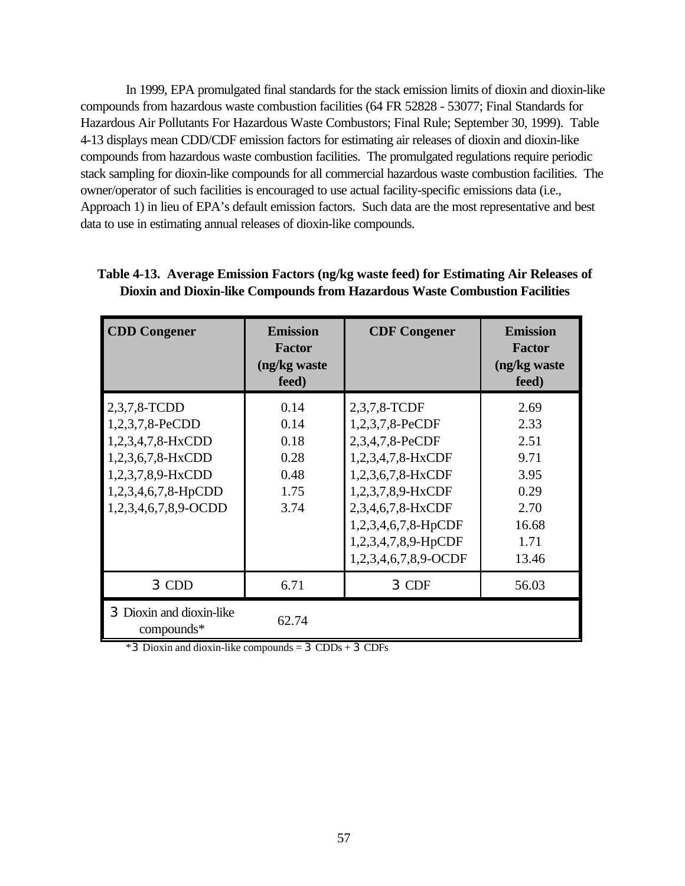In 1999, EPA promulgated final standards for the stack emission limits of dioxin and dioxin-like compounds from hazardous waste combustion facilities (64 FR 52828 - 53077; Final Standards for Hazardous Air Pollutants For Hazardous Waste Combustors; Final Rule; September 30, 1999). Table 4-13 displays mean CDD/CDF emission factors for estimating air releases of dioxin and dioxin-like compounds from hazardous waste combustion facilities. The promulgated regulations require periodic stack sampling for dioxin-like compounds for all commercial hazardous waste combustion facilities. The owner/operator of such facilities is encouraged to use actual facility-specific emissions data (i.e., Approach 1) in lieu of EPA's default emission factors. Such data are the most representative and best data to use in estimating annual releases of dioxin-like compounds.

**Table 4-13. Average Emission Factors (ng/kg waste feed) for Estimating Air Releases of Dioxin and Dioxin-like Compounds from Hazardous Waste Combustion Facilities**

| CDD Congener | Emission Factor (ng/kg waste feed) | CDF Congener | Emission Factor (ng/kg waste feed) |
|---|---|---|---|
| 2,3,7,8-TCDD | 0.14 | 2,3,7,8-TCDF | 2.69 |
| 1,2,3,7,8-PeCDD | 0.14 | 1,2,3,7,8-PeCDF | 2.33 |
| 1,2,3,4,7,8-HxCDD | 0.18 | 2,3,4,7,8-PeCDF | 2.51 |
| 1,2,3,6,7,8-HxCDD | 0.28 | 1,2,3,4,7,8-HxCDF | 9.71 |
| 1,2,3,7,8,9-HxCDD | 0.48 | 1,2,3,6,7,8-HxCDF | 3.95 |
| 1,2,3,4,6,7,8-HpCDD | 1.75 | 1,2,3,7,8,9-HxCDF | 0.29 |
| 1,2,3,4,6,7,8,9-OCDD | 3.74 | 2,3,4,6,7,8-HxCDF | 2.70 |
| | | 1,2,3,4,6,7,8-HpCDF | 16.68 |
| | | 1,2,3,4,7,8,9-HpCDF | 1.71 |
| | | 1,2,3,4,6,7,8,9-OCDF | 13.46 |
| Σ CDD | 6.71 | Σ CDF | 56.03 |
| Σ Dioxin and dioxin-like compounds* | 62.74 | | |

*Σ Dioxin and dioxin-like compounds = Σ CDDs + Σ CDFs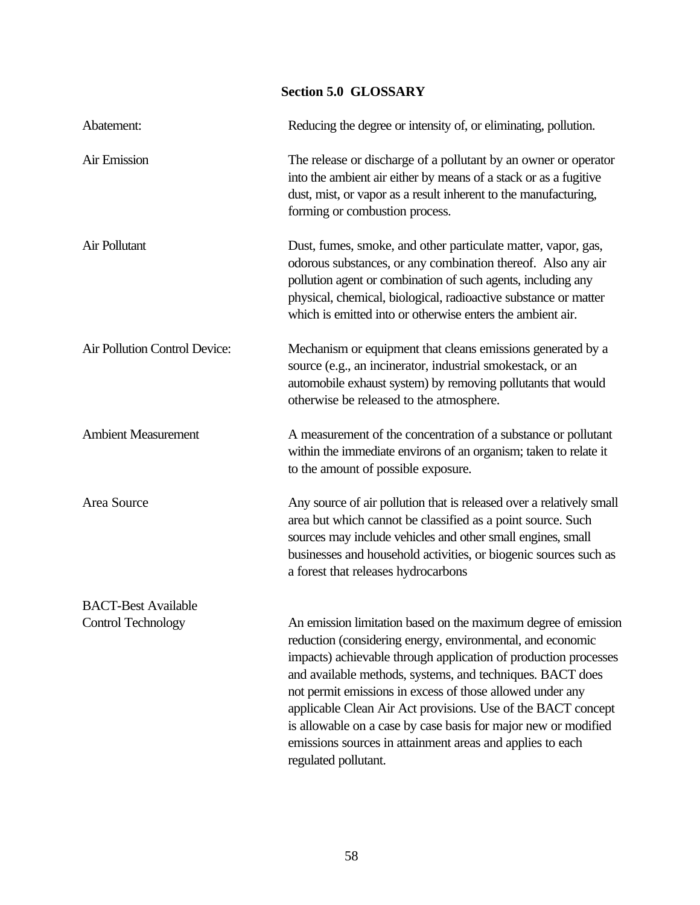## Section 5.0 GLOSSARY

**Abatement:** Reducing the degree or intensity of, or eliminating, pollution.

**Air Emission** The release or discharge of a pollutant by an owner or operator into the ambient air either by means of a stack or as a fugitive dust, mist, or vapor as a result inherent to the manufacturing, forming or combustion process.

**Air Pollutant** Dust, fumes, smoke, and other particulate matter, vapor, gas, odorous substances, or any combination thereof. Also any air pollution agent or combination of such agents, including any physical, chemical, biological, radioactive substance or matter which is emitted into or otherwise enters the ambient air.

**Air Pollution Control Device:** Mechanism or equipment that cleans emissions generated by a source (e.g., an incinerator, industrial smokestack, or an automobile exhaust system) by removing pollutants that would otherwise be released to the atmosphere.

**Ambient Measurement** A measurement of the concentration of a substance or pollutant within the immediate environs of an organism; taken to relate it to the amount of possible exposure.

**Area Source** Any source of air pollution that is released over a relatively small area but which cannot be classified as a point source. Such sources may include vehicles and other small engines, small businesses and household activities, or biogenic sources such as a forest that releases hydrocarbons

**BACT-Best Available Control Technology** An emission limitation based on the maximum degree of emission reduction (considering energy, environmental, and economic impacts) achievable through application of production processes and available methods, systems, and techniques. BACT does not permit emissions in excess of those allowed under any applicable Clean Air Act provisions. Use of the BACT concept is allowable on a case by case basis for major new or modified emissions sources in attainment areas and applies to each regulated pollutant.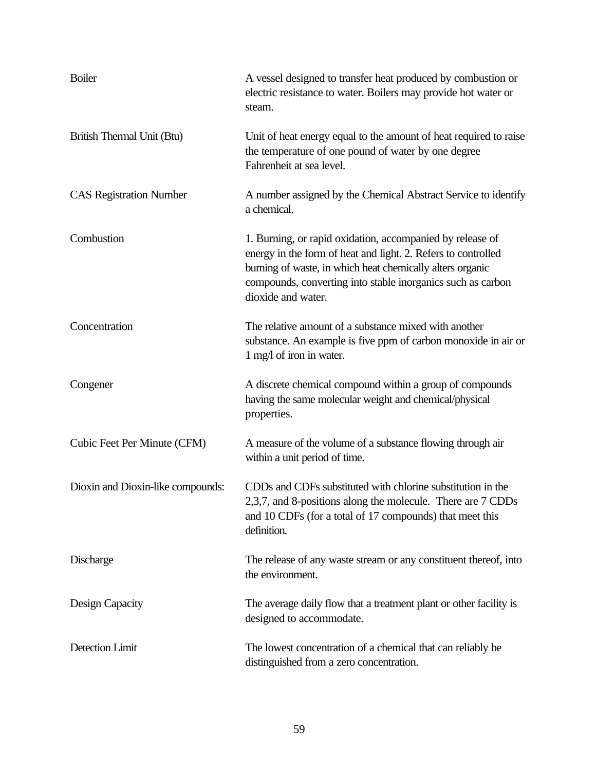| | |
|---|---|
| Boiler | A vessel designed to transfer heat produced by combustion or electric resistance to water. Boilers may provide hot water or steam. |
| British Thermal Unit (Btu) | Unit of heat energy equal to the amount of heat required to raise the temperature of one pound of water by one degree Fahrenheit at sea level. |
| CAS Registration Number | A number assigned by the Chemical Abstract Service to identify a chemical. |
| Combustion | 1. Burning, or rapid oxidation, accompanied by release of energy in the form of heat and light. 2. Refers to controlled burning of waste, in which heat chemically alters organic compounds, converting into stable inorganics such as carbon dioxide and water. |
| Concentration | The relative amount of a substance mixed with another substance. An example is five ppm of carbon monoxide in air or 1 mg/l of iron in water. |
| Congener | A discrete chemical compound within a group of compounds having the same molecular weight and chemical/physical properties. |
| Cubic Feet Per Minute (CFM) | A measure of the volume of a substance flowing through air within a unit period of time. |
| Dioxin and Dioxin-like compounds: | CDDs and CDFs substituted with chlorine substitution in the 2,3,7, and 8-positions along the molecule. There are 7 CDDs and 10 CDFs (for a total of 17 compounds) that meet this definition. |
| Discharge | The release of any waste stream or any constituent thereof, into the environment. |
| Design Capacity | The average daily flow that a treatment plant or other facility is designed to accommodate. |
| Detection Limit | The lowest concentration of a chemical that can reliably be distinguished from a zero concentration. |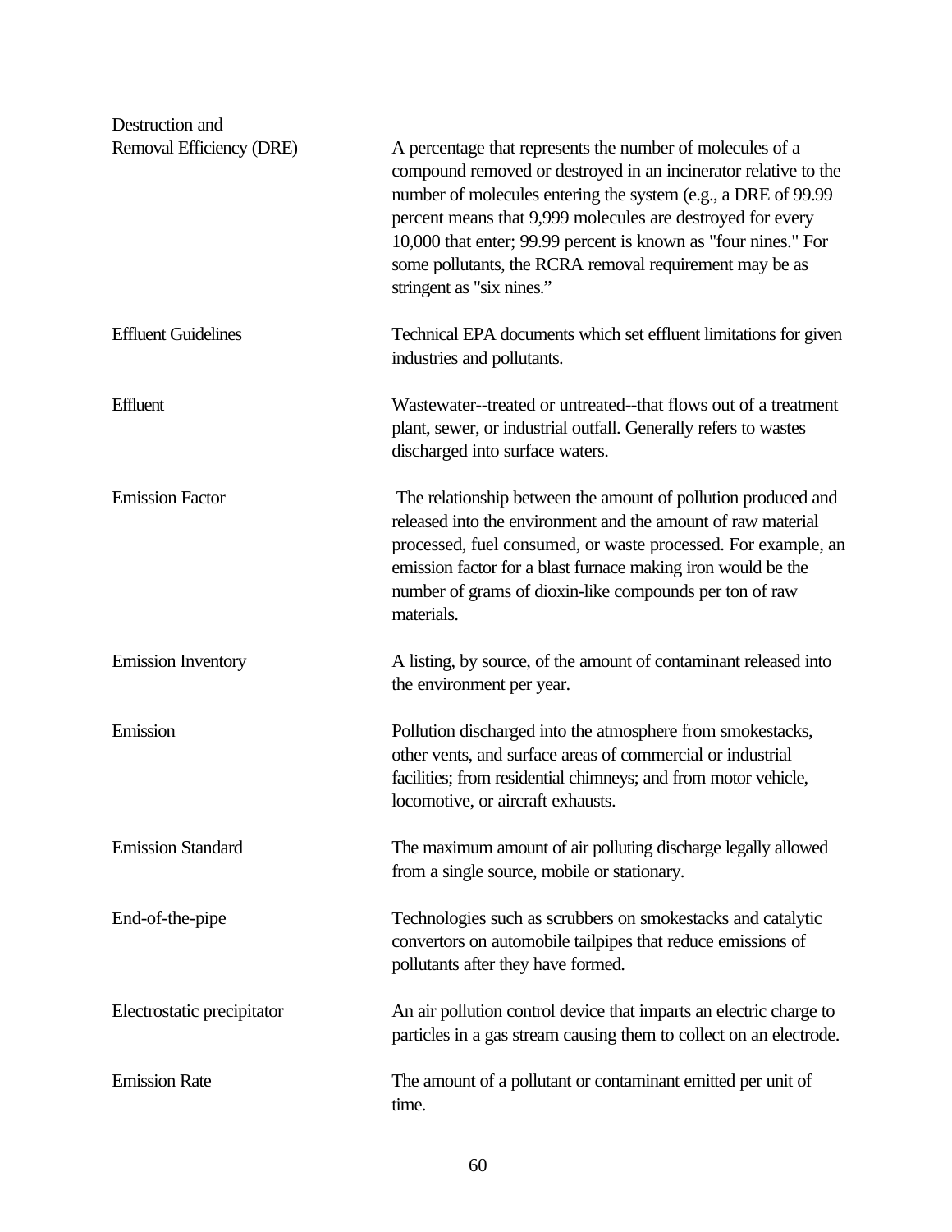| Term | Definition |
|---|---|
| Destruction and Removal Efficiency (DRE) | A percentage that represents the number of molecules of a compound removed or destroyed in an incinerator relative to the number of molecules entering the system (e.g., a DRE of 99.99 percent means that 9,999 molecules are destroyed for every 10,000 that enter; 99.99 percent is known as "four nines." For some pollutants, the RCRA removal requirement may be as stringent as "six nines." |
| Effluent Guidelines | Technical EPA documents which set effluent limitations for given industries and pollutants. |
| Effluent | Wastewater--treated or untreated--that flows out of a treatment plant, sewer, or industrial outfall. Generally refers to wastes discharged into surface waters. |
| Emission Factor | The relationship between the amount of pollution produced and released into the environment and the amount of raw material processed, fuel consumed, or waste processed. For example, an emission factor for a blast furnace making iron would be the number of grams of dioxin-like compounds per ton of raw materials. |
| Emission Inventory | A listing, by source, of the amount of contaminant released into the environment per year. |
| Emission | Pollution discharged into the atmosphere from smokestacks, other vents, and surface areas of commercial or industrial facilities; from residential chimneys; and from motor vehicle, locomotive, or aircraft exhausts. |
| Emission Standard | The maximum amount of air polluting discharge legally allowed from a single source, mobile or stationary. |
| End-of-the-pipe | Technologies such as scrubbers on smokestacks and catalytic convertors on automobile tailpipes that reduce emissions of pollutants after they have formed. |
| Electrostatic precipitator | An air pollution control device that imparts an electric charge to particles in a gas stream causing them to collect on an electrode. |
| Emission Rate | The amount of a pollutant or contaminant emitted per unit of time. |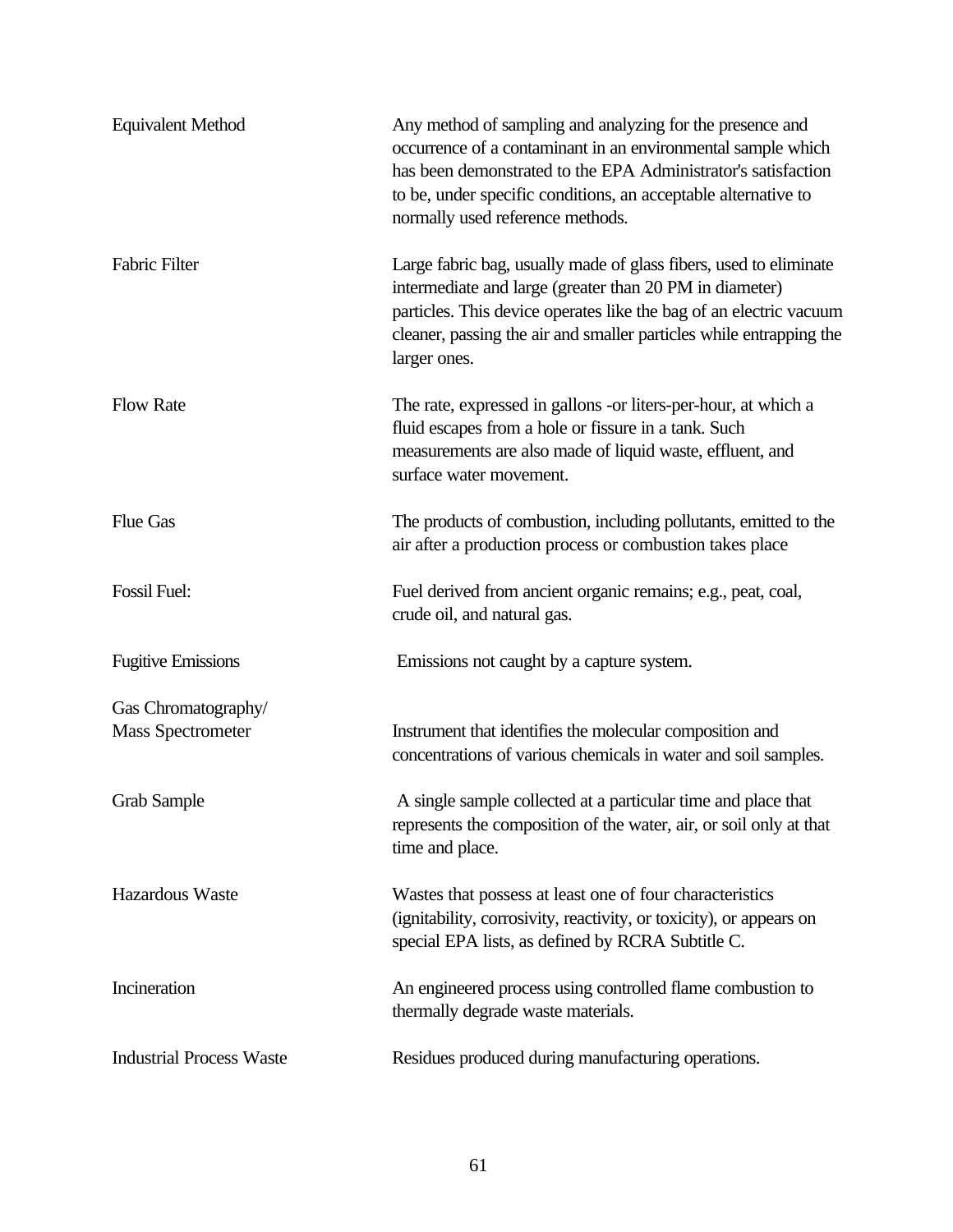| | |
|---|---|
| Equivalent Method | Any method of sampling and analyzing for the presence and occurrence of a contaminant in an environmental sample which has been demonstrated to the EPA Administrator's satisfaction to be, under specific conditions, an acceptable alternative to normally used reference methods. |
| Fabric Filter | Large fabric bag, usually made of glass fibers, used to eliminate intermediate and large (greater than 20 PM in diameter) particles. This device operates like the bag of an electric vacuum cleaner, passing the air and smaller particles while entrapping the larger ones. |
| Flow Rate | The rate, expressed in gallons -or liters-per-hour, at which a fluid escapes from a hole or fissure in a tank. Such measurements are also made of liquid waste, effluent, and surface water movement. |
| Flue Gas | The products of combustion, including pollutants, emitted to the air after a production process or combustion takes place |
| Fossil Fuel: | Fuel derived from ancient organic remains; e.g., peat, coal, crude oil, and natural gas. |
| Fugitive Emissions | Emissions not caught by a capture system. |
| Gas Chromatography/ Mass Spectrometer | Instrument that identifies the molecular composition and concentrations of various chemicals in water and soil samples. |
| Grab Sample | A single sample collected at a particular time and place that represents the composition of the water, air, or soil only at that time and place. |
| Hazardous Waste | Wastes that possess at least one of four characteristics (ignitability, corrosivity, reactivity, or toxicity), or appears on special EPA lists, as defined by RCRA Subtitle C. |
| Incineration | An engineered process using controlled flame combustion to thermally degrade waste materials. |
| Industrial Process Waste | Residues produced during manufacturing operations. |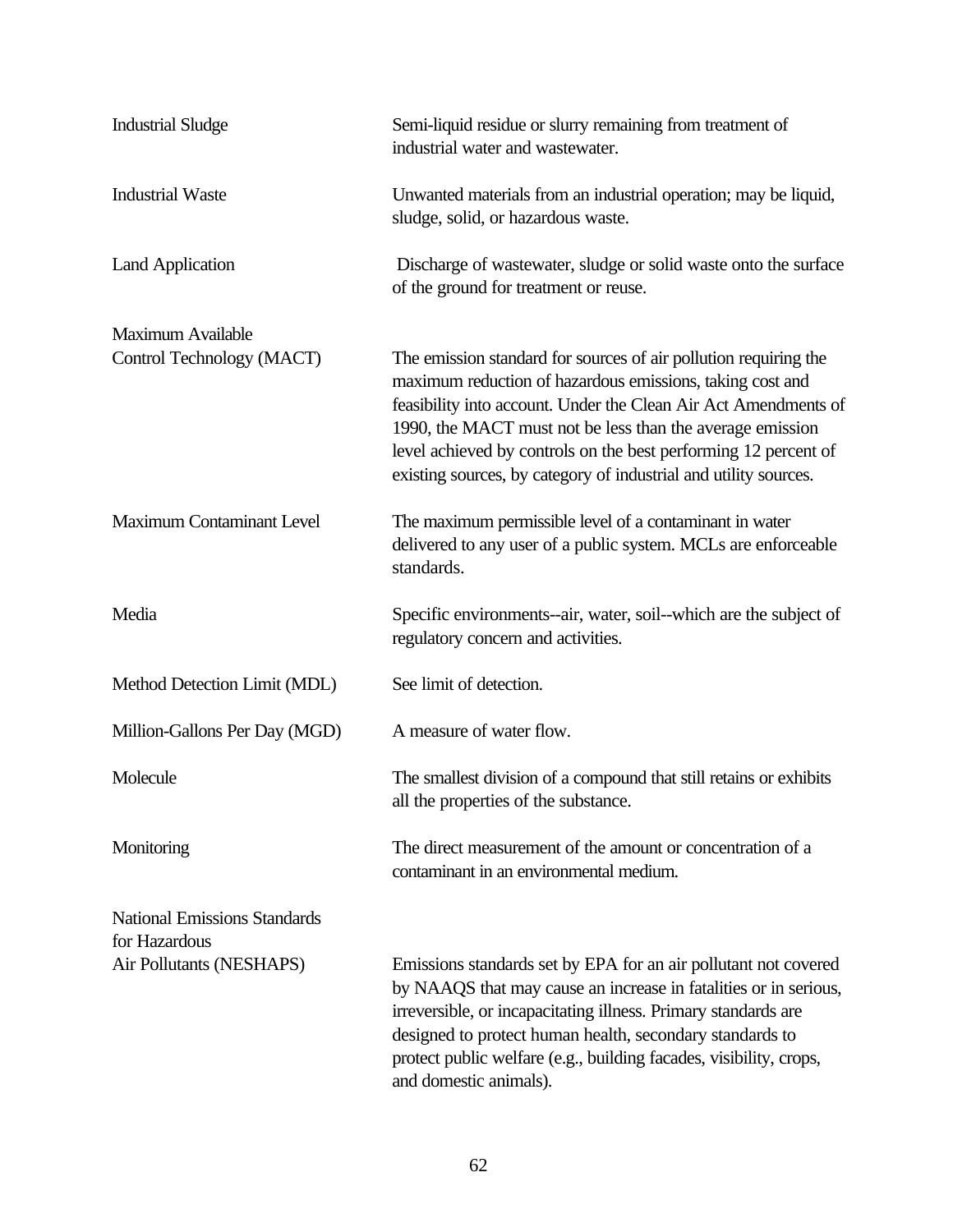| | |
|---|---|
| Industrial Sludge | Semi-liquid residue or slurry remaining from treatment of industrial water and wastewater. |
| Industrial Waste | Unwanted materials from an industrial operation; may be liquid, sludge, solid, or hazardous waste. |
| Land Application | Discharge of wastewater, sludge or solid waste onto the surface of the ground for treatment or reuse. |
| Maximum Available Control Technology (MACT) | The emission standard for sources of air pollution requiring the maximum reduction of hazardous emissions, taking cost and feasibility into account. Under the Clean Air Act Amendments of 1990, the MACT must not be less than the average emission level achieved by controls on the best performing 12 percent of existing sources, by category of industrial and utility sources. |
| Maximum Contaminant Level | The maximum permissible level of a contaminant in water delivered to any user of a public system. MCLs are enforceable standards. |
| Media | Specific environments--air, water, soil--which are the subject of regulatory concern and activities. |
| Method Detection Limit (MDL) | See limit of detection. |
| Million-Gallons Per Day (MGD) | A measure of water flow. |
| Molecule | The smallest division of a compound that still retains or exhibits all the properties of the substance. |
| Monitoring | The direct measurement of the amount or concentration of a contaminant in an environmental medium. |
| National Emissions Standards for Hazardous Air Pollutants (NESHAPS) | Emissions standards set by EPA for an air pollutant not covered by NAAQS that may cause an increase in fatalities or in serious, irreversible, or incapacitating illness. Primary standards are designed to protect human health, secondary standards to protect public welfare (e.g., building facades, visibility, crops, and domestic animals). |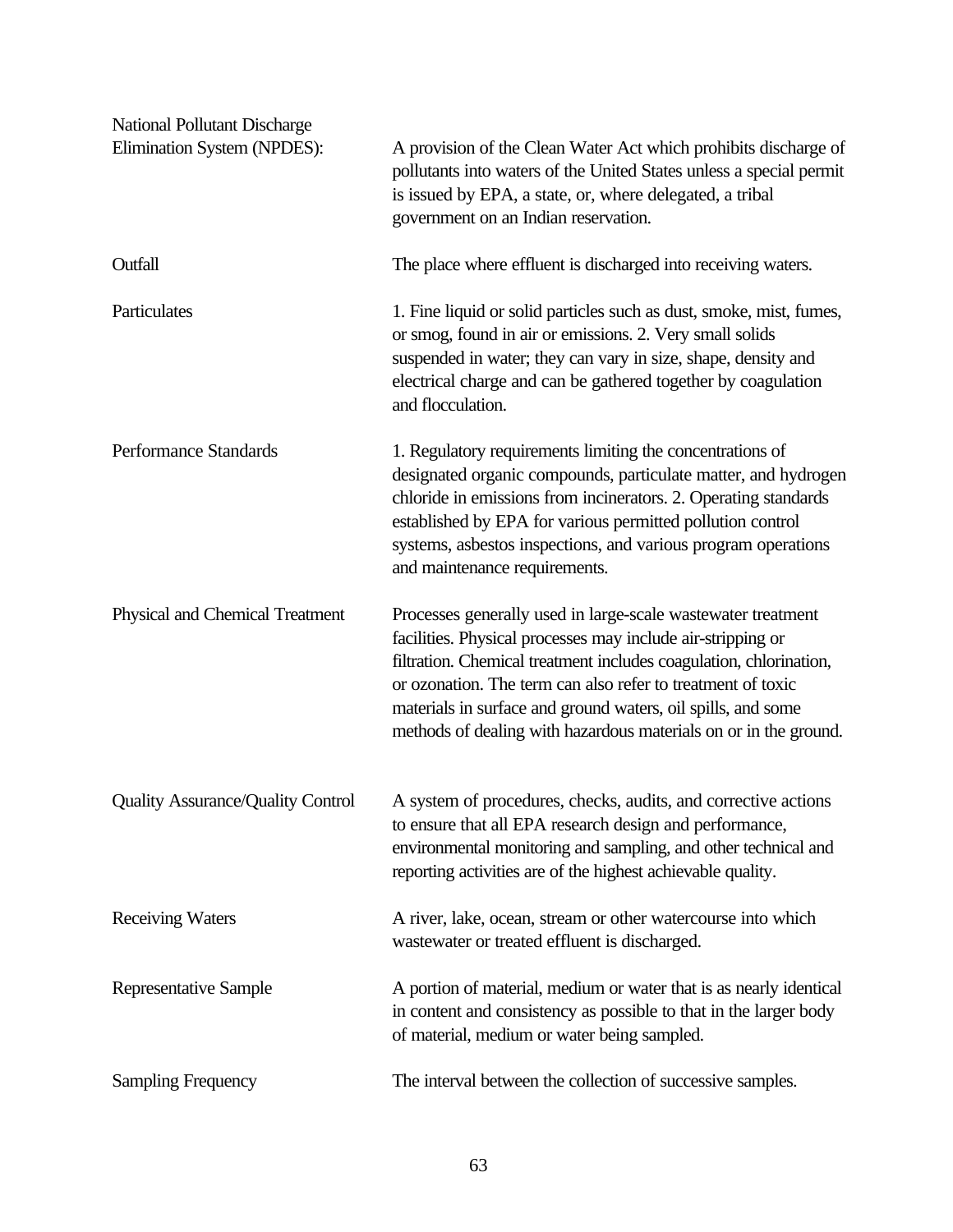| | |
|---|---|
| National Pollutant Discharge Elimination System (NPDES): | A provision of the Clean Water Act which prohibits discharge of pollutants into waters of the United States unless a special permit is issued by EPA, a state, or, where delegated, a tribal government on an Indian reservation. |
| Outfall | The place where effluent is discharged into receiving waters. |
| Particulates | 1. Fine liquid or solid particles such as dust, smoke, mist, fumes, or smog, found in air or emissions. 2. Very small solids suspended in water; they can vary in size, shape, density and electrical charge and can be gathered together by coagulation and flocculation. |
| Performance Standards | 1. Regulatory requirements limiting the concentrations of designated organic compounds, particulate matter, and hydrogen chloride in emissions from incinerators. 2. Operating standards established by EPA for various permitted pollution control systems, asbestos inspections, and various program operations and maintenance requirements. |
| Physical and Chemical Treatment | Processes generally used in large-scale wastewater treatment facilities. Physical processes may include air-stripping or filtration. Chemical treatment includes coagulation, chlorination, or ozonation. The term can also refer to treatment of toxic materials in surface and ground waters, oil spills, and some methods of dealing with hazardous materials on or in the ground. |
| Quality Assurance/Quality Control | A system of procedures, checks, audits, and corrective actions to ensure that all EPA research design and performance, environmental monitoring and sampling, and other technical and reporting activities are of the highest achievable quality. |
| Receiving Waters | A river, lake, ocean, stream or other watercourse into which wastewater or treated effluent is discharged. |
| Representative Sample | A portion of material, medium or water that is as nearly identical in content and consistency as possible to that in the larger body of material, medium or water being sampled. |
| Sampling Frequency | The interval between the collection of successive samples. |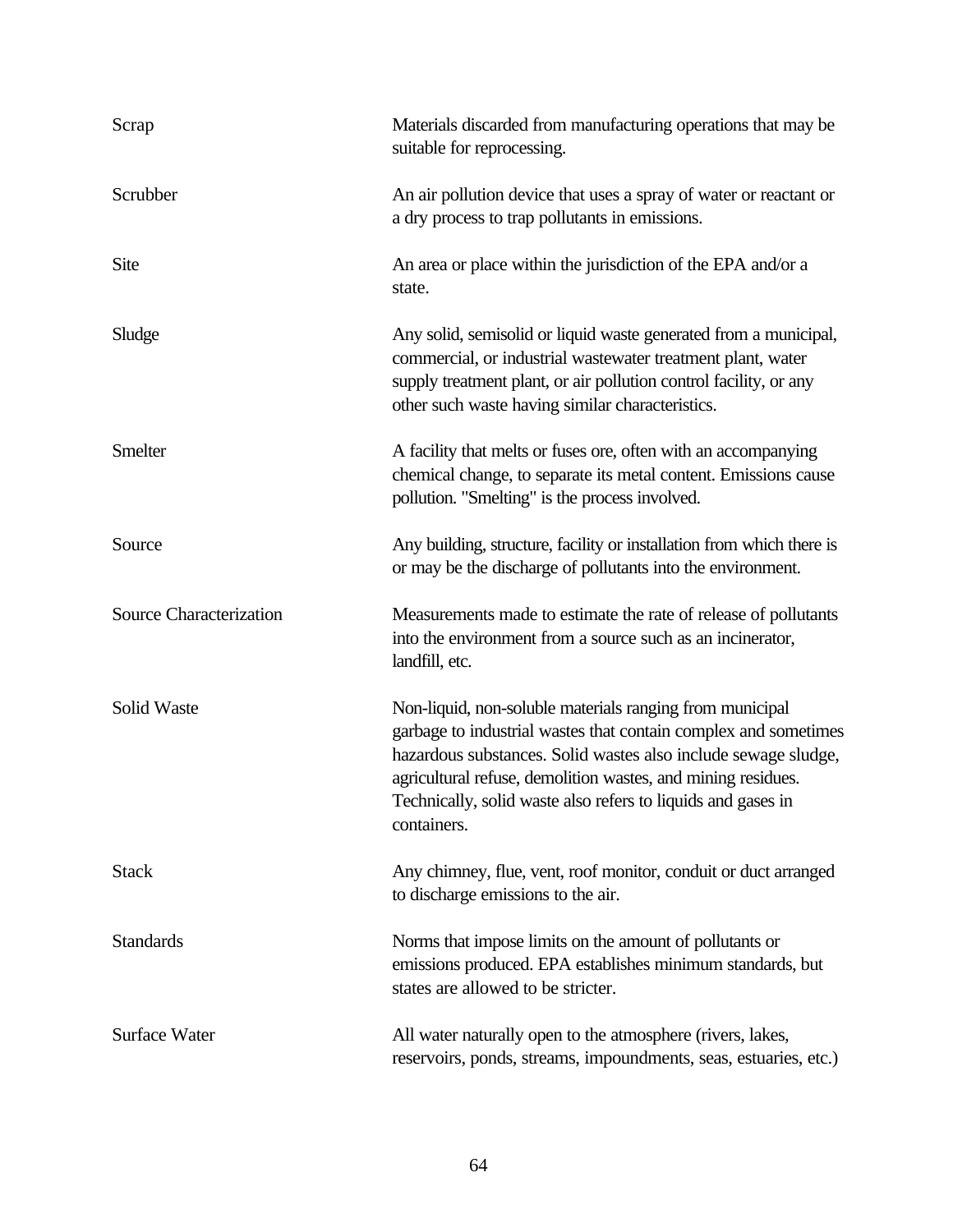| | |
|---|---|
| Scrap | Materials discarded from manufacturing operations that may be suitable for reprocessing. |
| Scrubber | An air pollution device that uses a spray of water or reactant or a dry process to trap pollutants in emissions. |
| Site | An area or place within the jurisdiction of the EPA and/or a state. |
| Sludge | Any solid, semisolid or liquid waste generated from a municipal, commercial, or industrial wastewater treatment plant, water supply treatment plant, or air pollution control facility, or any other such waste having similar characteristics. |
| Smelter | A facility that melts or fuses ore, often with an accompanying chemical change, to separate its metal content. Emissions cause pollution. "Smelting" is the process involved. |
| Source | Any building, structure, facility or installation from which there is or may be the discharge of pollutants into the environment. |
| Source Characterization | Measurements made to estimate the rate of release of pollutants into the environment from a source such as an incinerator, landfill, etc. |
| Solid Waste | Non-liquid, non-soluble materials ranging from municipal garbage to industrial wastes that contain complex and sometimes hazardous substances. Solid wastes also include sewage sludge, agricultural refuse, demolition wastes, and mining residues. Technically, solid waste also refers to liquids and gases in containers. |
| Stack | Any chimney, flue, vent, roof monitor, conduit or duct arranged to discharge emissions to the air. |
| Standards | Norms that impose limits on the amount of pollutants or emissions produced. EPA establishes minimum standards, but states are allowed to be stricter. |
| Surface Water | All water naturally open to the atmosphere (rivers, lakes, reservoirs, ponds, streams, impoundments, seas, estuaries, etc.) |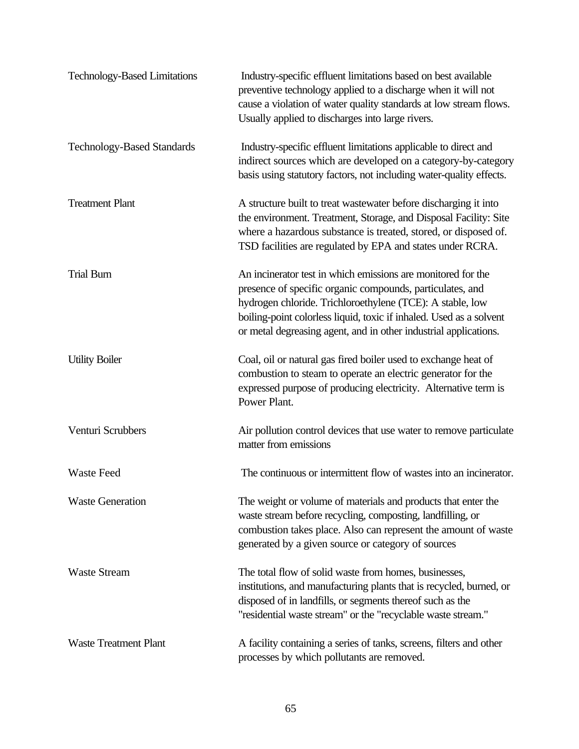| | |
|---|---|
| Technology-Based Limitations | Industry-specific effluent limitations based on best available preventive technology applied to a discharge when it will not cause a violation of water quality standards at low stream flows. Usually applied to discharges into large rivers. |
| Technology-Based Standards | Industry-specific effluent limitations applicable to direct and indirect sources which are developed on a category-by-category basis using statutory factors, not including water-quality effects. |
| Treatment Plant | A structure built to treat wastewater before discharging it into the environment. Treatment, Storage, and Disposal Facility: Site where a hazardous substance is treated, stored, or disposed of. TSD facilities are regulated by EPA and states under RCRA. |
| Trial Burn | An incinerator test in which emissions are monitored for the presence of specific organic compounds, particulates, and hydrogen chloride. Trichloroethylene (TCE): A stable, low boiling-point colorless liquid, toxic if inhaled. Used as a solvent or metal degreasing agent, and in other industrial applications. |
| Utility Boiler | Coal, oil or natural gas fired boiler used to exchange heat of combustion to steam to operate an electric generator for the expressed purpose of producing electricity. Alternative term is Power Plant. |
| Venturi Scrubbers | Air pollution control devices that use water to remove particulate matter from emissions |
| Waste Feed | The continuous or intermittent flow of wastes into an incinerator. |
| Waste Generation | The weight or volume of materials and products that enter the waste stream before recycling, composting, landfilling, or combustion takes place. Also can represent the amount of waste generated by a given source or category of sources |
| Waste Stream | The total flow of solid waste from homes, businesses, institutions, and manufacturing plants that is recycled, burned, or disposed of in landfills, or segments thereof such as the "residential waste stream" or the "recyclable waste stream." |
| Waste Treatment Plant | A facility containing a series of tanks, screens, filters and other processes by which pollutants are removed. |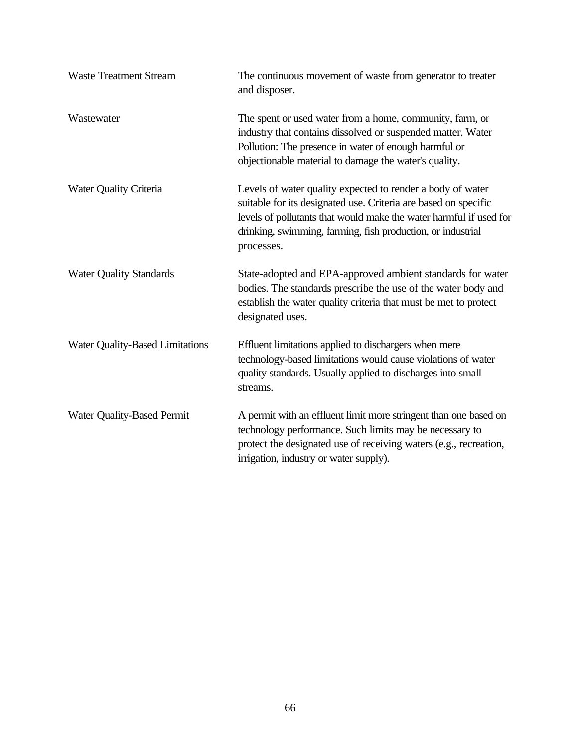| | |
|---|---|
| Waste Treatment Stream | The continuous movement of waste from generator to treater and disposer. |
| Wastewater | The spent or used water from a home, community, farm, or industry that contains dissolved or suspended matter. Water Pollution: The presence in water of enough harmful or objectionable material to damage the water's quality. |
| Water Quality Criteria | Levels of water quality expected to render a body of water suitable for its designated use. Criteria are based on specific levels of pollutants that would make the water harmful if used for drinking, swimming, farming, fish production, or industrial processes. |
| Water Quality Standards | State-adopted and EPA-approved ambient standards for water bodies. The standards prescribe the use of the water body and establish the water quality criteria that must be met to protect designated uses. |
| Water Quality-Based Limitations | Effluent limitations applied to dischargers when mere technology-based limitations would cause violations of water quality standards. Usually applied to discharges into small streams. |
| Water Quality-Based Permit | A permit with an effluent limit more stringent than one based on technology performance. Such limits may be necessary to protect the designated use of receiving waters (e.g., recreation, irrigation, industry or water supply). |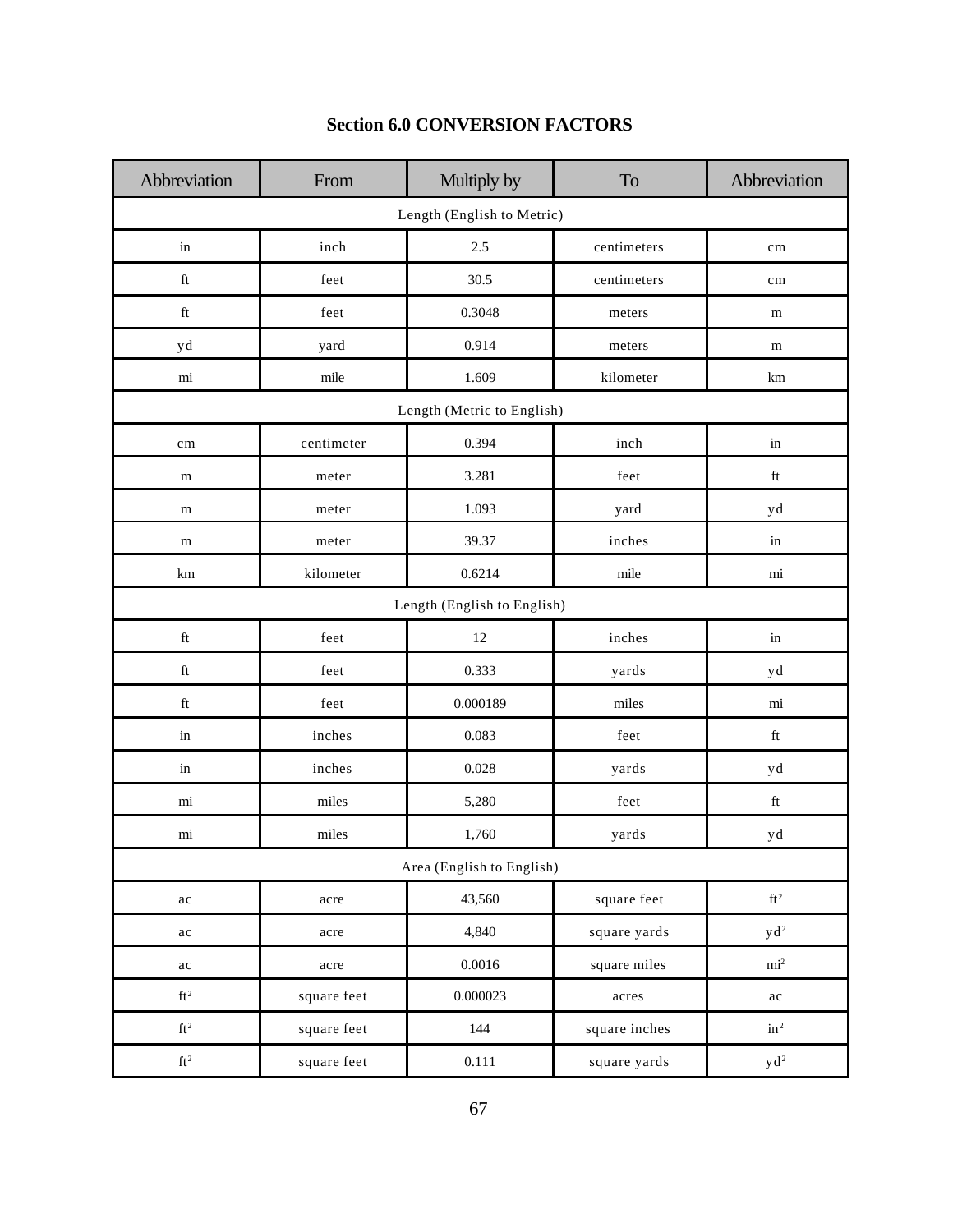## Section 6.0 CONVERSION FACTORS

| Abbreviation | From | Multiply by | To | Abbreviation |
|---|---|---|---|---|
| Length (English to Metric) | | | | |
| in | inch | 2.5 | centimeters | cm |
| ft | feet | 30.5 | centimeters | cm |
| ft | feet | 0.3048 | meters | m |
| yd | yard | 0.914 | meters | m |
| mi | mile | 1.609 | kilometer | km |
| Length (Metric to English) | | | | |
| cm | centimeter | 0.394 | inch | in |
| m | meter | 3.281 | feet | ft |
| m | meter | 1.093 | yard | yd |
| m | meter | 39.37 | inches | in |
| km | kilometer | 0.6214 | mile | mi |
| Length (English to English) | | | | |
| ft | feet | 12 | inches | in |
| ft | feet | 0.333 | yards | yd |
| ft | feet | 0.000189 | miles | mi |
| in | inches | 0.083 | feet | ft |
| in | inches | 0.028 | yards | yd |
| mi | miles | 5,280 | feet | ft |
| mi | miles | 1,760 | yards | yd |
| Area (English to English) | | | | |
| ac | acre | 43,560 | square feet | $ft^2$ |
| ac | acre | 4,840 | square yards | $yd^2$ |
| ac | acre | 0.0016 | square miles | $mi^2$ |
| $ft^2$ | square feet | 0.000023 | acres | ac |
| $ft^2$ | square feet | 144 | square inches | $in^2$ |
| $ft^2$ | square feet | 0.111 | square yards | $yd^2$ |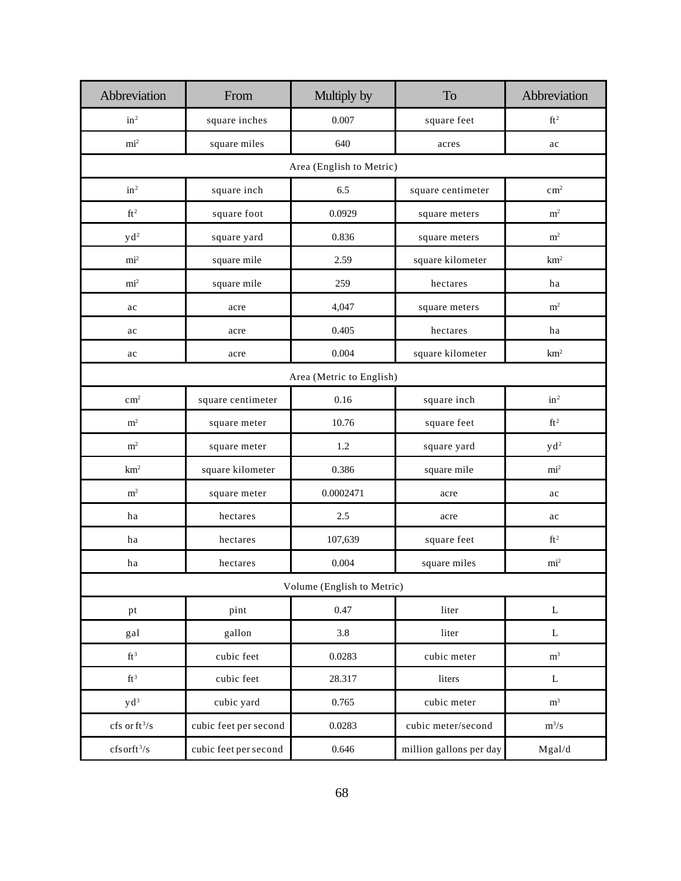| Abbreviation | From | Multiply by | To | Abbreviation |
|---|---|---|---|---|
| $in^2$ | square inches | 0.007 | square feet | $ft^2$ |
| $mi^2$ | square miles | 640 | acres | ac |
| Area (English to Metric) | | | | |
| $in^2$ | square inch | 6.5 | square centimeter | $cm^2$ |
| $ft^2$ | square foot | 0.0929 | square meters | $m^2$ |
| $yd^2$ | square yard | 0.836 | square meters | $m^2$ |
| $mi^2$ | square mile | 2.59 | square kilometer | $km^2$ |
| $mi^2$ | square mile | 259 | hectares | ha |
| ac | acre | 4,047 | square meters | $m^2$ |
| ac | acre | 0.405 | hectares | ha |
| ac | acre | 0.004 | square kilometer | $km^2$ |
| Area (Metric to English) | | | | |
| $cm^2$ | square centimeter | 0.16 | square inch | $in^2$ |
| $m^2$ | square meter | 10.76 | square feet | $ft^2$ |
| $m^2$ | square meter | 1.2 | square yard | $yd^2$ |
| $km^2$ | square kilometer | 0.386 | square mile | $mi^2$ |
| $m^2$ | square meter | 0.0002471 | acre | ac |
| ha | hectares | 2.5 | acre | ac |
| ha | hectares | 107,639 | square feet | $ft^2$ |
| ha | hectares | 0.004 | square miles | $mi^2$ |
| Volume (English to Metric) | | | | |
| pt | pint | 0.47 | liter | L |
| gal | gallon | 3.8 | liter | L |
| $ft^3$ | cubic feet | 0.0283 | cubic meter | $m^3$ |
| $ft^3$ | cubic feet | 28.317 | liters | L |
| $yd^3$ | cubic yard | 0.765 | cubic meter | $m^3$ |
| cfs or $ft^3/s$ | cubic feet per second | 0.0283 | cubic meter/second | $m^3/s$ |
| cfs or $ft^3/s$ | cubic feet per second | 0.646 | million gallons per day | Mgal/d |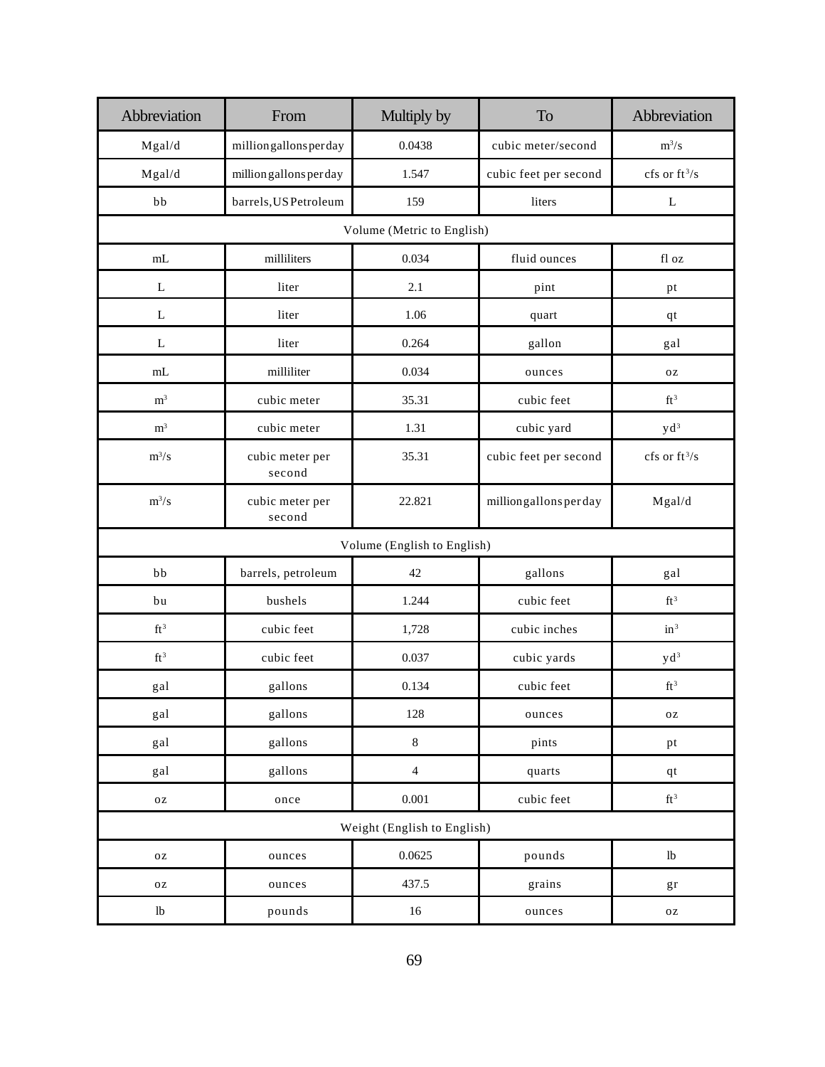| Abbreviation | From | Multiply by | To | Abbreviation |
|---|---|---|---|---|
| Mgal/d | milliongallonsperday | 0.0438 | cubic meter/second | $m^3/s$ |
| Mgal/d | million gallons per day | 1.547 | cubic feet per second | cfs or $ft^3/s$ |
| bb | barrels, US Petroleum | 159 | liters | L |
| Volume (Metric to English) | | | | |
| mL | milliliters | 0.034 | fluid ounces | fl oz |
| L | liter | 2.1 | pint | pt |
| L | liter | 1.06 | quart | qt |
| L | liter | 0.264 | gallon | gal |
| mL | milliliter | 0.034 | ounces | oz |
| $m^3$ | cubic meter | 35.31 | cubic feet | $ft^3$ |
| $m^3$ | cubic meter | 1.31 | cubic yard | $yd^3$ |
| $m^3/s$ | cubic meter per second | 35.31 | cubic feet per second | cfs or $ft^3/s$ |
| $m^3/s$ | cubic meter per second | 22.821 | milliongallonsperday | Mgal/d |
| Volume (English to English) | | | | |
| bb | barrels, petroleum | 42 | gallons | gal |
| bu | bushels | 1.244 | cubic feet | $ft^3$ |
| $ft^3$ | cubic feet | 1,728 | cubic inches | $in^3$ |
| $ft^3$ | cubic feet | 0.037 | cubic yards | $yd^3$ |
| gal | gallons | 0.134 | cubic feet | $ft^3$ |
| gal | gallons | 128 | ounces | oz |
| gal | gallons | 8 | pints | pt |
| gal | gallons | 4 | quarts | qt |
| oz | once | 0.001 | cubic feet | $ft^3$ |
| Weight (English to English) | | | | |
| oz | ounces | 0.0625 | pounds | lb |
| oz | ounces | 437.5 | grains | gr |
| lb | pounds | 16 | ounces | oz |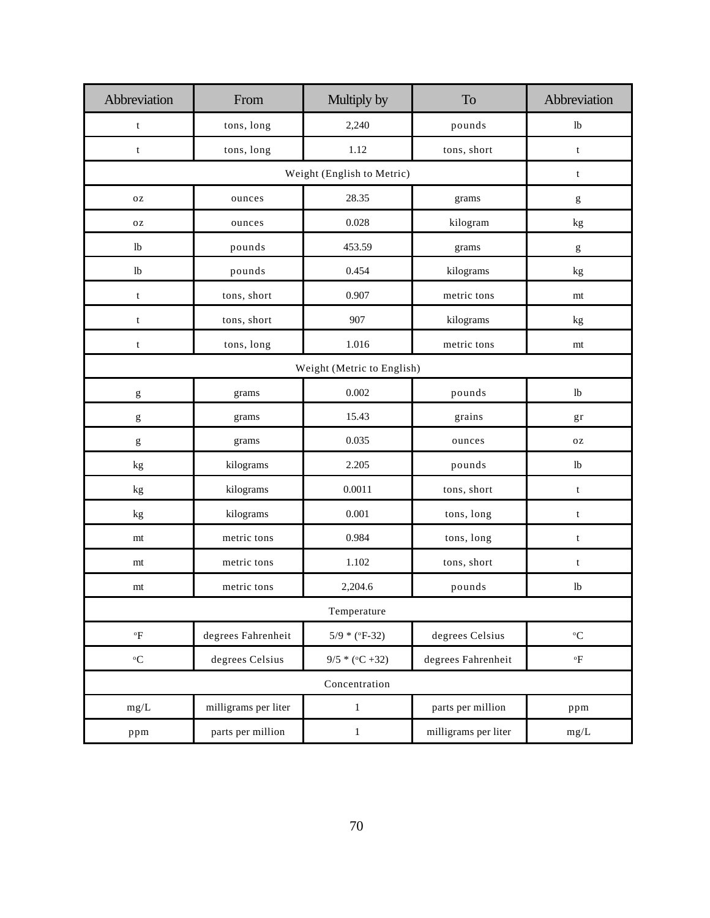| Abbreviation | From | Multiply by | To | Abbreviation |
|---|---|---|---|---|
| t | tons, long | 2,240 | pounds | lb |
| t | tons, long | 1.12 | tons, short | t |
| Weight (English to Metric) | | | | t |
| oz | ounces | 28.35 | grams | g |
| oz | ounces | 0.028 | kilogram | kg |
| lb | pounds | 453.59 | grams | g |
| lb | pounds | 0.454 | kilograms | kg |
| t | tons, short | 0.907 | metric tons | mt |
| t | tons, short | 907 | kilograms | kg |
| t | tons, long | 1.016 | metric tons | mt |
| Weight (Metric to English) | | | | |
| g | grams | 0.002 | pounds | lb |
| g | grams | 15.43 | grains | gr |
| g | grams | 0.035 | ounces | oz |
| kg | kilograms | 2.205 | pounds | lb |
| kg | kilograms | 0.0011 | tons, short | t |
| kg | kilograms | 0.001 | tons, long | t |
| mt | metric tons | 0.984 | tons, long | t |
| mt | metric tons | 1.102 | tons, short | t |
| mt | metric tons | 2,204.6 | pounds | lb |
| Temperature | | | | |
| °F | degrees Fahrenheit | 5/9 * (°F-32) | degrees Celsius | °C |
| °C | degrees Celsius | 9/5 * (°C +32) | degrees Fahrenheit | °F |
| Concentration | | | | |
| mg/L | milligrams per liter | 1 | parts per million | ppm |
| ppm | parts per million | 1 | milligrams per liter | mg/L |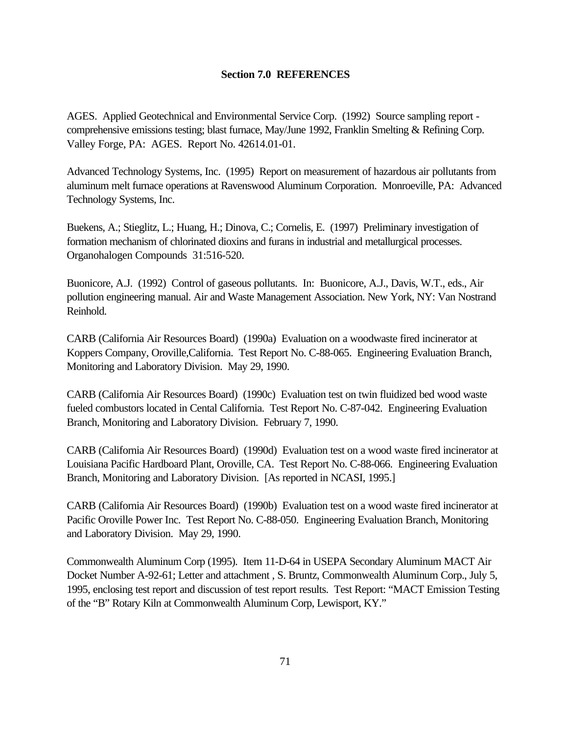## Section 7.0 REFERENCES

AGES. Applied Geotechnical and Environmental Service Corp. (1992) Source sampling report - comprehensive emissions testing; blast furnace, May/June 1992, Franklin Smelting & Refining Corp. Valley Forge, PA: AGES. Report No. 42614.01-01.

Advanced Technology Systems, Inc. (1995) Report on measurement of hazardous air pollutants from aluminum melt furnace operations at Ravenswood Aluminum Corporation. Monroeville, PA: Advanced Technology Systems, Inc.

Buekens, A.; Stieglitz, L.; Huang, H.; Dinova, C.; Cornelis, E. (1997) Preliminary investigation of formation mechanism of chlorinated dioxins and furans in industrial and metallurgical processes. Organohalogen Compounds 31:516-520.

Buonicore, A.J. (1992) Control of gaseous pollutants. In: Buonicore, A.J., Davis, W.T., eds., Air pollution engineering manual. Air and Waste Management Association. New York, NY: Van Nostrand Reinhold.

CARB (California Air Resources Board) (1990a) Evaluation on a woodwaste fired incinerator at Koppers Company, Oroville,California. Test Report No. C-88-065. Engineering Evaluation Branch, Monitoring and Laboratory Division. May 29, 1990.

CARB (California Air Resources Board) (1990c) Evaluation test on twin fluidized bed wood waste fueled combustors located in Cental California. Test Report No. C-87-042. Engineering Evaluation Branch, Monitoring and Laboratory Division. February 7, 1990.

CARB (California Air Resources Board) (1990d) Evaluation test on a wood waste fired incinerator at Louisiana Pacific Hardboard Plant, Oroville, CA. Test Report No. C-88-066. Engineering Evaluation Branch, Monitoring and Laboratory Division. [As reported in NCASI, 1995.]

CARB (California Air Resources Board) (1990b) Evaluation test on a wood waste fired incinerator at Pacific Oroville Power Inc. Test Report No. C-88-050. Engineering Evaluation Branch, Monitoring and Laboratory Division. May 29, 1990.

Commonwealth Aluminum Corp (1995). Item 11-D-64 in USEPA Secondary Aluminum MACT Air Docket Number A-92-61; Letter and attachment , S. Bruntz, Commonwealth Aluminum Corp., July 5, 1995, enclosing test report and discussion of test report results. Test Report: "MACT Emission Testing of the "B" Rotary Kiln at Commonwealth Aluminum Corp, Lewisport, KY."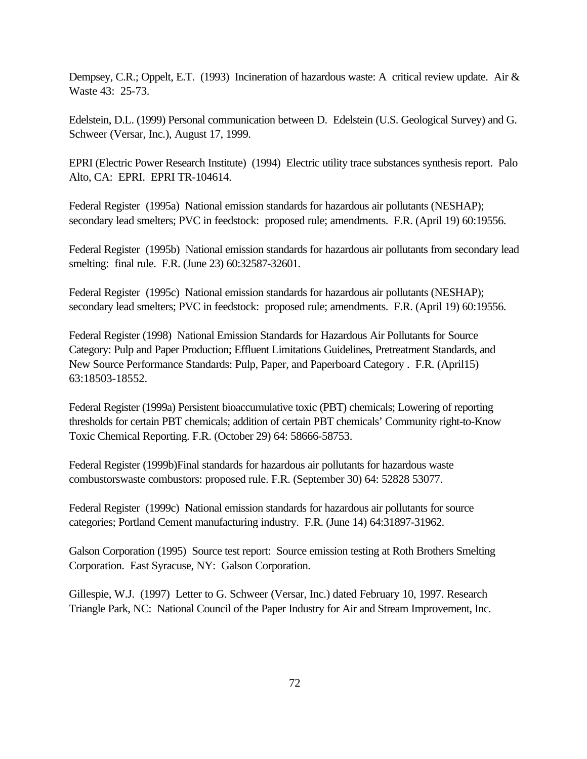Dempsey, C.R.; Oppelt, E.T. (1993) Incineration of hazardous waste: A critical review update. Air & Waste 43: 25-73.

Edelstein, D.L. (1999) Personal communication between D. Edelstein (U.S. Geological Survey) and G. Schweer (Versar, Inc.), August 17, 1999.

EPRI (Electric Power Research Institute) (1994) Electric utility trace substances synthesis report. Palo Alto, CA: EPRI. EPRI TR-104614.

Federal Register (1995a) National emission standards for hazardous air pollutants (NESHAP); secondary lead smelters; PVC in feedstock: proposed rule; amendments. F.R. (April 19) 60:19556.

Federal Register (1995b) National emission standards for hazardous air pollutants from secondary lead smelting: final rule. F.R. (June 23) 60:32587-32601.

Federal Register (1995c) National emission standards for hazardous air pollutants (NESHAP); secondary lead smelters; PVC in feedstock: proposed rule; amendments. F.R. (April 19) 60:19556.

Federal Register (1998) National Emission Standards for Hazardous Air Pollutants for Source Category: Pulp and Paper Production; Effluent Limitations Guidelines, Pretreatment Standards, and New Source Performance Standards: Pulp, Paper, and Paperboard Category . F.R. (April15) 63:18503-18552.

Federal Register (1999a) Persistent bioaccumulative toxic (PBT) chemicals; Lowering of reporting thresholds for certain PBT chemicals; addition of certain PBT chemicals' Community right-to-Know Toxic Chemical Reporting. F.R. (October 29) 64: 58666-58753.

Federal Register (1999b)Final standards for hazardous air pollutants for hazardous waste combustorswaste combustors: proposed rule. F.R. (September 30) 64: 52828 53077.

Federal Register (1999c) National emission standards for hazardous air pollutants for source categories; Portland Cement manufacturing industry. F.R. (June 14) 64:31897-31962.

Galson Corporation (1995) Source test report: Source emission testing at Roth Brothers Smelting Corporation. East Syracuse, NY: Galson Corporation.

Gillespie, W.J. (1997) Letter to G. Schweer (Versar, Inc.) dated February 10, 1997. Research Triangle Park, NC: National Council of the Paper Industry for Air and Stream Improvement, Inc.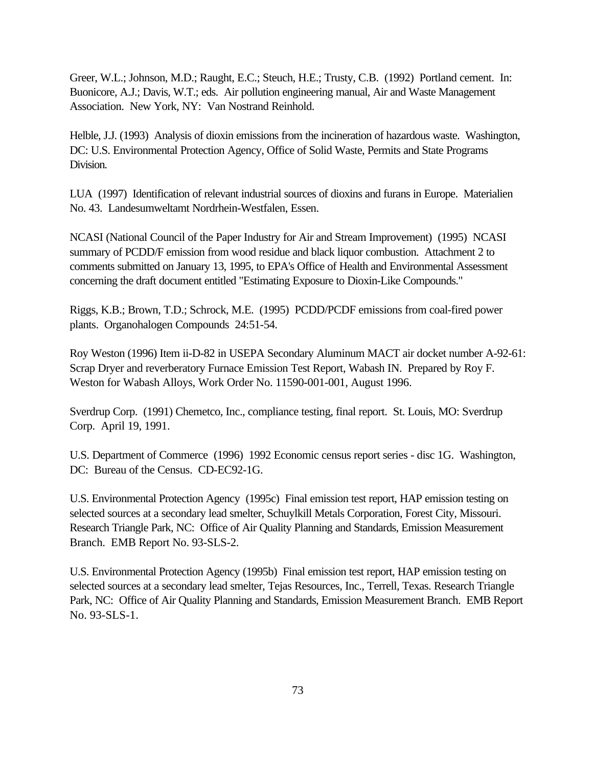Greer, W.L.; Johnson, M.D.; Raught, E.C.; Steuch, H.E.; Trusty, C.B. (1992) Portland cement. In: Buonicore, A.J.; Davis, W.T.; eds. Air pollution engineering manual, Air and Waste Management Association. New York, NY: Van Nostrand Reinhold.

Helble, J.J. (1993) Analysis of dioxin emissions from the incineration of hazardous waste. Washington, DC: U.S. Environmental Protection Agency, Office of Solid Waste, Permits and State Programs Division.

LUA (1997) Identification of relevant industrial sources of dioxins and furans in Europe. Materialien No. 43. Landesumweltamt Nordrhein-Westfalen, Essen.

NCASI (National Council of the Paper Industry for Air and Stream Improvement) (1995) NCASI summary of PCDD/F emission from wood residue and black liquor combustion. Attachment 2 to comments submitted on January 13, 1995, to EPA's Office of Health and Environmental Assessment concerning the draft document entitled "Estimating Exposure to Dioxin-Like Compounds."

Riggs, K.B.; Brown, T.D.; Schrock, M.E. (1995) PCDD/PCDF emissions from coal-fired power plants. Organohalogen Compounds 24:51-54.

Roy Weston (1996) Item ii-D-82 in USEPA Secondary Aluminum MACT air docket number A-92-61: Scrap Dryer and reverberatory Furnace Emission Test Report, Wabash IN. Prepared by Roy F. Weston for Wabash Alloys, Work Order No. 11590-001-001, August 1996.

Sverdrup Corp. (1991) Chemetco, Inc., compliance testing, final report. St. Louis, MO: Sverdrup Corp. April 19, 1991.

U.S. Department of Commerce (1996) 1992 Economic census report series - disc 1G. Washington, DC: Bureau of the Census. CD-EC92-1G.

U.S. Environmental Protection Agency (1995c) Final emission test report, HAP emission testing on selected sources at a secondary lead smelter, Schuylkill Metals Corporation, Forest City, Missouri. Research Triangle Park, NC: Office of Air Quality Planning and Standards, Emission Measurement Branch. EMB Report No. 93-SLS-2.

U.S. Environmental Protection Agency (1995b) Final emission test report, HAP emission testing on selected sources at a secondary lead smelter, Tejas Resources, Inc., Terrell, Texas. Research Triangle Park, NC: Office of Air Quality Planning and Standards, Emission Measurement Branch. EMB Report No. 93-SLS-1.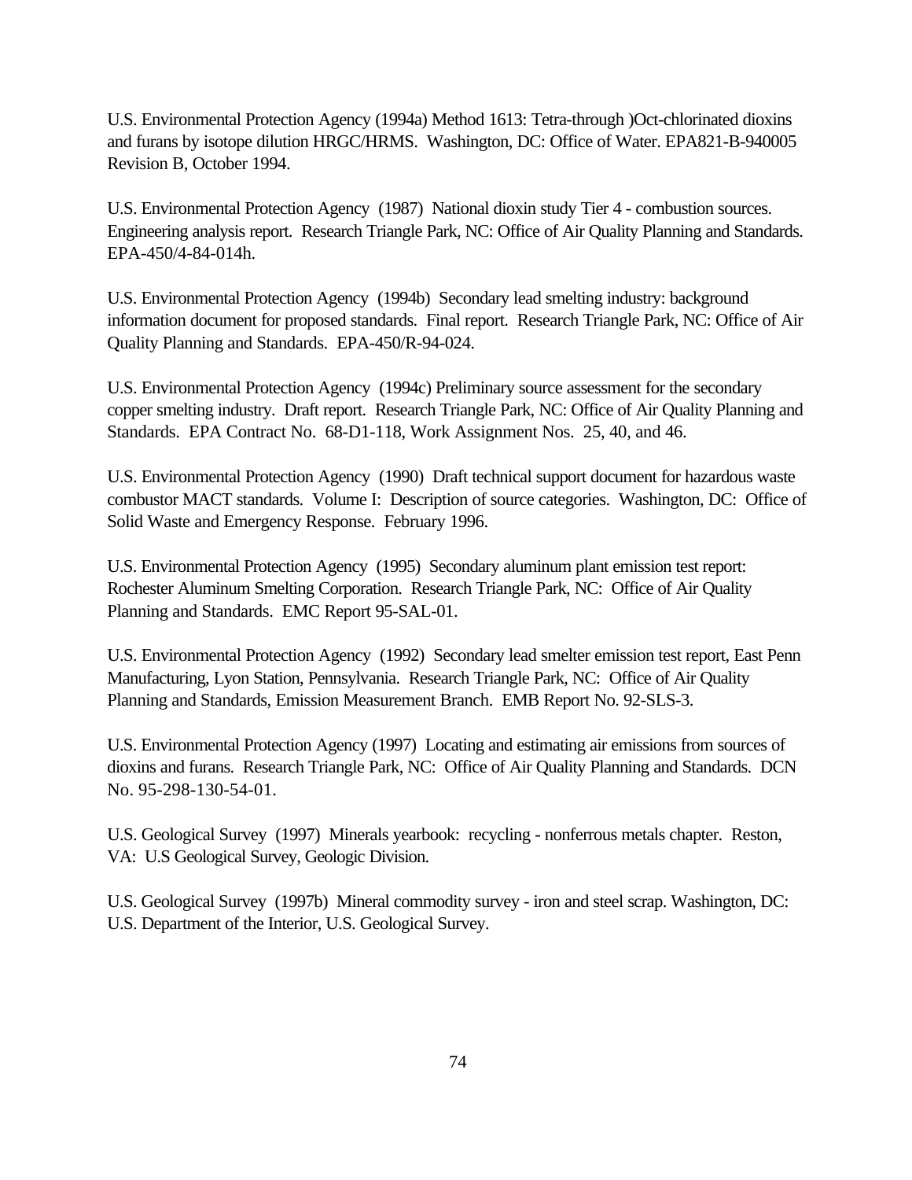U.S. Environmental Protection Agency (1994a) Method 1613: Tetra-through )Oct-chlorinated dioxins and furans by isotope dilution HRGC/HRMS. Washington, DC: Office of Water. EPA821-B-940005 Revision B, October 1994.

U.S. Environmental Protection Agency (1987) National dioxin study Tier 4 - combustion sources. Engineering analysis report. Research Triangle Park, NC: Office of Air Quality Planning and Standards. EPA-450/4-84-014h.

U.S. Environmental Protection Agency (1994b) Secondary lead smelting industry: background information document for proposed standards. Final report. Research Triangle Park, NC: Office of Air Quality Planning and Standards. EPA-450/R-94-024.

U.S. Environmental Protection Agency (1994c) Preliminary source assessment for the secondary copper smelting industry. Draft report. Research Triangle Park, NC: Office of Air Quality Planning and Standards. EPA Contract No. 68-D1-118, Work Assignment Nos. 25, 40, and 46.

U.S. Environmental Protection Agency (1990) Draft technical support document for hazardous waste combustor MACT standards. Volume I: Description of source categories. Washington, DC: Office of Solid Waste and Emergency Response. February 1996.

U.S. Environmental Protection Agency (1995) Secondary aluminum plant emission test report: Rochester Aluminum Smelting Corporation. Research Triangle Park, NC: Office of Air Quality Planning and Standards. EMC Report 95-SAL-01.

U.S. Environmental Protection Agency (1992) Secondary lead smelter emission test report, East Penn Manufacturing, Lyon Station, Pennsylvania. Research Triangle Park, NC: Office of Air Quality Planning and Standards, Emission Measurement Branch. EMB Report No. 92-SLS-3.

U.S. Environmental Protection Agency (1997) Locating and estimating air emissions from sources of dioxins and furans. Research Triangle Park, NC: Office of Air Quality Planning and Standards. DCN No. 95-298-130-54-01.

U.S. Geological Survey (1997) Minerals yearbook: recycling - nonferrous metals chapter. Reston, VA: U.S Geological Survey, Geologic Division.

U.S. Geological Survey (1997b) Mineral commodity survey - iron and steel scrap. Washington, DC: U.S. Department of the Interior, U.S. Geological Survey.